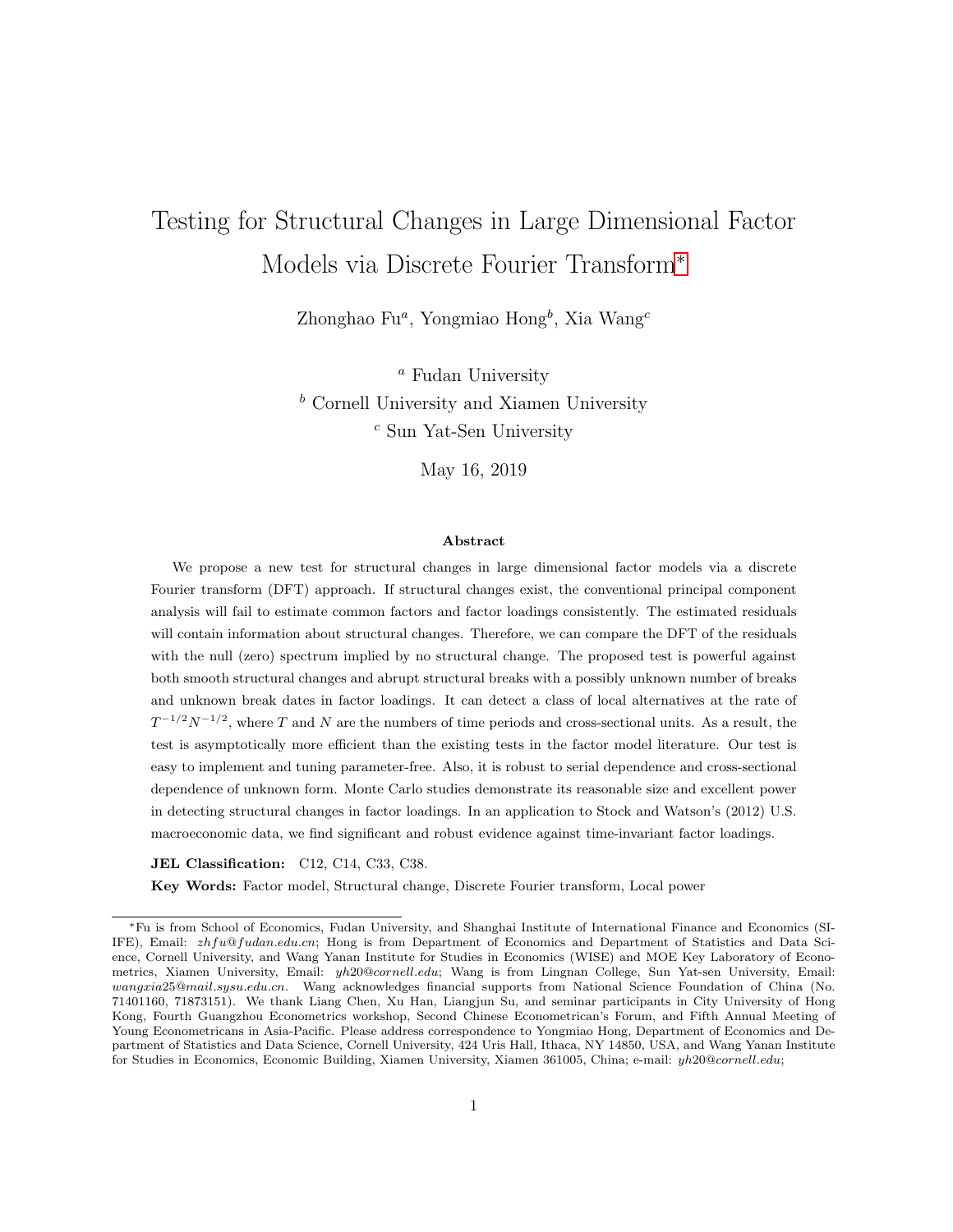# Testing for Structural Changes in Large Dimensional Factor Models via Discrete Fourier Transform[*]

Zhonghao Fu[a], Yongmiao Hong[b], Xia Wang[c]

[a] Fudan University

[b] Cornell University and Xiamen University

[c] Sun Yat-Sen University

May 16, 2019

### Abstract

We propose a new test for structural changes in large dimensional factor models via a discrete Fourier transform (DFT) approach. If structural changes exist, the conventional principal component analysis will fail to estimate common factors and factor loadings consistently. The estimated residuals will contain information about structural changes. Therefore, we can compare the DFT of the residuals with the null (zero) spectrum implied by no structural change. The proposed test is powerful against both smooth structural changes and abrupt structural breaks with a possibly unknown number of breaks and unknown break dates in factor loadings. It can detect a class of local alternatives at the rate of $T^{-1/2}N^{-1/2}$, where $T$ and $N$ are the numbers of time periods and cross-sectional units. As a result, the test is asymptotically more efficient than the existing tests in the factor model literature. Our test is easy to implement and tuning parameter-free. Also, it is robust to serial dependence and cross-sectional dependence of unknown form. Monte Carlo studies demonstrate its reasonable size and excellent power in detecting structural changes in factor loadings. In an application to Stock and Watson's (2012) U.S. macroeconomic data, we find significant and robust evidence against time-invariant factor loadings.

**JEL Classification:** C12, C14, C33, C38.

**Key Words:** Factor model, Structural change, Discrete Fourier transform, Local power

---

[*] Fu is from School of Economics, Fudan University, and Shanghai Institute of International Finance and Economics (SIIFE), Email: *zhfu@fudan.edu.cn*; Hong is from Department of Economics and Department of Statistics and Data Science, Cornell University, and Wang Yanan Institute for Studies in Economics (WISE) and MOE Key Laboratory of Econometrics, Xiamen University, Email: *yh20@cornell.edu*; Wang is from Lingnan College, Sun Yat-sen University, Email: *wangxia25@mail.sysu.edu.cn*. Wang acknowledges financial supports from National Science Foundation of China (No. 71401160, 71873151). We thank Liang Chen, Xu Han, Liangjun Su, and seminar participants in City University of Hong Kong, Fourth Guangzhou Econometrics workshop, Second Chinese Econometrican's Forum, and Fifth Annual Meeting of Young Econometricans in Asia-Pacific. Please address correspondence to Yongmiao Hong, Department of Economics and Department of Statistics and Data Science, Cornell University, 424 Uris Hall, Ithaca, NY 14850, USA, and Wang Yanan Institute for Studies in Economics, Economic Building, Xiamen University, Xiamen 361005, China; e-mail: *yh20@cornell.edu*;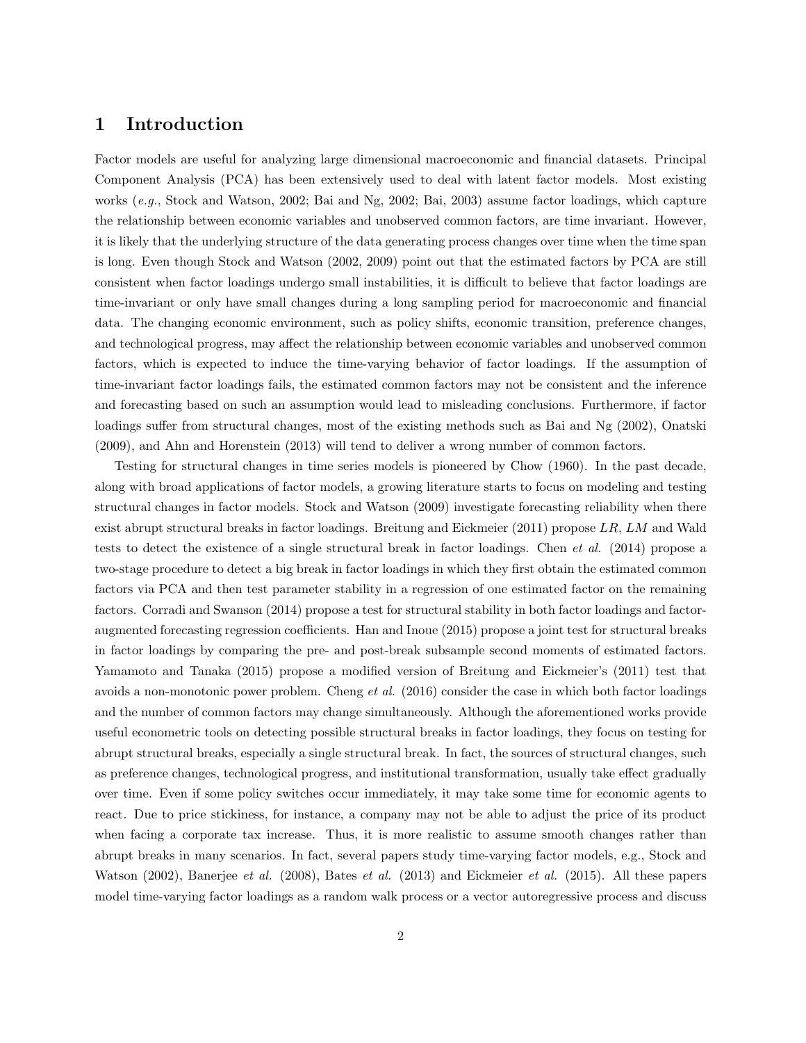# 1 Introduction

Factor models are useful for analyzing large dimensional macroeconomic and financial datasets. Principal Component Analysis (PCA) has been extensively used to deal with latent factor models. Most existing works (*e.g.*, Stock and Watson, 2002; Bai and Ng, 2002; Bai, 2003) assume factor loadings, which capture the relationship between economic variables and unobserved common factors, are time invariant. However, it is likely that the underlying structure of the data generating process changes over time when the time span is long. Even though Stock and Watson (2002, 2009) point out that the estimated factors by PCA are still consistent when factor loadings undergo small instabilities, it is difficult to believe that factor loadings are time-invariant or only have small changes during a long sampling period for macroeconomic and financial data. The changing economic environment, such as policy shifts, economic transition, preference changes, and technological progress, may affect the relationship between economic variables and unobserved common factors, which is expected to induce the time-varying behavior of factor loadings. If the assumption of time-invariant factor loadings fails, the estimated common factors may not be consistent and the inference and forecasting based on such an assumption would lead to misleading conclusions. Furthermore, if factor loadings suffer from structural changes, most of the existing methods such as Bai and Ng (2002), Onatski (2009), and Ahn and Horenstein (2013) will tend to deliver a wrong number of common factors.

Testing for structural changes in time series models is pioneered by Chow (1960). In the past decade, along with broad applications of factor models, a growing literature starts to focus on modeling and testing structural changes in factor models. Stock and Watson (2009) investigate forecasting reliability when there exist abrupt structural breaks in factor loadings. Breitung and Eickmeier (2011) propose $LR$, $LM$ and Wald tests to detect the existence of a single structural break in factor loadings. Chen *et al.* (2014) propose a two-stage procedure to detect a big break in factor loadings in which they first obtain the estimated common factors via PCA and then test parameter stability in a regression of one estimated factor on the remaining factors. Corradi and Swanson (2014) propose a test for structural stability in both factor loadings and factor-augmented forecasting regression coefficients. Han and Inoue (2015) propose a joint test for structural breaks in factor loadings by comparing the pre- and post-break subsample second moments of estimated factors. Yamamoto and Tanaka (2015) propose a modified version of Breitung and Eickmeier's (2011) test that avoids a non-monotonic power problem. Cheng *et al.* (2016) consider the case in which both factor loadings and the number of common factors may change simultaneously. Although the aforementioned works provide useful econometric tools on detecting possible structural breaks in factor loadings, they focus on testing for abrupt structural breaks, especially a single structural break. In fact, the sources of structural changes, such as preference changes, technological progress, and institutional transformation, usually take effect gradually over time. Even if some policy switches occur immediately, it may take some time for economic agents to react. Due to price stickiness, for instance, a company may not be able to adjust the price of its product when facing a corporate tax increase. Thus, it is more realistic to assume smooth changes rather than abrupt breaks in many scenarios. In fact, several papers study time-varying factor models, e.g., Stock and Watson (2002), Banerjee *et al.* (2008), Bates *et al.* (2013) and Eickmeier *et al.* (2015). All these papers model time-varying factor loadings as a random walk process or a vector autoregressive process and discuss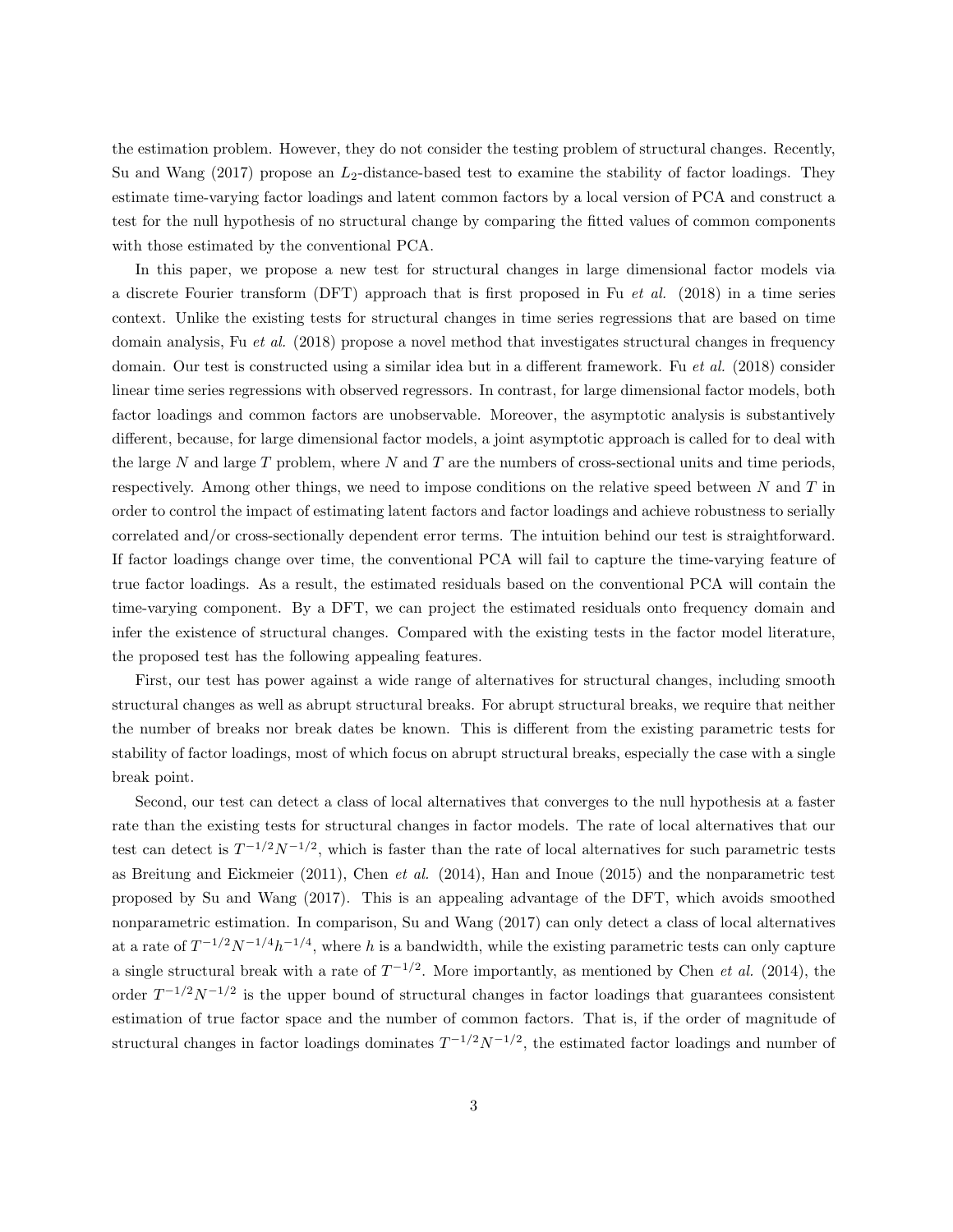the estimation problem. However, they do not consider the testing problem of structural changes. Recently, Su and Wang (2017) propose an $L_2$-distance-based test to examine the stability of factor loadings. They estimate time-varying factor loadings and latent common factors by a local version of PCA and construct a test for the null hypothesis of no structural change by comparing the fitted values of common components with those estimated by the conventional PCA.

In this paper, we propose a new test for structural changes in large dimensional factor models via a discrete Fourier transform (DFT) approach that is first proposed in Fu *et al.* (2018) in a time series context. Unlike the existing tests for structural changes in time series regressions that are based on time domain analysis, Fu *et al.* (2018) propose a novel method that investigates structural changes in frequency domain. Our test is constructed using a similar idea but in a different framework. Fu *et al.* (2018) consider linear time series regressions with observed regressors. In contrast, for large dimensional factor models, both factor loadings and common factors are unobservable. Moreover, the asymptotic analysis is substantively different, because, for large dimensional factor models, a joint asymptotic approach is called for to deal with the large $N$ and large $T$ problem, where $N$ and $T$ are the numbers of cross-sectional units and time periods, respectively. Among other things, we need to impose conditions on the relative speed between $N$ and $T$ in order to control the impact of estimating latent factors and factor loadings and achieve robustness to serially correlated and/or cross-sectionally dependent error terms. The intuition behind our test is straightforward. If factor loadings change over time, the conventional PCA will fail to capture the time-varying feature of true factor loadings. As a result, the estimated residuals based on the conventional PCA will contain the time-varying component. By a DFT, we can project the estimated residuals onto frequency domain and infer the existence of structural changes. Compared with the existing tests in the factor model literature, the proposed test has the following appealing features.

First, our test has power against a wide range of alternatives for structural changes, including smooth structural changes as well as abrupt structural breaks. For abrupt structural breaks, we require that neither the number of breaks nor break dates be known. This is different from the existing parametric tests for stability of factor loadings, most of which focus on abrupt structural breaks, especially the case with a single break point.

Second, our test can detect a class of local alternatives that converges to the null hypothesis at a faster rate than the existing tests for structural changes in factor models. The rate of local alternatives that our test can detect is $T^{-1/2}N^{-1/2}$, which is faster than the rate of local alternatives for such parametric tests as Breitung and Eickmeier (2011), Chen *et al.* (2014), Han and Inoue (2015) and the nonparametric test proposed by Su and Wang (2017). This is an appealing advantage of the DFT, which avoids smoothed nonparametric estimation. In comparison, Su and Wang (2017) can only detect a class of local alternatives at a rate of $T^{-1/2}N^{-1/4}h^{-1/4}$, where $h$ is a bandwidth, while the existing parametric tests can only capture a single structural break with a rate of $T^{-1/2}$. More importantly, as mentioned by Chen *et al.* (2014), the order $T^{-1/2}N^{-1/2}$ is the upper bound of structural changes in factor loadings that guarantees consistent estimation of true factor space and the number of common factors. That is, if the order of magnitude of structural changes in factor loadings dominates $T^{-1/2}N^{-1/2}$, the estimated factor loadings and number of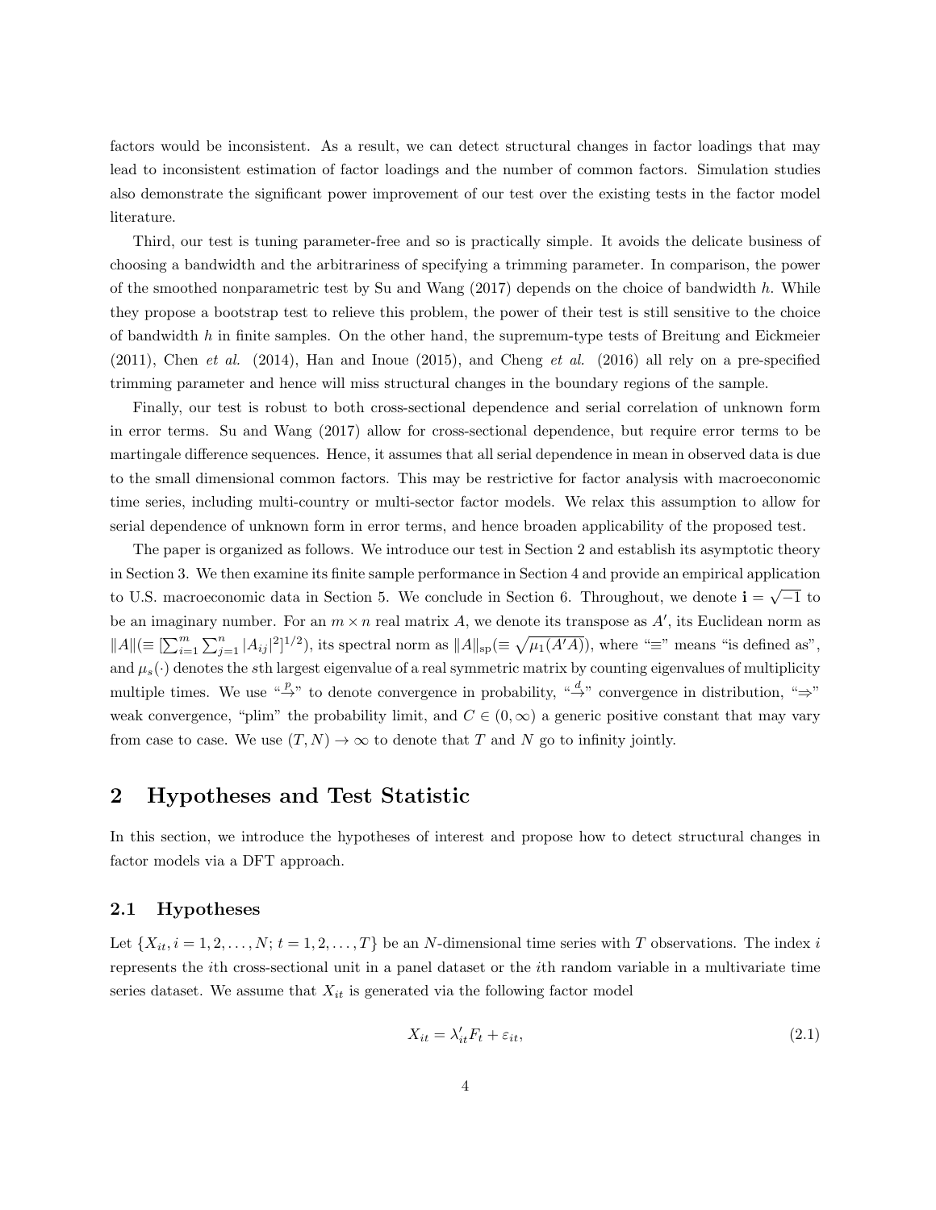factors would be inconsistent. As a result, we can detect structural changes in factor loadings that may lead to inconsistent estimation of factor loadings and the number of common factors. Simulation studies also demonstrate the significant power improvement of our test over the existing tests in the factor model literature.

Third, our test is tuning parameter-free and so is practically simple. It avoids the delicate business of choosing a bandwidth and the arbitrariness of specifying a trimming parameter. In comparison, the power of the smoothed nonparametric test by Su and Wang (2017) depends on the choice of bandwidth $h$. While they propose a bootstrap test to relieve this problem, the power of their test is still sensitive to the choice of bandwidth $h$ in finite samples. On the other hand, the supremum-type tests of Breitung and Eickmeier (2011), Chen *et al.* (2014), Han and Inoue (2015), and Cheng *et al.* (2016) all rely on a pre-specified trimming parameter and hence will miss structural changes in the boundary regions of the sample.

Finally, our test is robust to both cross-sectional dependence and serial correlation of unknown form in error terms. Su and Wang (2017) allow for cross-sectional dependence, but require error terms to be martingale difference sequences. Hence, it assumes that all serial dependence in mean in observed data is due to the small dimensional common factors. This may be restrictive for factor analysis with macroeconomic time series, including multi-country or multi-sector factor models. We relax this assumption to allow for serial dependence of unknown form in error terms, and hence broaden applicability of the proposed test.

The paper is organized as follows. We introduce our test in Section 2 and establish its asymptotic theory in Section 3. We then examine its finite sample performance in Section 4 and provide an empirical application to U.S. macroeconomic data in Section 5. We conclude in Section 6. Throughout, we denote $\mathbf{i} = \sqrt{-1}$ to be an imaginary number. For an $m \times n$ real matrix $A$, we denote its transpose as $A'$, its Euclidean norm as $\|A\|(\equiv [\sum_{i=1}^{m}\sum_{j=1}^{n}|A_{ij}|^2]^{1/2})$, its spectral norm as $\|A\|_{\text{sp}}(\equiv \sqrt{\mu_1(A'A)})$, where "$\equiv$" means "is defined as", and $\mu_s(\cdot)$ denotes the $s$th largest eigenvalue of a real symmetric matrix by counting eigenvalues of multiplicity multiple times. We use "$\xrightarrow{p}$" to denote convergence in probability, "$\xrightarrow{d}$" convergence in distribution, "$\Rightarrow$" weak convergence, "plim" the probability limit, and $C \in (0, \infty)$ a generic positive constant that may vary from case to case. We use $(T, N) \to \infty$ to denote that $T$ and $N$ go to infinity jointly.

## 2 Hypotheses and Test Statistic

In this section, we introduce the hypotheses of interest and propose how to detect structural changes in factor models via a DFT approach.

### 2.1 Hypotheses

Let $\{X_{it}, i = 1, 2, \ldots, N; t = 1, 2, \ldots, T\}$ be an $N$-dimensional time series with $T$ observations. The index $i$ represents the $i$th cross-sectional unit in a panel dataset or the $i$th random variable in a multivariate time series dataset. We assume that $X_{it}$ is generated via the following factor model

$$X_{it} = \lambda_{it}' F_t + \varepsilon_{it}, \tag{2.1}$$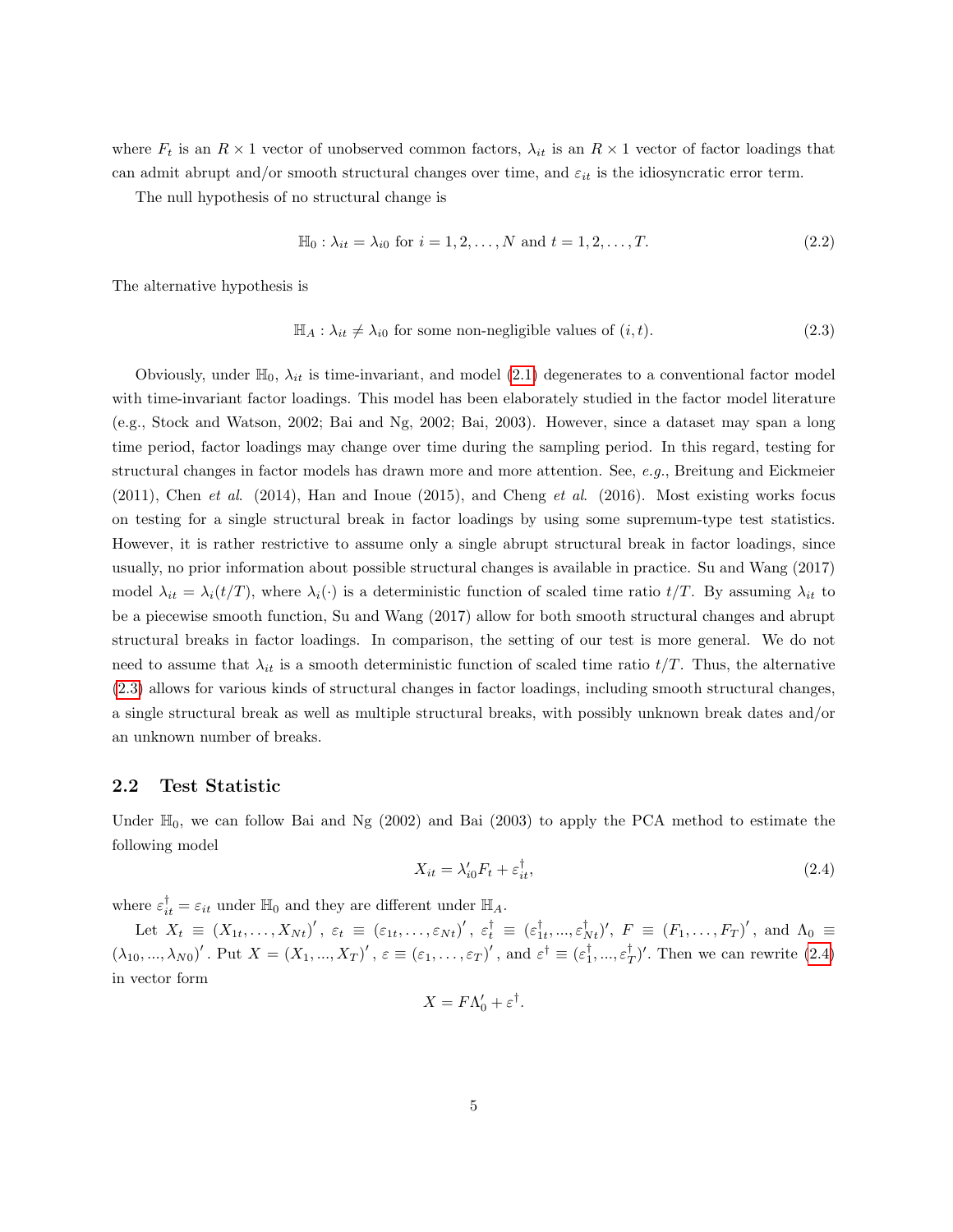where $F_t$ is an $R \times 1$ vector of unobserved common factors, $\lambda_{it}$ is an $R \times 1$ vector of factor loadings that can admit abrupt and/or smooth structural changes over time, and $\varepsilon_{it}$ is the idiosyncratic error term.

The null hypothesis of no structural change is

$$\mathbb{H}_0 : \lambda_{it} = \lambda_{i0} \text{ for } i = 1, 2, \ldots, N \text{ and } t = 1, 2, \ldots, T. \tag{2.2}$$

The alternative hypothesis is

$$\mathbb{H}_A : \lambda_{it} \neq \lambda_{i0} \text{ for some non-negligible values of } (i, t). \tag{2.3}$$

Obviously, under $\mathbb{H}_0$, $\lambda_{it}$ is time-invariant, and model (2.1) degenerates to a conventional factor model with time-invariant factor loadings. This model has been elaborately studied in the factor model literature (e.g., Stock and Watson, 2002; Bai and Ng, 2002; Bai, 2003). However, since a dataset may span a long time period, factor loadings may change over time during the sampling period. In this regard, testing for structural changes in factor models has drawn more and more attention. See, *e.g.*, Breitung and Eickmeier (2011), Chen *et al*. (2014), Han and Inoue (2015), and Cheng *et al*. (2016). Most existing works focus on testing for a single structural break in factor loadings by using some supremum-type test statistics. However, it is rather restrictive to assume only a single abrupt structural break in factor loadings, since usually, no prior information about possible structural changes is available in practice. Su and Wang (2017) model $\lambda_{it} = \lambda_i(t/T)$, where $\lambda_i(\cdot)$ is a deterministic function of scaled time ratio $t/T$. By assuming $\lambda_{it}$ to be a piecewise smooth function, Su and Wang (2017) allow for both smooth structural changes and abrupt structural breaks in factor loadings. In comparison, the setting of our test is more general. We do not need to assume that $\lambda_{it}$ is a smooth deterministic function of scaled time ratio $t/T$. Thus, the alternative (2.3) allows for various kinds of structural changes in factor loadings, including smooth structural changes, a single structural break as well as multiple structural breaks, with possibly unknown break dates and/or an unknown number of breaks.

## 2.2 Test Statistic

Under $\mathbb{H}_0$, we can follow Bai and Ng (2002) and Bai (2003) to apply the PCA method to estimate the following model

$$X_{it} = \lambda_{i0}' F_t + \varepsilon_{it}^{\dagger}, \tag{2.4}$$

where $\varepsilon_{it}^{\dagger} = \varepsilon_{it}$ under $\mathbb{H}_0$ and they are different under $\mathbb{H}_A$.

Let $X_t \equiv (X_{1t}, \ldots, X_{Nt})'$, $\varepsilon_t \equiv (\varepsilon_{1t}, \ldots, \varepsilon_{Nt})'$, $\varepsilon_t^{\dagger} \equiv (\varepsilon_{1t}^{\dagger}, \ldots, \varepsilon_{Nt}^{\dagger})'$, $F \equiv (F_1, \ldots, F_T)'$, and $\Lambda_0 \equiv (\lambda_{10}, \ldots, \lambda_{N0})'$. Put $X = (X_1, \ldots, X_T)'$, $\varepsilon \equiv (\varepsilon_1, \ldots, \varepsilon_T)'$, and $\varepsilon^{\dagger} \equiv (\varepsilon_1^{\dagger}, \ldots, \varepsilon_T^{\dagger})'$. Then we can rewrite (2.4) in vector form

$$X = F\Lambda_0' + \varepsilon^{\dagger}.$$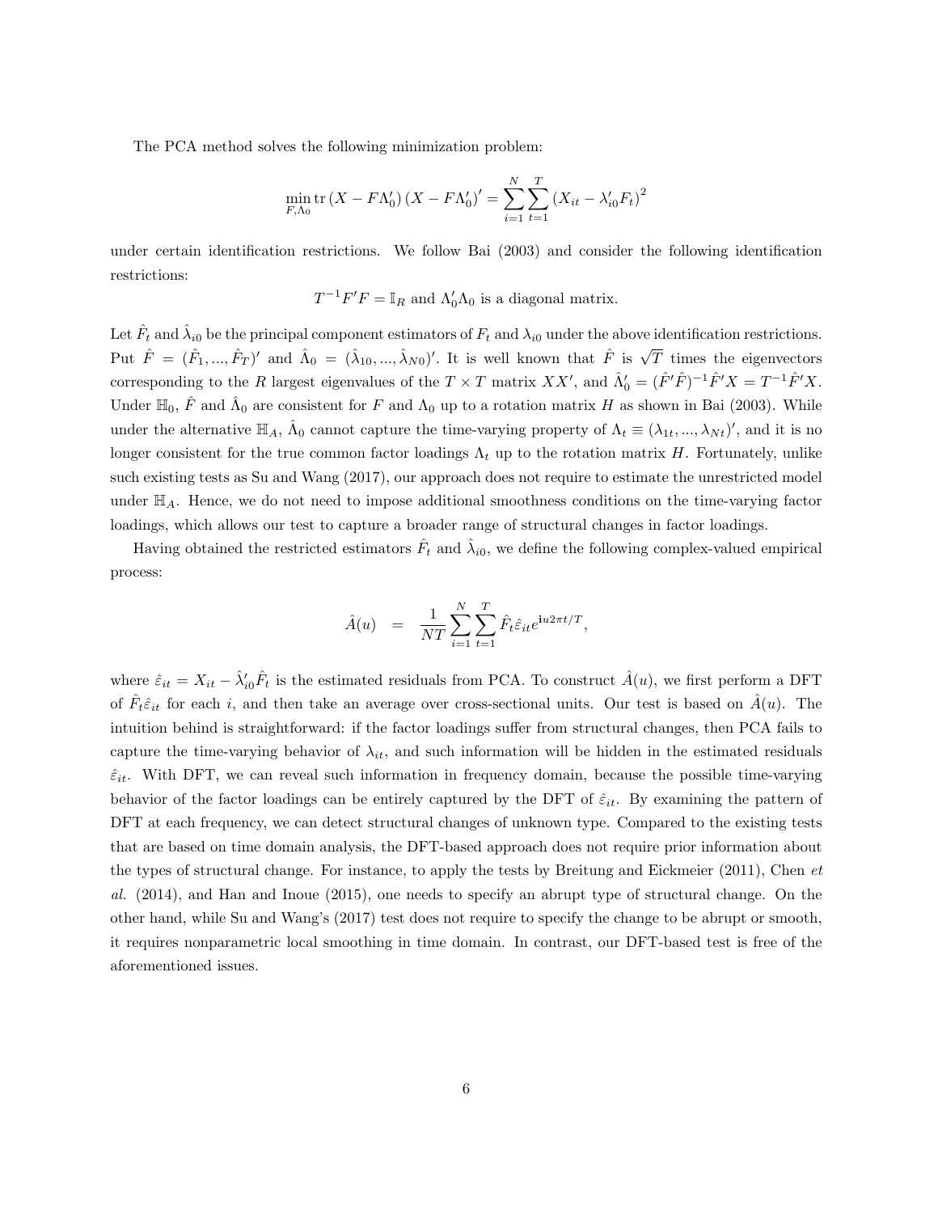The PCA method solves the following minimization problem:

$$\min_{F,\Lambda_0} \operatorname{tr}\left(X - F\Lambda_0'\right)\left(X - F\Lambda_0'\right)' = \sum_{i=1}^{N}\sum_{t=1}^{T}\left(X_{it} - \lambda_{i0}'F_t\right)^2$$

under certain identification restrictions. We follow Bai (2003) and consider the following identification restrictions:

$$T^{-1}F'F = \mathbb{I}_R \text{ and } \Lambda_0'\Lambda_0 \text{ is a diagonal matrix.}$$

Let $\hat{F}_t$ and $\hat{\lambda}_{i0}$ be the principal component estimators of $F_t$ and $\lambda_{i0}$ under the above identification restrictions. Put $\hat{F} = (\hat{F}_1, ..., \hat{F}_T)'$ and $\hat{\Lambda}_0 = (\hat{\lambda}_{10}, ..., \hat{\lambda}_{N0})'$. It is well known that $\hat{F}$ is $\sqrt{T}$ times the eigenvectors corresponding to the $R$ largest eigenvalues of the $T \times T$ matrix $XX'$, and $\hat{\Lambda}_0' = (\hat{F}'\hat{F})^{-1}\hat{F}'X = T^{-1}\hat{F}'X$. Under $\mathbb{H}_0$, $\hat{F}$ and $\hat{\Lambda}_0$ are consistent for $F$ and $\Lambda_0$ up to a rotation matrix $H$ as shown in Bai (2003). While under the alternative $\mathbb{H}_A$, $\hat{\Lambda}_0$ cannot capture the time-varying property of $\Lambda_t \equiv (\lambda_{1t}, ..., \lambda_{Nt})'$, and it is no longer consistent for the true common factor loadings $\Lambda_t$ up to the rotation matrix $H$. Fortunately, unlike such existing tests as Su and Wang (2017), our approach does not require to estimate the unrestricted model under $\mathbb{H}_A$. Hence, we do not need to impose additional smoothness conditions on the time-varying factor loadings, which allows our test to capture a broader range of structural changes in factor loadings.

Having obtained the restricted estimators $\hat{F}_t$ and $\hat{\lambda}_{i0}$, we define the following complex-valued empirical process:

$$\hat{A}(u) = \frac{1}{NT}\sum_{i=1}^{N}\sum_{t=1}^{T}\hat{F}_t\hat{\varepsilon}_{it}e^{\mathbf{i}u2\pi t/T},$$

where $\hat{\varepsilon}_{it} = X_{it} - \hat{\lambda}_{i0}'\hat{F}_t$ is the estimated residuals from PCA. To construct $\hat{A}(u)$, we first perform a DFT of $\hat{F}_t\hat{\varepsilon}_{it}$ for each $i$, and then take an average over cross-sectional units. Our test is based on $\hat{A}(u)$. The intuition behind is straightforward: if the factor loadings suffer from structural changes, then PCA fails to capture the time-varying behavior of $\lambda_{it}$, and such information will be hidden in the estimated residuals $\hat{\varepsilon}_{it}$. With DFT, we can reveal such information in frequency domain, because the possible time-varying behavior of the factor loadings can be entirely captured by the DFT of $\hat{\varepsilon}_{it}$. By examining the pattern of DFT at each frequency, we can detect structural changes of unknown type. Compared to the existing tests that are based on time domain analysis, the DFT-based approach does not require prior information about the types of structural change. For instance, to apply the tests by Breitung and Eickmeier (2011), Chen *et al.* (2014), and Han and Inoue (2015), one needs to specify an abrupt type of structural change. On the other hand, while Su and Wang's (2017) test does not require to specify the change to be abrupt or smooth, it requires nonparametric local smoothing in time domain. In contrast, our DFT-based test is free of the aforementioned issues.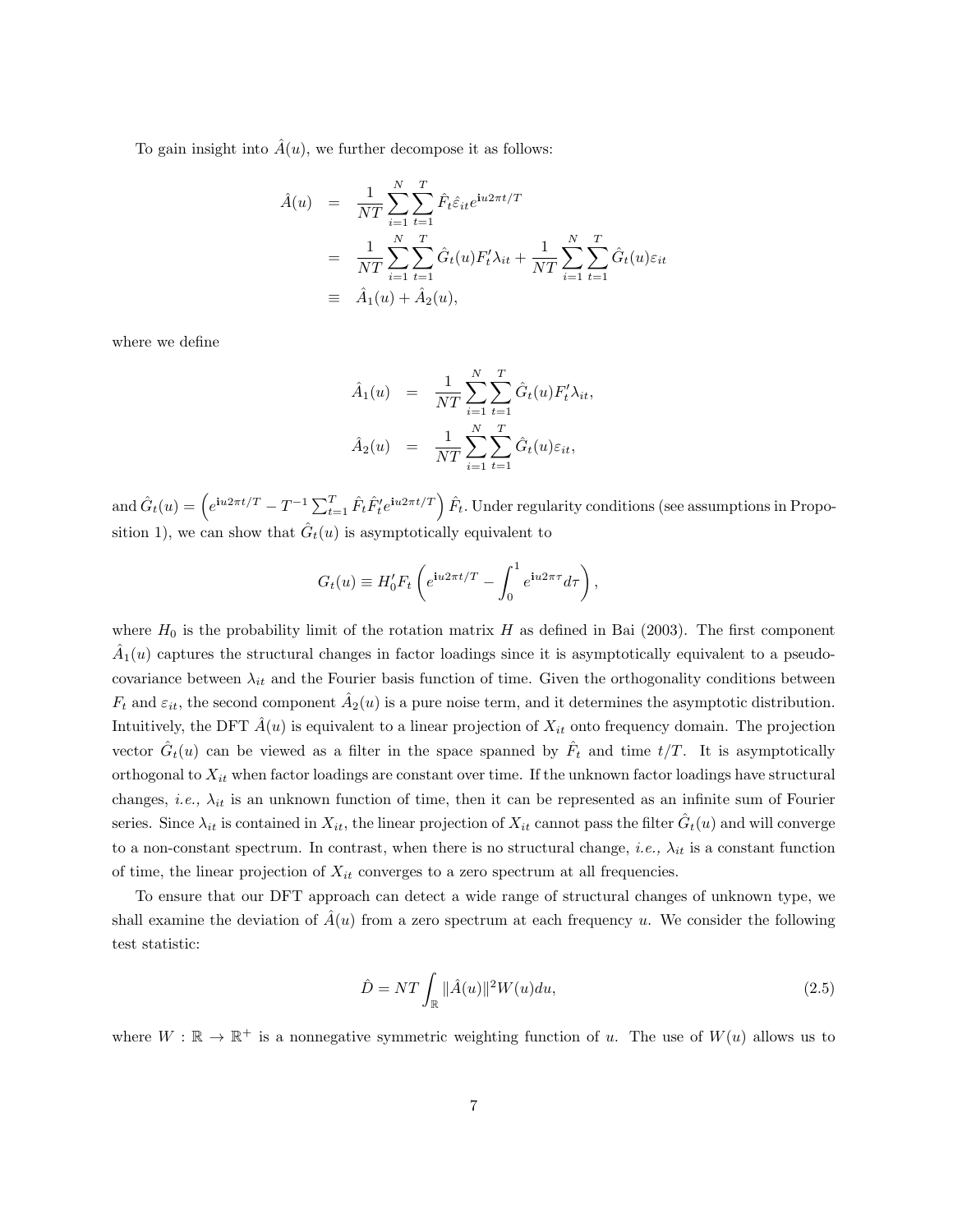To gain insight into $\hat{A}(u)$, we further decompose it as follows:

$$
\begin{aligned}
\hat{A}(u) &= \frac{1}{NT}\sum_{i=1}^{N}\sum_{t=1}^{T}\hat{F}_t\hat{\varepsilon}_{it}e^{\mathbf{i}u2\pi t/T} \\
&= \frac{1}{NT}\sum_{i=1}^{N}\sum_{t=1}^{T}\hat{G}_t(u)F_t'\lambda_{it} + \frac{1}{NT}\sum_{i=1}^{N}\sum_{t=1}^{T}\hat{G}_t(u)\varepsilon_{it} \\
&\equiv \hat{A}_1(u) + \hat{A}_2(u),
\end{aligned}
$$

where we define

$$
\begin{aligned}
\hat{A}_1(u) &= \frac{1}{NT}\sum_{i=1}^{N}\sum_{t=1}^{T}\hat{G}_t(u)F_t'\lambda_{it}, \\
\hat{A}_2(u) &= \frac{1}{NT}\sum_{i=1}^{N}\sum_{t=1}^{T}\hat{G}_t(u)\varepsilon_{it},
\end{aligned}
$$

and $\hat{G}_t(u) = \left(e^{\mathbf{i}u2\pi t/T} - T^{-1}\sum_{t=1}^{T}\hat{F}_t\hat{F}_t'e^{\mathbf{i}u2\pi t/T}\right)\hat{F}_t$. Under regularity conditions (see assumptions in Proposition 1), we can show that $\hat{G}_t(u)$ is asymptotically equivalent to

$$
G_t(u) \equiv H_0'F_t\left(e^{\mathbf{i}u2\pi t/T} - \int_0^1 e^{\mathbf{i}u2\pi\tau}d\tau\right),
$$

where $H_0$ is the probability limit of the rotation matrix $H$ as defined in Bai (2003). The first component $\hat{A}_1(u)$ captures the structural changes in factor loadings since it is asymptotically equivalent to a pseudo-covariance between $\lambda_{it}$ and the Fourier basis function of time. Given the orthogonality conditions between $F_t$ and $\varepsilon_{it}$, the second component $\hat{A}_2(u)$ is a pure noise term, and it determines the asymptotic distribution. Intuitively, the DFT $\hat{A}(u)$ is equivalent to a linear projection of $X_{it}$ onto frequency domain. The projection vector $\hat{G}_t(u)$ can be viewed as a filter in the space spanned by $\hat{F}_t$ and time $t/T$. It is asymptotically orthogonal to $X_{it}$ when factor loadings are constant over time. If the unknown factor loadings have structural changes, *i.e.,* $\lambda_{it}$ is an unknown function of time, then it can be represented as an infinite sum of Fourier series. Since $\lambda_{it}$ is contained in $X_{it}$, the linear projection of $X_{it}$ cannot pass the filter $\hat{G}_t(u)$ and will converge to a non-constant spectrum. In contrast, when there is no structural change, *i.e.,* $\lambda_{it}$ is a constant function of time, the linear projection of $X_{it}$ converges to a zero spectrum at all frequencies.

To ensure that our DFT approach can detect a wide range of structural changes of unknown type, we shall examine the deviation of $\hat{A}(u)$ from a zero spectrum at each frequency $u$. We consider the following test statistic:

$$
\hat{D} = NT\int_{\mathbb{R}}\|\hat{A}(u)\|^2W(u)du, \tag{2.5}
$$

where $W : \mathbb{R} \to \mathbb{R}^+$ is a nonnegative symmetric weighting function of $u$. The use of $W(u)$ allows us to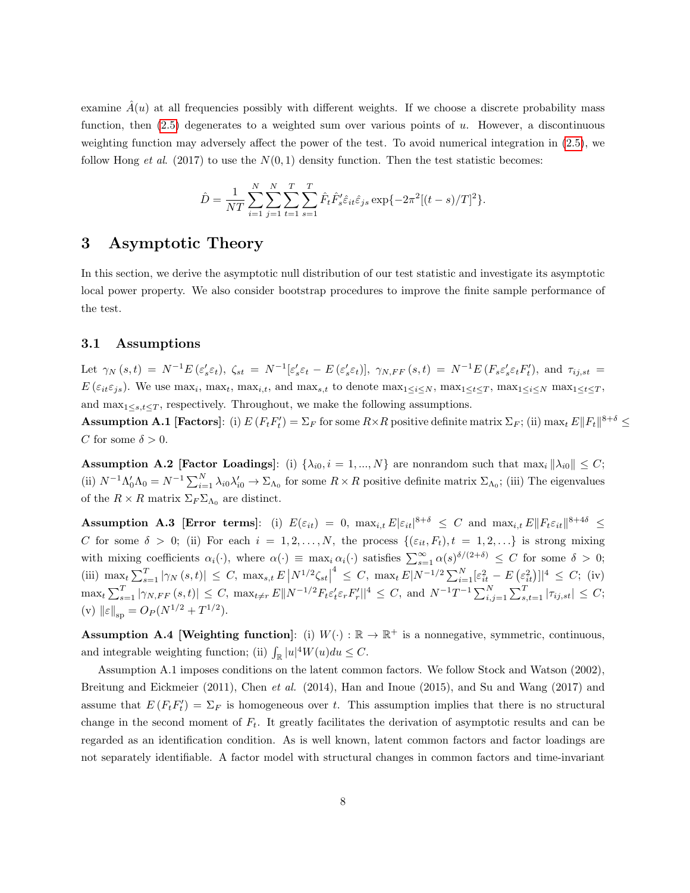examine $\hat{A}(u)$ at all frequencies possibly with different weights. If we choose a discrete probability mass function, then (2.5) degenerates to a weighted sum over various points of $u$. However, a discontinuous weighting function may adversely affect the power of the test. To avoid numerical integration in (2.5), we follow Hong *et al*. (2017) to use the $N(0,1)$ density function. Then the test statistic becomes:

$$\hat{D} = \frac{1}{NT}\sum_{i=1}^{N}\sum_{j=1}^{N}\sum_{t=1}^{T}\sum_{s=1}^{T}\hat{F}_t\hat{F}_s'\hat{\varepsilon}_{it}\hat{\varepsilon}_{js}\exp\{-2\pi^2[(t-s)/T]^2\}.$$

# 3 Asymptotic Theory

In this section, we derive the asymptotic null distribution of our test statistic and investigate its asymptotic local power property. We also consider bootstrap procedures to improve the finite sample performance of the test.

## 3.1 Assumptions

Let $\gamma_N(s,t) = N^{-1}E(\varepsilon_s'\varepsilon_t)$, $\zeta_{st} = N^{-1}[\varepsilon_s'\varepsilon_t - E(\varepsilon_s'\varepsilon_t)]$, $\gamma_{N,FF}(s,t) = N^{-1}E(F_s\varepsilon_s'\varepsilon_t F_t')$, and $\tau_{ij,st} = E(\varepsilon_{it}\varepsilon_{js})$. We use $\max_i$, $\max_t$, $\max_{i,t}$, and $\max_{s,t}$ to denote $\max_{1\le i\le N}$, $\max_{1\le t\le T}$, $\max_{1\le i\le N}\max_{1\le t\le T}$, and $\max_{1\le s,t\le T}$, respectively. Throughout, we make the following assumptions.

**Assumption A.1 [Factors]**: (i) $E(F_tF_t') = \Sigma_F$ for some $R\times R$ positive definite matrix $\Sigma_F$; (ii) $\max_t E\|F_t\|^{8+\delta} \le C$ for some $\delta > 0$.

**Assumption A.2 [Factor Loadings]**: (i) $\{\lambda_{i0}, i = 1,...,N\}$ are nonrandom such that $\max_i\|\lambda_{i0}\| \le C$; (ii) $N^{-1}\Lambda_0'\Lambda_0 = N^{-1}\sum_{i=1}^{N}\lambda_{i0}\lambda_{i0}' \to \Sigma_{\Lambda_0}$ for some $R\times R$ positive definite matrix $\Sigma_{\Lambda_0}$; (iii) The eigenvalues of the $R\times R$ matrix $\Sigma_F\Sigma_{\Lambda_0}$ are distinct.

**Assumption A.3 [Error terms]**: (i) $E(\varepsilon_{it}) = 0$, $\max_{i,t}E|\varepsilon_{it}|^{8+\delta} \le C$ and $\max_{i,t}E\|F_t\varepsilon_{it}\|^{8+4\delta} \le C$ for some $\delta > 0$; (ii) For each $i = 1,2,\ldots,N$, the process $\{(\varepsilon_{it}, F_t), t = 1,2,\ldots\}$ is strong mixing with mixing coefficients $\alpha_i(\cdot)$, where $\alpha(\cdot) \equiv \max_i \alpha_i(\cdot)$ satisfies $\sum_{s=1}^{\infty}\alpha(s)^{\delta/(2+\delta)} \le C$ for some $\delta > 0$; (iii) $\max_t\sum_{s=1}^{T}|\gamma_N(s,t)| \le C$, $\max_{s,t}E\left|N^{1/2}\zeta_{st}\right|^4 \le C$, $\max_t E|N^{-1/2}\sum_{i=1}^{N}[\varepsilon_{it}^2 - E(\varepsilon_{it}^2)]|^4 \le C$; (iv) $\max_t\sum_{s=1}^{T}|\gamma_{N,FF}(s,t)| \le C$, $\max_{t\ne r}E\|N^{-1/2}F_t\varepsilon_t'\varepsilon_rF_r'\|^4 \le C$, and $N^{-1}T^{-1}\sum_{i,j=1}^{N}\sum_{s,t=1}^{T}|\tau_{ij,st}| \le C$; (v) $\|\varepsilon\|_{\text{sp}} = O_P(N^{1/2} + T^{1/2})$.

**Assumption A.4 [Weighting function]**: (i) $W(\cdot): \mathbb{R} \to \mathbb{R}^+$ is a nonnegative, symmetric, continuous, and integrable weighting function; (ii) $\int_{\mathbb{R}}|u|^4W(u)du \le C$.

Assumption A.1 imposes conditions on the latent common factors. We follow Stock and Watson (2002), Breitung and Eickmeier (2011), Chen *et al*. (2014), Han and Inoue (2015), and Su and Wang (2017) and assume that $E(F_tF_t') = \Sigma_F$ is homogeneous over $t$. This assumption implies that there is no structural change in the second moment of $F_t$. It greatly facilitates the derivation of asymptotic results and can be regarded as an identification condition. As is well known, latent common factors and factor loadings are not separately identifiable. A factor model with structural changes in common factors and time-invariant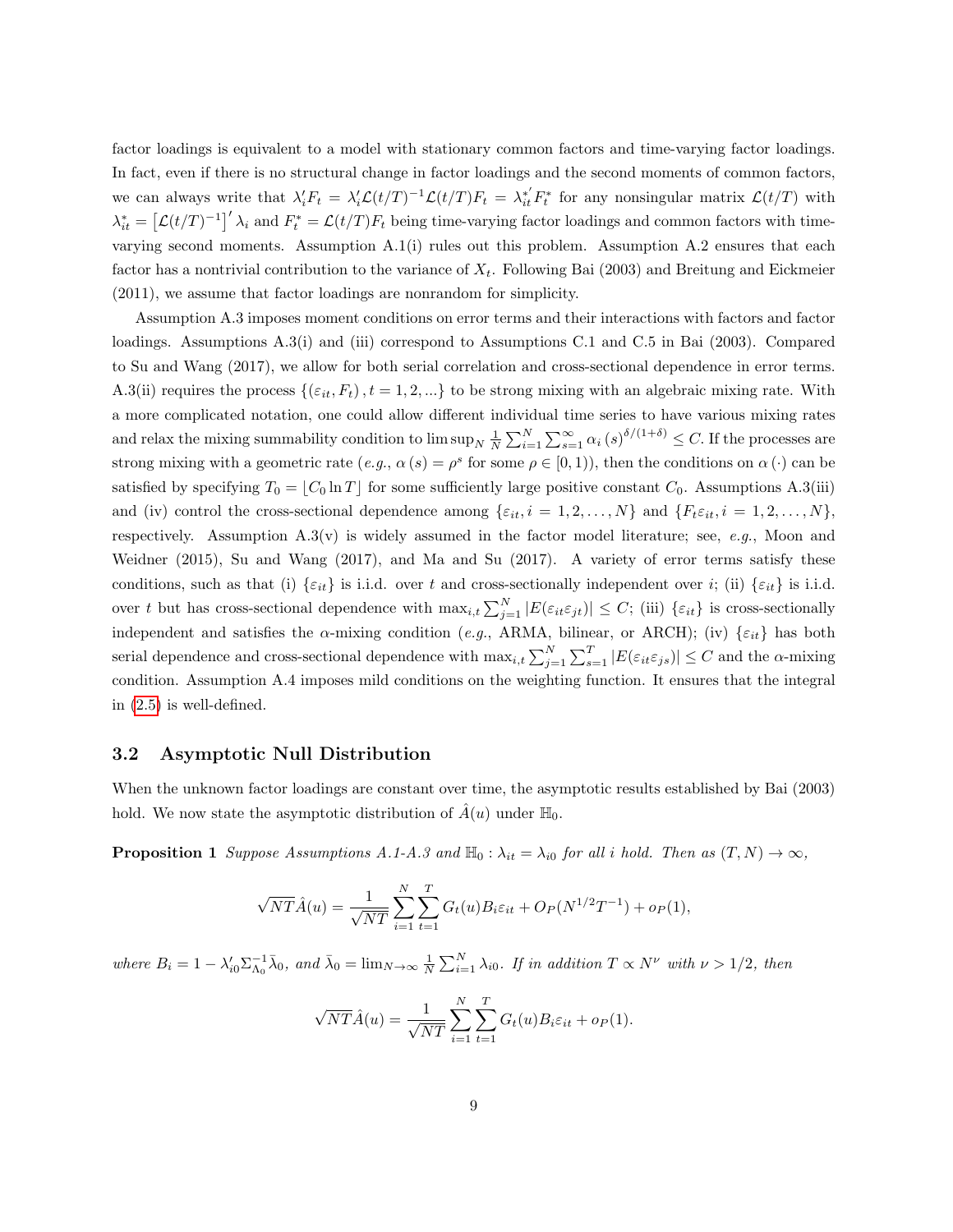factor loadings is equivalent to a model with stationary common factors and time-varying factor loadings. In fact, even if there is no structural change in factor loadings and the second moments of common factors, we can always write that $\lambda_i' F_t = \lambda_i' \mathcal{L}(t/T)^{-1} \mathcal{L}(t/T) F_t = \lambda_{it}^{*'} F_t^*$ for any nonsingular matrix $\mathcal{L}(t/T)$ with $\lambda_{it}^* = \left[\mathcal{L}(t/T)^{-1}\right]' \lambda_i$ and $F_t^* = \mathcal{L}(t/T) F_t$ being time-varying factor loadings and common factors with time-varying second moments. Assumption A.1(i) rules out this problem. Assumption A.2 ensures that each factor has a nontrivial contribution to the variance of $X_t$. Following Bai (2003) and Breitung and Eickmeier (2011), we assume that factor loadings are nonrandom for simplicity.

Assumption A.3 imposes moment conditions on error terms and their interactions with factors and factor loadings. Assumptions A.3(i) and (iii) correspond to Assumptions C.1 and C.5 in Bai (2003). Compared to Su and Wang (2017), we allow for both serial correlation and cross-sectional dependence in error terms. A.3(ii) requires the process $\{(\varepsilon_{it}, F_t), t = 1, 2, ...\}$ to be strong mixing with an algebraic mixing rate. With a more complicated notation, one could allow different individual time series to have various mixing rates and relax the mixing summability condition to $\limsup_N \frac{1}{N} \sum_{i=1}^N \sum_{s=1}^\infty \alpha_i(s)^{\delta/(1+\delta)} \leq C$. If the processes are strong mixing with a geometric rate (*e.g.*, $\alpha(s) = \rho^s$ for some $\rho \in [0, 1)$), then the conditions on $\alpha(\cdot)$ can be satisfied by specifying $T_0 = \lfloor C_0 \ln T \rfloor$ for some sufficiently large positive constant $C_0$. Assumptions A.3(iii) and (iv) control the cross-sectional dependence among $\{\varepsilon_{it}, i = 1, 2, \ldots, N\}$ and $\{F_t \varepsilon_{it}, i = 1, 2, \ldots, N\}$, respectively. Assumption A.3(v) is widely assumed in the factor model literature; see, *e.g.*, Moon and Weidner (2015), Su and Wang (2017), and Ma and Su (2017). A variety of error terms satisfy these conditions, such as that (i) $\{\varepsilon_{it}\}$ is i.i.d. over $t$ and cross-sectionally independent over $i$; (ii) $\{\varepsilon_{it}\}$ is i.i.d. over $t$ but has cross-sectional dependence with $\max_{i,t} \sum_{j=1}^N |E(\varepsilon_{it}\varepsilon_{jt})| \leq C$; (iii) $\{\varepsilon_{it}\}$ is cross-sectionally independent and satisfies the $\alpha$-mixing condition (*e.g.*, ARMA, bilinear, or ARCH); (iv) $\{\varepsilon_{it}\}$ has both serial dependence and cross-sectional dependence with $\max_{i,t} \sum_{j=1}^N \sum_{s=1}^T |E(\varepsilon_{it}\varepsilon_{js})| \leq C$ and the $\alpha$-mixing condition. Assumption A.4 imposes mild conditions on the weighting function. It ensures that the integral in (2.5) is well-defined.

### 3.2 Asymptotic Null Distribution

When the unknown factor loadings are constant over time, the asymptotic results established by Bai (2003) hold. We now state the asymptotic distribution of $\hat{A}(u)$ under $\mathbb{H}_0$.

**Proposition 1** *Suppose Assumptions A.1-A.3 and $\mathbb{H}_0 : \lambda_{it} = \lambda_{i0}$ for all $i$ hold. Then as $(T, N) \to \infty$,*

$$\sqrt{NT}\hat{A}(u) = \frac{1}{\sqrt{NT}} \sum_{i=1}^N \sum_{t=1}^T G_t(u) B_i \varepsilon_{it} + O_P(N^{1/2}T^{-1}) + o_P(1),$$

*where $B_i = 1 - \lambda_{i0}' \Sigma_{\Lambda_0}^{-1} \bar{\lambda}_0$, and $\bar{\lambda}_0 = \lim_{N\to\infty} \frac{1}{N} \sum_{i=1}^N \lambda_{i0}$. If in addition $T \propto N^\nu$ with $\nu > 1/2$, then*

$$\sqrt{NT}\hat{A}(u) = \frac{1}{\sqrt{NT}} \sum_{i=1}^N \sum_{t=1}^T G_t(u) B_i \varepsilon_{it} + o_P(1).$$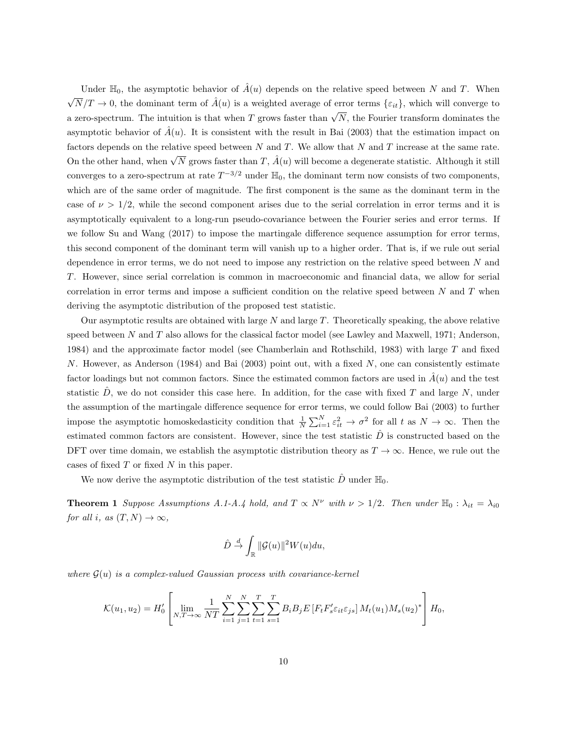Under $\mathbb{H}_0$, the asymptotic behavior of $\hat{A}(u)$ depends on the relative speed between $N$ and $T$. When $\sqrt{N}/T \to 0$, the dominant term of $\hat{A}(u)$ is a weighted average of error terms $\{\varepsilon_{it}\}$, which will converge to a zero-spectrum. The intuition is that when $T$ grows faster than $\sqrt{N}$, the Fourier transform dominates the asymptotic behavior of $\hat{A}(u)$. It is consistent with the result in Bai (2003) that the estimation impact on factors depends on the relative speed between $N$ and $T$. We allow that $N$ and $T$ increase at the same rate. On the other hand, when $\sqrt{N}$ grows faster than $T$, $\hat{A}(u)$ will become a degenerate statistic. Although it still converges to a zero-spectrum at rate $T^{-3/2}$ under $\mathbb{H}_0$, the dominant term now consists of two components, which are of the same order of magnitude. The first component is the same as the dominant term in the case of $\nu > 1/2$, while the second component arises due to the serial correlation in error terms and it is asymptotically equivalent to a long-run pseudo-covariance between the Fourier series and error terms. If we follow Su and Wang (2017) to impose the martingale difference sequence assumption for error terms, this second component of the dominant term will vanish up to a higher order. That is, if we rule out serial dependence in error terms, we do not need to impose any restriction on the relative speed between $N$ and $T$. However, since serial correlation is common in macroeconomic and financial data, we allow for serial correlation in error terms and impose a sufficient condition on the relative speed between $N$ and $T$ when deriving the asymptotic distribution of the proposed test statistic.

Our asymptotic results are obtained with large $N$ and large $T$. Theoretically speaking, the above relative speed between $N$ and $T$ also allows for the classical factor model (see Lawley and Maxwell, 1971; Anderson, 1984) and the approximate factor model (see Chamberlain and Rothschild, 1983) with large $T$ and fixed $N$. However, as Anderson (1984) and Bai (2003) point out, with a fixed $N$, one can consistently estimate factor loadings but not common factors. Since the estimated common factors are used in $\hat{A}(u)$ and the test statistic $\hat{D}$, we do not consider this case here. In addition, for the case with fixed $T$ and large $N$, under the assumption of the martingale difference sequence for error terms, we could follow Bai (2003) to further impose the asymptotic homoskedasticity condition that $\frac{1}{N}\sum_{i=1}^{N}\varepsilon_{it}^2 \to \sigma^2$ for all $t$ as $N \to \infty$. Then the estimated common factors are consistent. However, since the test statistic $\hat{D}$ is constructed based on the DFT over time domain, we establish the asymptotic distribution theory as $T \to \infty$. Hence, we rule out the cases of fixed $T$ or fixed $N$ in this paper.

We now derive the asymptotic distribution of the test statistic $\hat{D}$ under $\mathbb{H}_0$.

**Theorem 1** *Suppose Assumptions A.1-A.4 hold, and $T \propto N^{\nu}$ with $\nu > 1/2$. Then under $\mathbb{H}_0 : \lambda_{it} = \lambda_{i0}$ for all $i$, as $(T, N) \to \infty$,*

$$\hat{D} \xrightarrow{d} \int_{\mathbb{R}} \|\mathcal{G}(u)\|^2 W(u) du,$$

*where $\mathcal{G}(u)$ is a complex-valued Gaussian process with covariance-kernel*

$$\mathcal{K}(u_1, u_2) = H_0' \left[ \lim_{N,T\to\infty} \frac{1}{NT} \sum_{i=1}^{N} \sum_{j=1}^{N} \sum_{t=1}^{T} \sum_{s=1}^{T} B_i B_j E\left[F_t F_s' \varepsilon_{it} \varepsilon_{js}\right] M_t(u_1) M_s(u_2)^* \right] H_0,$$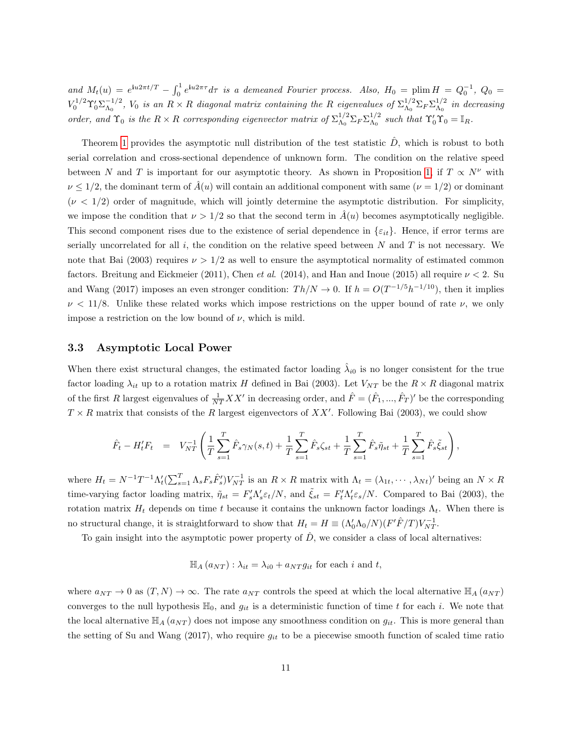*and* $M_t(u) = e^{\mathbf{i}u2\pi t/T} - \int_0^1 e^{\mathbf{i}u2\pi\tau}d\tau$ *is a demeaned Fourier process. Also,* $H_0 = \text{plim}\, H = Q_0^{-1}$*,* $Q_0 = V_0^{1/2}\Upsilon_0'\Sigma_{\Lambda_0}^{-1/2}$*,* $V_0$ *is an* $R \times R$ *diagonal matrix containing the* $R$ *eigenvalues of* $\Sigma_{\Lambda_0}^{1/2}\Sigma_F\Sigma_{\Lambda_0}^{1/2}$ *in decreasing order, and* $\Upsilon_0$ *is the* $R \times R$ *corresponding eigenvector matrix of* $\Sigma_{\Lambda_0}^{1/2}\Sigma_F\Sigma_{\Lambda_0}^{1/2}$ *such that* $\Upsilon_0'\Upsilon_0 = \mathbb{I}_R$*.*

Theorem 1 provides the asymptotic null distribution of the test statistic $\hat{D}$, which is robust to both serial correlation and cross-sectional dependence of unknown form. The condition on the relative speed between $N$ and $T$ is important for our asymptotic theory. As shown in Proposition 1, if $T \propto N^{\nu}$ with $\nu \le 1/2$, the dominant term of $\hat{A}(u)$ will contain an additional component with same ($\nu = 1/2$) or dominant ($\nu < 1/2$) order of magnitude, which will jointly determine the asymptotic distribution. For simplicity, we impose the condition that $\nu > 1/2$ so that the second term in $\hat{A}(u)$ becomes asymptotically negligible. This second component rises due to the existence of serial dependence in $\{\varepsilon_{it}\}$. Hence, if error terms are serially uncorrelated for all $i$, the condition on the relative speed between $N$ and $T$ is not necessary. We note that Bai (2003) requires $\nu > 1/2$ as well to ensure the asymptotical normality of estimated common factors. Breitung and Eickmeier (2011), Chen *et al.* (2014), and Han and Inoue (2015) all require $\nu < 2$. Su and Wang (2017) imposes an even stronger condition: $Th/N \to 0$. If $h = O(T^{-1/5}h^{-1/10})$, then it implies $\nu < 11/8$. Unlike these related works which impose restrictions on the upper bound of rate $\nu$, we only impose a restriction on the low bound of $\nu$, which is mild.

### 3.3 Asymptotic Local Power

When there exist structural changes, the estimated factor loading $\hat{\lambda}_{i0}$ is no longer consistent for the true factor loading $\lambda_{it}$ up to a rotation matrix $H$ defined in Bai (2003). Let $V_{NT}$ be the $R \times R$ diagonal matrix of the first $R$ largest eigenvalues of $\frac{1}{NT}XX'$ in decreasing order, and $\hat{F} = (\hat{F}_1, ..., \hat{F}_T)'$ be the corresponding $T \times R$ matrix that consists of the $R$ largest eigenvectors of $XX'$. Following Bai (2003), we could show

$$\hat{F}_t - H_t'F_t \quad = \quad V_{NT}^{-1}\left(\frac{1}{T}\sum_{s=1}^{T}\hat{F}_s\gamma_N(s,t) + \frac{1}{T}\sum_{s=1}^{T}\hat{F}_s\zeta_{st} + \frac{1}{T}\sum_{s=1}^{T}\hat{F}_s\tilde{\eta}_{st} + \frac{1}{T}\sum_{s=1}^{T}\hat{F}_s\tilde{\xi}_{st}\right),$$

where $H_t = N^{-1}T^{-1}\Lambda_t'(\sum_{s=1}^{T}\Lambda_s F_s \hat{F}_s')V_{NT}^{-1}$ is an $R \times R$ matrix with $\Lambda_t = (\lambda_{1t}, \cdots, \lambda_{Nt})'$ being an $N \times R$ time-varying factor loading matrix, $\tilde{\eta}_{st} = F_s'\Lambda_s'\varepsilon_t/N$, and $\tilde{\xi}_{st} = F_t'\Lambda_t'\varepsilon_s/N$. Compared to Bai (2003), the rotation matrix $H_t$ depends on time $t$ because it contains the unknown factor loadings $\Lambda_t$. When there is no structural change, it is straightforward to show that $H_t = H \equiv (\Lambda_0'\Lambda_0/N)(F'\hat{F}/T)V_{NT}^{-1}$.

To gain insight into the asymptotic power property of $\hat{D}$, we consider a class of local alternatives:

$$\mathbb{H}_A(a_{NT}) : \lambda_{it} = \lambda_{i0} + a_{NT}g_{it} \text{ for each } i \text{ and } t,$$

where $a_{NT} \to 0$ as $(T, N) \to \infty$. The rate $a_{NT}$ controls the speed at which the local alternative $\mathbb{H}_A(a_{NT})$ converges to the null hypothesis $\mathbb{H}_0$, and $g_{it}$ is a deterministic function of time $t$ for each $i$. We note that the local alternative $\mathbb{H}_A(a_{NT})$ does not impose any smoothness condition on $g_{it}$. This is more general than the setting of Su and Wang (2017), who require $g_{it}$ to be a piecewise smooth function of scaled time ratio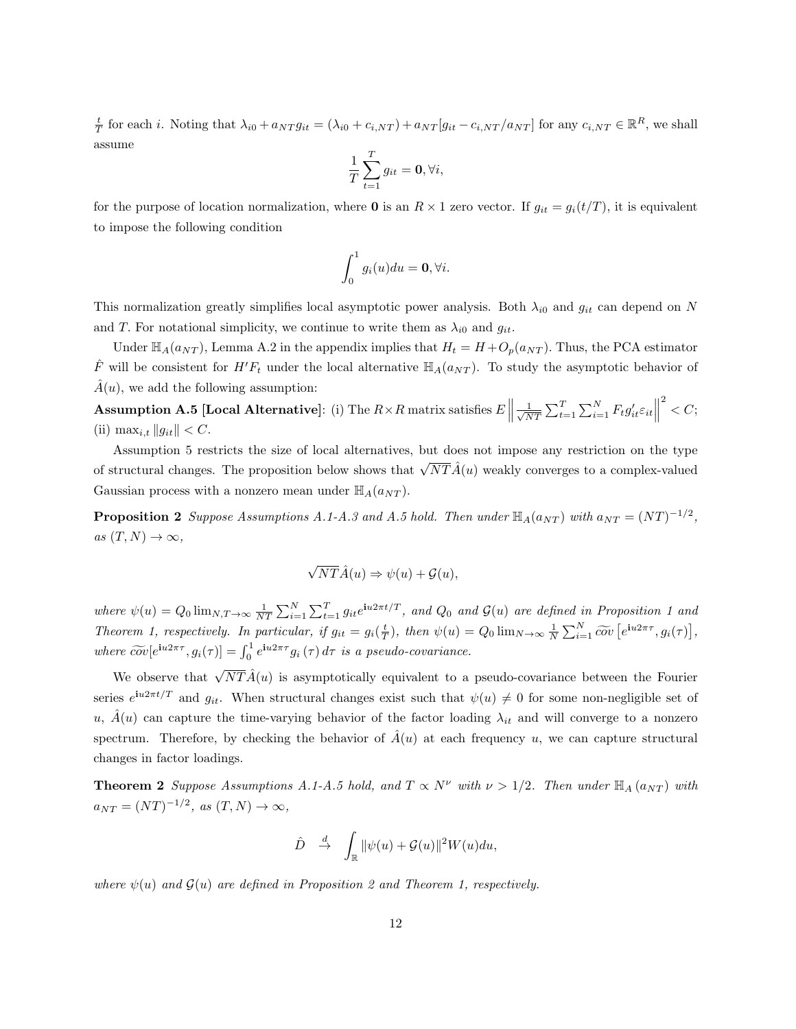$\frac{t}{T}$ for each $i$. Noting that $\lambda_{i0} + a_{NT} g_{it} = (\lambda_{i0} + c_{i,NT}) + a_{NT}[g_{it} - c_{i,NT}/a_{NT}]$ for any $c_{i,NT} \in \mathbb{R}^R$, we shall assume

$$\frac{1}{T}\sum_{t=1}^{T} g_{it} = \mathbf{0}, \forall i,$$

for the purpose of location normalization, where $\mathbf{0}$ is an $R \times 1$ zero vector. If $g_{it} = g_i(t/T)$, it is equivalent to impose the following condition

$$\int_0^1 g_i(u)du = \mathbf{0}, \forall i.$$

This normalization greatly simplifies local asymptotic power analysis. Both $\lambda_{i0}$ and $g_{it}$ can depend on $N$ and $T$. For notational simplicity, we continue to write them as $\lambda_{i0}$ and $g_{it}$.

Under $\mathbb{H}_A(a_{NT})$, Lemma A.2 in the appendix implies that $H_t = H + O_p(a_{NT})$. Thus, the PCA estimator $\hat{F}$ will be consistent for $H'F_t$ under the local alternative $\mathbb{H}_A(a_{NT})$. To study the asymptotic behavior of $\hat{A}(u)$, we add the following assumption:

**Assumption A.5 [Local Alternative]**: (i) The $R \times R$ matrix satisfies $E\left\|\frac{1}{\sqrt{NT}}\sum_{t=1}^{T}\sum_{i=1}^{N} F_t g_{it}' \varepsilon_{it}\right\|^2 < C$; (ii) $\max_{i,t}\|g_{it}\| < C$.

Assumption 5 restricts the size of local alternatives, but does not impose any restriction on the type of structural changes. The proposition below shows that $\sqrt{NT}\hat{A}(u)$ weakly converges to a complex-valued Gaussian process with a nonzero mean under $\mathbb{H}_A(a_{NT})$.

**Proposition 2** *Suppose Assumptions A.1-A.3 and A.5 hold. Then under $\mathbb{H}_A(a_{NT})$ with $a_{NT} = (NT)^{-1/2}$, as $(T, N) \to \infty$,*

$$\sqrt{NT}\hat{A}(u) \Rightarrow \psi(u) + \mathcal{G}(u),$$

*where $\psi(u) = Q_0 \lim_{N,T\to\infty} \frac{1}{NT}\sum_{i=1}^{N}\sum_{t=1}^{T} g_{it} e^{\mathbf{i}u2\pi t/T}$, and $Q_0$ and $\mathcal{G}(u)$ are defined in Proposition 1 and Theorem 1, respectively. In particular, if $g_{it} = g_i(\frac{t}{T})$, then $\psi(u) = Q_0 \lim_{N\to\infty} \frac{1}{N}\sum_{i=1}^{N} \widetilde{cov}\left[e^{\mathbf{i}u2\pi\tau}, g_i(\tau)\right]$, where $\widetilde{cov}[e^{\mathbf{i}u2\pi\tau}, g_i(\tau)] = \int_0^1 e^{\mathbf{i}u2\pi\tau} g_i(\tau)\, d\tau$ is a pseudo-covariance.*

We observe that $\sqrt{NT}\hat{A}(u)$ is asymptotically equivalent to a pseudo-covariance between the Fourier series $e^{\mathbf{i}u2\pi t/T}$ and $g_{it}$. When structural changes exist such that $\psi(u) \neq 0$ for some non-negligible set of $u$, $\hat{A}(u)$ can capture the time-varying behavior of the factor loading $\lambda_{it}$ and will converge to a nonzero spectrum. Therefore, by checking the behavior of $\hat{A}(u)$ at each frequency $u$, we can capture structural changes in factor loadings.

**Theorem 2** *Suppose Assumptions A.1-A.5 hold, and $T \propto N^{\nu}$ with $\nu > 1/2$. Then under $\mathbb{H}_A(a_{NT})$ with $a_{NT} = (NT)^{-1/2}$, as $(T, N) \to \infty$,*

$$\hat{D} \xrightarrow{d} \int_{\mathbb{R}} \|\psi(u) + \mathcal{G}(u)\|^2 W(u) du,$$

*where $\psi(u)$ and $\mathcal{G}(u)$ are defined in Proposition 2 and Theorem 1, respectively.*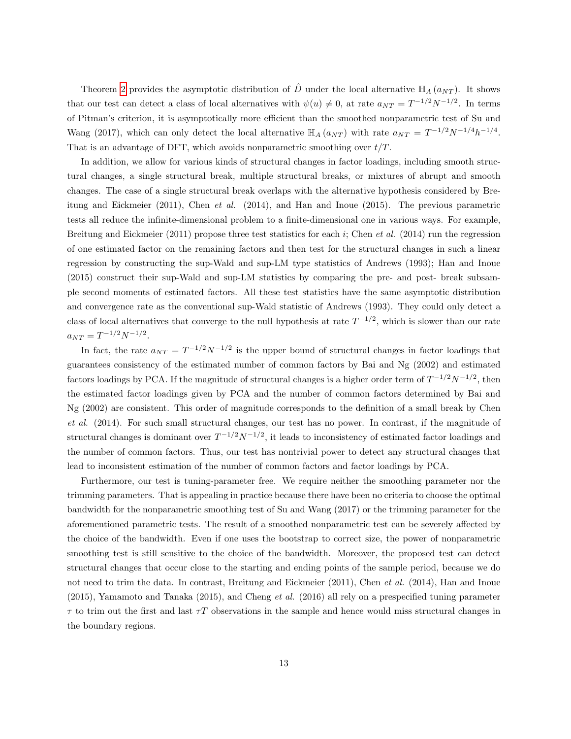Theorem 2 provides the asymptotic distribution of $\hat{D}$ under the local alternative $\mathbb{H}_A(a_{NT})$. It shows that our test can detect a class of local alternatives with $\psi(u) \neq 0$, at rate $a_{NT} = T^{-1/2}N^{-1/2}$. In terms of Pitman's criterion, it is asymptotically more efficient than the smoothed nonparametric test of Su and Wang (2017), which can only detect the local alternative $\mathbb{H}_A(a_{NT})$ with rate $a_{NT} = T^{-1/2}N^{-1/4}h^{-1/4}$. That is an advantage of DFT, which avoids nonparametric smoothing over $t/T$.

In addition, we allow for various kinds of structural changes in factor loadings, including smooth structural changes, a single structural break, multiple structural breaks, or mixtures of abrupt and smooth changes. The case of a single structural break overlaps with the alternative hypothesis considered by Breitung and Eickmeier (2011), Chen *et al.* (2014), and Han and Inoue (2015). The previous parametric tests all reduce the infinite-dimensional problem to a finite-dimensional one in various ways. For example, Breitung and Eickmeier (2011) propose three test statistics for each $i$; Chen *et al.* (2014) run the regression of one estimated factor on the remaining factors and then test for the structural changes in such a linear regression by constructing the sup-Wald and sup-LM type statistics of Andrews (1993); Han and Inoue (2015) construct their sup-Wald and sup-LM statistics by comparing the pre- and post- break subsample second moments of estimated factors. All these test statistics have the same asymptotic distribution and convergence rate as the conventional sup-Wald statistic of Andrews (1993). They could only detect a class of local alternatives that converge to the null hypothesis at rate $T^{-1/2}$, which is slower than our rate $a_{NT} = T^{-1/2}N^{-1/2}$.

In fact, the rate $a_{NT} = T^{-1/2}N^{-1/2}$ is the upper bound of structural changes in factor loadings that guarantees consistency of the estimated number of common factors by Bai and Ng (2002) and estimated factors loadings by PCA. If the magnitude of structural changes is a higher order term of $T^{-1/2}N^{-1/2}$, then the estimated factor loadings given by PCA and the number of common factors determined by Bai and Ng (2002) are consistent. This order of magnitude corresponds to the definition of a small break by Chen *et al.* (2014). For such small structural changes, our test has no power. In contrast, if the magnitude of structural changes is dominant over $T^{-1/2}N^{-1/2}$, it leads to inconsistency of estimated factor loadings and the number of common factors. Thus, our test has nontrivial power to detect any structural changes that lead to inconsistent estimation of the number of common factors and factor loadings by PCA.

Furthermore, our test is tuning-parameter free. We require neither the smoothing parameter nor the trimming parameters. That is appealing in practice because there have been no criteria to choose the optimal bandwidth for the nonparametric smoothing test of Su and Wang (2017) or the trimming parameter for the aforementioned parametric tests. The result of a smoothed nonparametric test can be severely affected by the choice of the bandwidth. Even if one uses the bootstrap to correct size, the power of nonparametric smoothing test is still sensitive to the choice of the bandwidth. Moreover, the proposed test can detect structural changes that occur close to the starting and ending points of the sample period, because we do not need to trim the data. In contrast, Breitung and Eickmeier (2011), Chen *et al.* (2014), Han and Inoue (2015), Yamamoto and Tanaka (2015), and Cheng *et al.* (2016) all rely on a prespecified tuning parameter $\tau$ to trim out the first and last $\tau T$ observations in the sample and hence would miss structural changes in the boundary regions.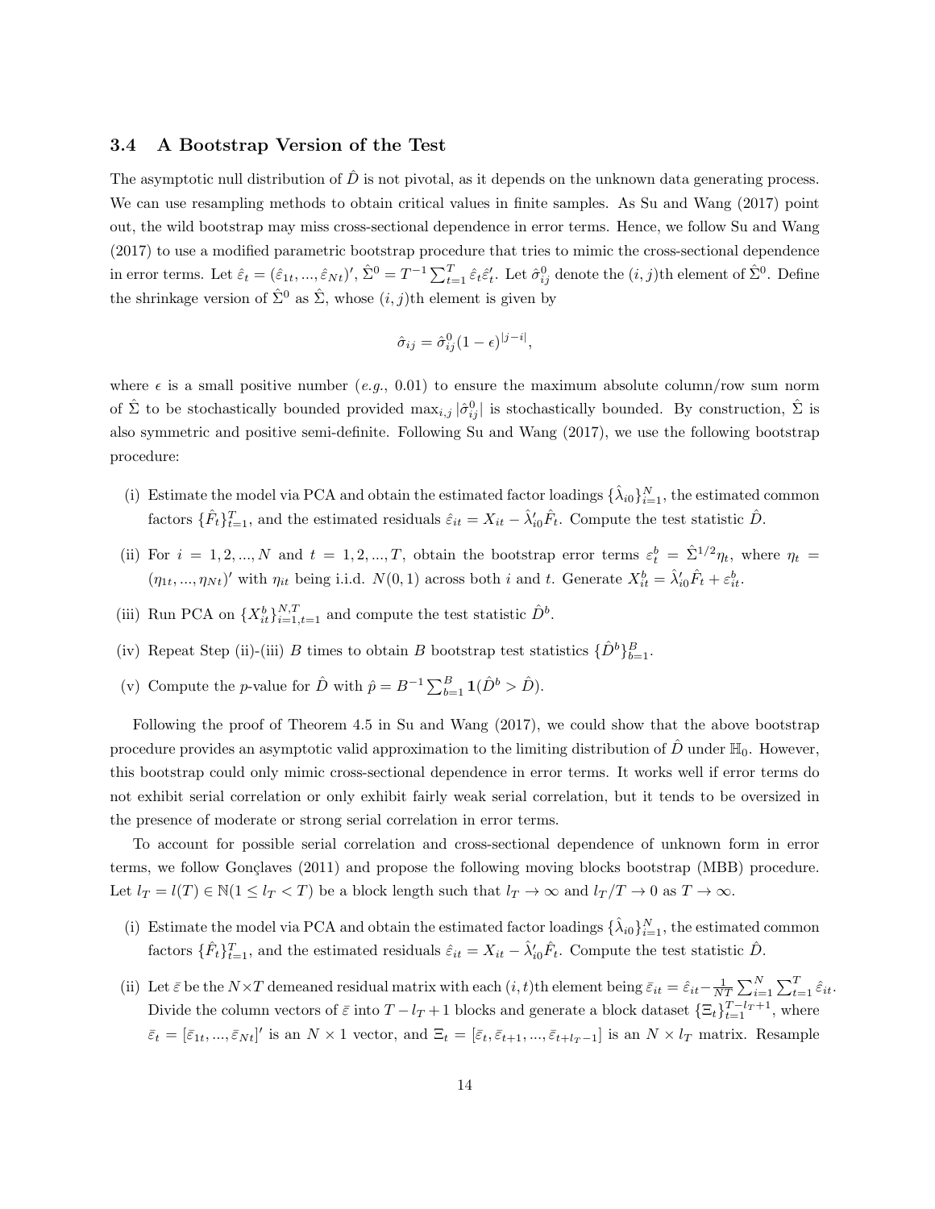### 3.4 A Bootstrap Version of the Test

The asymptotic null distribution of $\hat{D}$ is not pivotal, as it depends on the unknown data generating process. We can use resampling methods to obtain critical values in finite samples. As Su and Wang (2017) point out, the wild bootstrap may miss cross-sectional dependence in error terms. Hence, we follow Su and Wang (2017) to use a modified parametric bootstrap procedure that tries to mimic the cross-sectional dependence in error terms. Let $\hat{\varepsilon}_t = (\hat{\varepsilon}_{1t}, ..., \hat{\varepsilon}_{Nt})'$, $\hat{\Sigma}^0 = T^{-1}\sum_{t=1}^T \hat{\varepsilon}_t\hat{\varepsilon}_t'$. Let $\hat{\sigma}_{ij}^0$ denote the $(i,j)$th element of $\hat{\Sigma}^0$. Define the shrinkage version of $\hat{\Sigma}^0$ as $\hat{\Sigma}$, whose $(i,j)$th element is given by

$$\hat{\sigma}_{ij} = \hat{\sigma}_{ij}^0(1-\epsilon)^{|j-i|},$$

where $\epsilon$ is a small positive number (*e.g.*, 0.01) to ensure the maximum absolute column/row sum norm of $\hat{\Sigma}$ to be stochastically bounded provided $\max_{i,j}|\hat{\sigma}_{ij}^0|$ is stochastically bounded. By construction, $\hat{\Sigma}$ is also symmetric and positive semi-definite. Following Su and Wang (2017), we use the following bootstrap procedure:

(i) Estimate the model via PCA and obtain the estimated factor loadings $\{\hat{\lambda}_{i0}\}_{i=1}^N$, the estimated common factors $\{\hat{F}_t\}_{t=1}^T$, and the estimated residuals $\hat{\varepsilon}_{it} = X_{it} - \hat{\lambda}_{i0}'\hat{F}_t$. Compute the test statistic $\hat{D}$.

(ii) For $i = 1, 2, ..., N$ and $t = 1, 2, ..., T$, obtain the bootstrap error terms $\varepsilon_t^b = \hat{\Sigma}^{1/2}\eta_t$, where $\eta_t = (\eta_{1t}, ..., \eta_{Nt})'$ with $\eta_{it}$ being i.i.d. $N(0,1)$ across both $i$ and $t$. Generate $X_{it}^b = \hat{\lambda}_{i0}'\hat{F}_t + \varepsilon_{it}^b$.

(iii) Run PCA on $\{X_{it}^b\}_{i=1,t=1}^{N,T}$ and compute the test statistic $\hat{D}^b$.

(iv) Repeat Step (ii)-(iii) $B$ times to obtain $B$ bootstrap test statistics $\{\hat{D}^b\}_{b=1}^B$.

(v) Compute the $p$-value for $\hat{D}$ with $\hat{p} = B^{-1}\sum_{b=1}^B \mathbf{1}(\hat{D}^b > \hat{D})$.

Following the proof of Theorem 4.5 in Su and Wang (2017), we could show that the above bootstrap procedure provides an asymptotic valid approximation to the limiting distribution of $\hat{D}$ under $\mathbb{H}_0$. However, this bootstrap could only mimic cross-sectional dependence in error terms. It works well if error terms do not exhibit serial correlation or only exhibit fairly weak serial correlation, but it tends to be oversized in the presence of moderate or strong serial correlation in error terms.

To account for possible serial correlation and cross-sectional dependence of unknown form in error terms, we follow Gonçlaves (2011) and propose the following moving blocks bootstrap (MBB) procedure. Let $l_T = l(T) \in \mathbb{N}(1 \leq l_T < T)$ be a block length such that $l_T \to \infty$ and $l_T/T \to 0$ as $T \to \infty$.

(i) Estimate the model via PCA and obtain the estimated factor loadings $\{\hat{\lambda}_{i0}\}_{i=1}^N$, the estimated common factors $\{\hat{F}_t\}_{t=1}^T$, and the estimated residuals $\hat{\varepsilon}_{it} = X_{it} - \hat{\lambda}_{i0}'\hat{F}_t$. Compute the test statistic $\hat{D}$.

(ii) Let $\bar{\varepsilon}$ be the $N\times T$ demeaned residual matrix with each $(i,t)$th element being $\bar{\varepsilon}_{it} = \hat{\varepsilon}_{it} - \frac{1}{NT}\sum_{i=1}^N\sum_{t=1}^T \hat{\varepsilon}_{it}$. Divide the column vectors of $\bar{\varepsilon}$ into $T - l_T + 1$ blocks and generate a block dataset $\{\Xi_t\}_{t=1}^{T-l_T+1}$, where $\bar{\varepsilon}_t = [\bar{\varepsilon}_{1t}, ..., \bar{\varepsilon}_{Nt}]'$ is an $N \times 1$ vector, and $\Xi_t = [\bar{\varepsilon}_t, \bar{\varepsilon}_{t+1}, ..., \bar{\varepsilon}_{t+l_T-1}]$ is an $N \times l_T$ matrix. Resample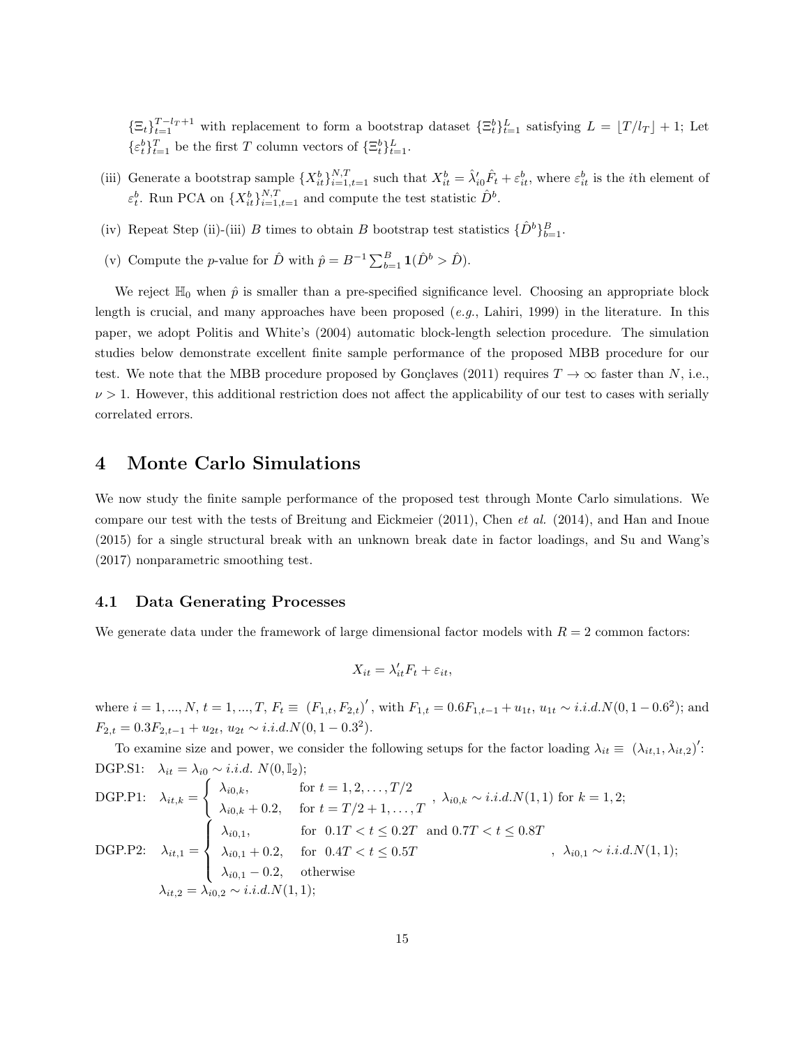$\{\Xi_t\}_{t=1}^{T-l_T+1}$ with replacement to form a bootstrap dataset $\{\Xi_t^b\}_{t=1}^{L}$ satisfying $L = \lfloor T/l_T \rfloor + 1$; Let $\{\varepsilon_t^b\}_{t=1}^{T}$ be the first $T$ column vectors of $\{\Xi_t^b\}_{t=1}^{L}$.

(iii) Generate a bootstrap sample $\{X_{it}^b\}_{i=1,t=1}^{N,T}$ such that $X_{it}^b = \hat{\lambda}_{i0}' \hat{F}_t + \varepsilon_{it}^b$, where $\varepsilon_{it}^b$ is the $i$th element of $\varepsilon_t^b$. Run PCA on $\{X_{it}^b\}_{i=1,t=1}^{N,T}$ and compute the test statistic $\hat{D}^b$.

(iv) Repeat Step (ii)-(iii) $B$ times to obtain $B$ bootstrap test statistics $\{\hat{D}^b\}_{b=1}^{B}$.

(v) Compute the $p$-value for $\hat{D}$ with $\hat{p} = B^{-1} \sum_{b=1}^{B} \mathbf{1}(\hat{D}^b > \hat{D})$.

We reject $\mathbb{H}_0$ when $\hat{p}$ is smaller than a pre-specified significance level. Choosing an appropriate block length is crucial, and many approaches have been proposed (*e.g.*, Lahiri, 1999) in the literature. In this paper, we adopt Politis and White's (2004) automatic block-length selection procedure. The simulation studies below demonstrate excellent finite sample performance of the proposed MBB procedure for our test. We note that the MBB procedure proposed by Gonçlaves (2011) requires $T \to \infty$ faster than $N$, i.e., $\nu > 1$. However, this additional restriction does not affect the applicability of our test to cases with serially correlated errors.

# 4 Monte Carlo Simulations

We now study the finite sample performance of the proposed test through Monte Carlo simulations. We compare our test with the tests of Breitung and Eickmeier (2011), Chen *et al.* (2014), and Han and Inoue (2015) for a single structural break with an unknown break date in factor loadings, and Su and Wang's (2017) nonparametric smoothing test.

## 4.1 Data Generating Processes

We generate data under the framework of large dimensional factor models with $R = 2$ common factors:

$$X_{it} = \lambda_{it}' F_t + \varepsilon_{it},$$

where $i = 1, ..., N$, $t = 1, ..., T$, $F_t \equiv (F_{1,t}, F_{2,t})'$, with $F_{1,t} = 0.6 F_{1,t-1} + u_{1t}$, $u_{1t} \sim i.i.d. N(0, 1 - 0.6^2)$; and $F_{2,t} = 0.3 F_{2,t-1} + u_{2t}$, $u_{2t} \sim i.i.d. N(0, 1 - 0.3^2)$.

To examine size and power, we consider the following setups for the factor loading $\lambda_{it} \equiv (\lambda_{it,1}, \lambda_{it,2})'$:

DGP.S1: $\lambda_{it} = \lambda_{i0} \sim i.i.d.\ N(0, \mathbb{I}_2)$;

DGP.P1: $\lambda_{it,k} = \begin{cases} \lambda_{i0,k}, & \text{for } t = 1, 2, \ldots, T/2 \\ \lambda_{i0,k} + 0.2, & \text{for } t = T/2 + 1, \ldots, T \end{cases}$, $\lambda_{i0,k} \sim i.i.d. N(1, 1)$ for $k = 1, 2$;

DGP.P2: $\lambda_{it,1} = \begin{cases} \lambda_{i0,1}, & \text{for } \ 0.1T < t \leq 0.2T \ \text{ and } 0.7T < t \leq 0.8T \\ \lambda_{i0,1} + 0.2, & \text{for } \ 0.4T < t \leq 0.5T \\ \lambda_{i0,1} - 0.2, & \text{otherwise} \end{cases}$, $\lambda_{i0,1} \sim i.i.d. N(1, 1)$;

$\lambda_{it,2} = \lambda_{i0,2} \sim i.i.d. N(1, 1)$;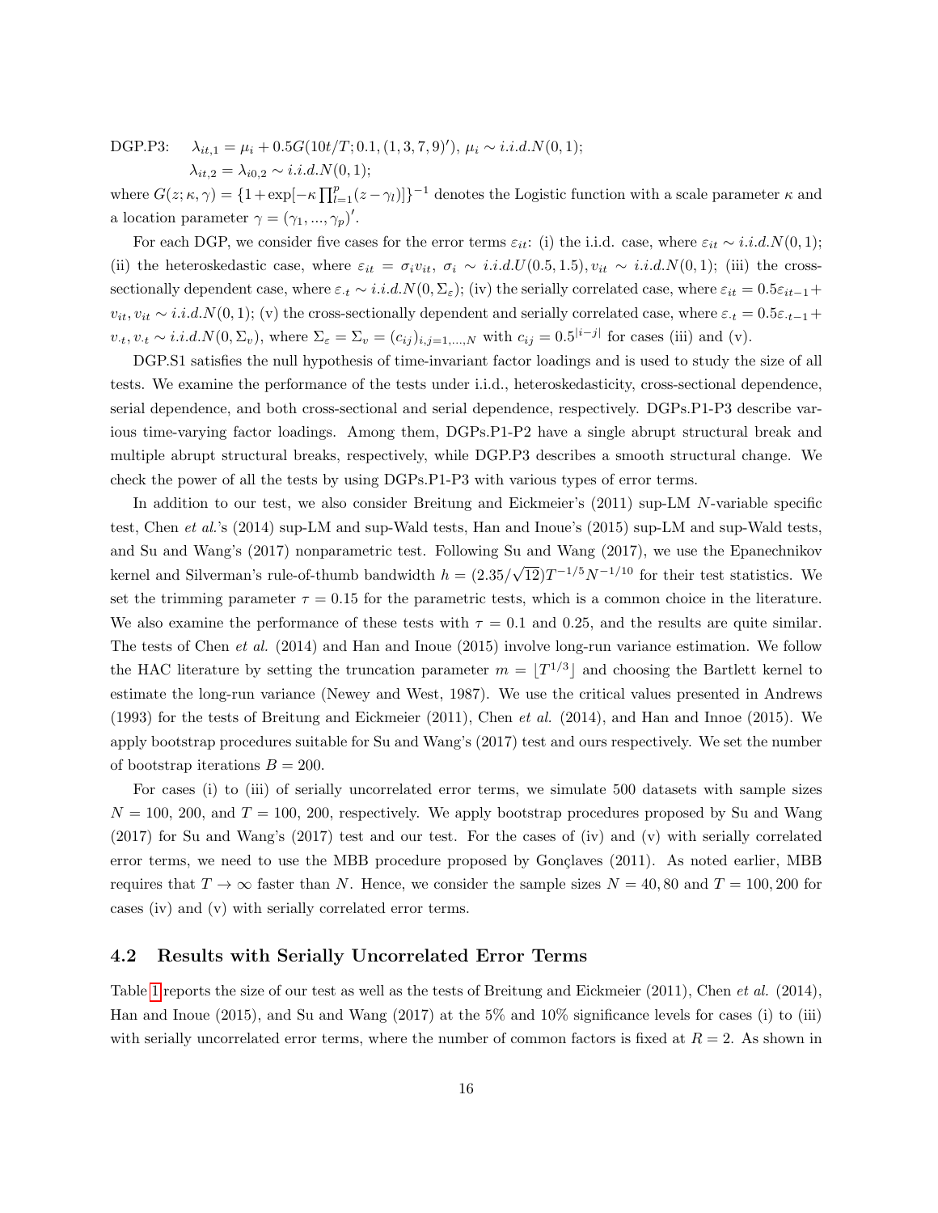DGP.P3: $\lambda_{it,1} = \mu_i + 0.5G(10t/T; 0.1, (1,3,7,9)')$, $\mu_i \sim i.i.d.N(0,1)$;

$\lambda_{it,2} = \lambda_{i0,2} \sim i.i.d.N(0,1)$;

where $G(z;\kappa,\gamma) = \{1+\exp[-\kappa\prod_{l=1}^{p}(z-\gamma_l)]\}^{-1}$ denotes the Logistic function with a scale parameter $\kappa$ and a location parameter $\gamma = (\gamma_1, ..., \gamma_p)'$.

For each DGP, we consider five cases for the error terms $\varepsilon_{it}$: (i) the i.i.d. case, where $\varepsilon_{it} \sim i.i.d.N(0,1)$; (ii) the heteroskedastic case, where $\varepsilon_{it} = \sigma_i v_{it}$, $\sigma_i \sim i.i.d.U(0.5, 1.5)$, $v_{it} \sim i.i.d.N(0,1)$; (iii) the cross-sectionally dependent case, where $\varepsilon_{\cdot t} \sim i.i.d.N(0, \Sigma_\varepsilon)$; (iv) the serially correlated case, where $\varepsilon_{it} = 0.5\varepsilon_{it-1} + v_{it}$, $v_{it} \sim i.i.d.N(0,1)$; (v) the cross-sectionally dependent and serially correlated case, where $\varepsilon_{\cdot t} = 0.5\varepsilon_{\cdot t-1} + v_{\cdot t}$, $v_{\cdot t} \sim i.i.d.N(0, \Sigma_v)$, where $\Sigma_\varepsilon = \Sigma_v = (c_{ij})_{i,j=1,...,N}$ with $c_{ij} = 0.5^{|i-j|}$ for cases (iii) and (v).

DGP.S1 satisfies the null hypothesis of time-invariant factor loadings and is used to study the size of all tests. We examine the performance of the tests under i.i.d., heteroskedasticity, cross-sectional dependence, serial dependence, and both cross-sectional and serial dependence, respectively. DGPs.P1-P3 describe various time-varying factor loadings. Among them, DGPs.P1-P2 have a single abrupt structural break and multiple abrupt structural breaks, respectively, while DGP.P3 describes a smooth structural change. We check the power of all the tests by using DGPs.P1-P3 with various types of error terms.

In addition to our test, we also consider Breitung and Eickmeier's (2011) sup-LM $N$-variable specific test, Chen *et al.*'s (2014) sup-LM and sup-Wald tests, Han and Inoue's (2015) sup-LM and sup-Wald tests, and Su and Wang's (2017) nonparametric test. Following Su and Wang (2017), we use the Epanechnikov kernel and Silverman's rule-of-thumb bandwidth $h = (2.35/\sqrt{12})T^{-1/5}N^{-1/10}$ for their test statistics. We set the trimming parameter $\tau = 0.15$ for the parametric tests, which is a common choice in the literature. We also examine the performance of these tests with $\tau = 0.1$ and $0.25$, and the results are quite similar. The tests of Chen *et al.* (2014) and Han and Inoue (2015) involve long-run variance estimation. We follow the HAC literature by setting the truncation parameter $m = \lfloor T^{1/3} \rfloor$ and choosing the Bartlett kernel to estimate the long-run variance (Newey and West, 1987). We use the critical values presented in Andrews (1993) for the tests of Breitung and Eickmeier (2011), Chen *et al.* (2014), and Han and Innoe (2015). We apply bootstrap procedures suitable for Su and Wang's (2017) test and ours respectively. We set the number of bootstrap iterations $B = 200$.

For cases (i) to (iii) of serially uncorrelated error terms, we simulate 500 datasets with sample sizes $N = 100$, 200, and $T = 100$, 200, respectively. We apply bootstrap procedures proposed by Su and Wang (2017) for Su and Wang's (2017) test and our test. For the cases of (iv) and (v) with serially correlated error terms, we need to use the MBB procedure proposed by Gonçlaves (2011). As noted earlier, MBB requires that $T \to \infty$ faster than $N$. Hence, we consider the sample sizes $N = 40, 80$ and $T = 100, 200$ for cases (iv) and (v) with serially correlated error terms.

## 4.2 Results with Serially Uncorrelated Error Terms

Table 1 reports the size of our test as well as the tests of Breitung and Eickmeier (2011), Chen *et al.* (2014), Han and Inoue (2015), and Su and Wang (2017) at the 5% and 10% significance levels for cases (i) to (iii) with serially uncorrelated error terms, where the number of common factors is fixed at $R = 2$. As shown in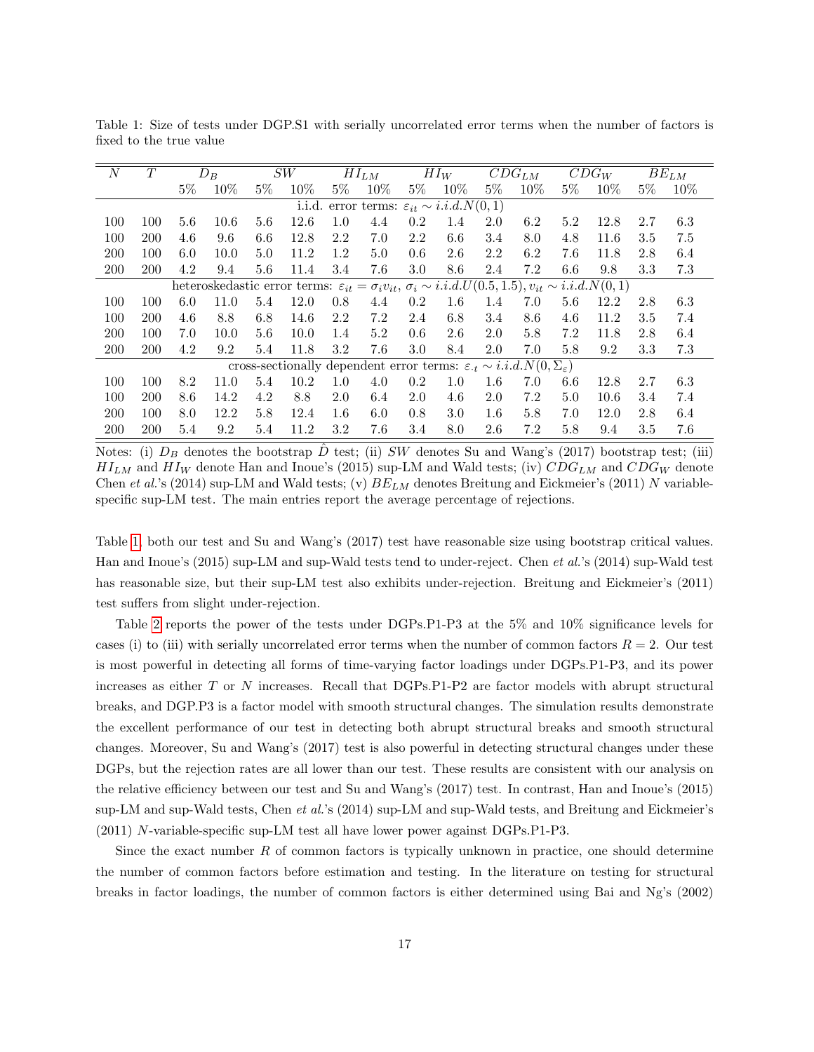Table 1: Size of tests under DGP.S1 with serially uncorrelated error terms when the number of factors is fixed to the true value

| $N$ | $T$ | $D_B$ | | $SW$ | | $HI_{LM}$ | | $HI_W$ | | $CDG_{LM}$ | | $CDG_W$ | | $BE_{LM}$ | |
|---|---|---|---|---|---|---|---|---|---|---|---|---|---|---|---|
| | | 5% | 10% | 5% | 10% | 5% | 10% | 5% | 10% | 5% | 10% | 5% | 10% | 5% | 10% |
| i.i.d. error terms: $\varepsilon_{it} \sim i.i.d.N(0,1)$ | | | | | | | | | | | | | | | |
| 100 | 100 | 5.6 | 10.6 | 5.6 | 12.6 | 1.0 | 4.4 | 0.2 | 1.4 | 2.0 | 6.2 | 5.2 | 12.8 | 2.7 | 6.3 |
| 100 | 200 | 4.6 | 9.6 | 6.6 | 12.8 | 2.2 | 7.0 | 2.2 | 6.6 | 3.4 | 8.0 | 4.8 | 11.6 | 3.5 | 7.5 |
| 200 | 100 | 6.0 | 10.0 | 5.0 | 11.2 | 1.2 | 5.0 | 0.6 | 2.6 | 2.2 | 6.2 | 7.6 | 11.8 | 2.8 | 6.4 |
| 200 | 200 | 4.2 | 9.4 | 5.6 | 11.4 | 3.4 | 7.6 | 3.0 | 8.6 | 2.4 | 7.2 | 6.6 | 9.8 | 3.3 | 7.3 |
| heteroskedastic error terms: $\varepsilon_{it} = \sigma_i v_{it}$, $\sigma_i \sim i.i.d.U(0.5, 1.5)$, $v_{it} \sim i.i.d.N(0,1)$ | | | | | | | | | | | | | | | |
| 100 | 100 | 6.0 | 11.0 | 5.4 | 12.0 | 0.8 | 4.4 | 0.2 | 1.6 | 1.4 | 7.0 | 5.6 | 12.2 | 2.8 | 6.3 |
| 100 | 200 | 4.6 | 8.8 | 6.8 | 14.6 | 2.2 | 7.2 | 2.4 | 6.8 | 3.4 | 8.6 | 4.6 | 11.2 | 3.5 | 7.4 |
| 200 | 100 | 7.0 | 10.0 | 5.6 | 10.0 | 1.4 | 5.2 | 0.6 | 2.6 | 2.0 | 5.8 | 7.2 | 11.8 | 2.8 | 6.4 |
| 200 | 200 | 4.2 | 9.2 | 5.4 | 11.8 | 3.2 | 7.6 | 3.0 | 8.4 | 2.0 | 7.0 | 5.8 | 9.2 | 3.3 | 7.3 |
| cross-sectionally dependent error terms: $\varepsilon_{\cdot t} \sim i.i.d.N(0, \Sigma_\varepsilon)$ | | | | | | | | | | | | | | | |
| 100 | 100 | 8.2 | 11.0 | 5.4 | 10.2 | 1.0 | 4.0 | 0.2 | 1.0 | 1.6 | 7.0 | 6.6 | 12.8 | 2.7 | 6.3 |
| 100 | 200 | 8.6 | 14.2 | 4.2 | 8.8 | 2.0 | 6.4 | 2.0 | 4.6 | 2.0 | 7.2 | 5.0 | 10.6 | 3.4 | 7.4 |
| 200 | 100 | 8.0 | 12.2 | 5.8 | 12.4 | 1.6 | 6.0 | 0.8 | 3.0 | 1.6 | 5.8 | 7.0 | 12.0 | 2.8 | 6.4 |
| 200 | 200 | 5.4 | 9.2 | 5.4 | 11.2 | 3.2 | 7.6 | 3.4 | 8.0 | 2.6 | 7.2 | 5.8 | 9.4 | 3.5 | 7.6 |

Notes: (i) $D_B$ denotes the bootstrap $\hat{D}$ test; (ii) $SW$ denotes Su and Wang's (2017) bootstrap test; (iii) $HI_{LM}$ and $HI_W$ denote Han and Inoue's (2015) sup-LM and Wald tests; (iv) $CDG_{LM}$ and $CDG_W$ denote Chen *et al.*'s (2014) sup-LM and Wald tests; (v) $BE_{LM}$ denotes Breitung and Eickmeier's (2011) $N$ variable-specific sup-LM test. The main entries report the average percentage of rejections.

Table 1, both our test and Su and Wang's (2017) test have reasonable size using bootstrap critical values. Han and Inoue's (2015) sup-LM and sup-Wald tests tend to under-reject. Chen *et al.*'s (2014) sup-Wald test has reasonable size, but their sup-LM test also exhibits under-rejection. Breitung and Eickmeier's (2011) test suffers from slight under-rejection.

Table 2 reports the power of the tests under DGPs.P1-P3 at the 5% and 10% significance levels for cases (i) to (iii) with serially uncorrelated error terms when the number of common factors $R = 2$. Our test is most powerful in detecting all forms of time-varying factor loadings under DGPs.P1-P3, and its power increases as either $T$ or $N$ increases. Recall that DGPs.P1-P2 are factor models with abrupt structural breaks, and DGP.P3 is a factor model with smooth structural changes. The simulation results demonstrate the excellent performance of our test in detecting both abrupt structural breaks and smooth structural changes. Moreover, Su and Wang's (2017) test is also powerful in detecting structural changes under these DGPs, but the rejection rates are all lower than our test. These results are consistent with our analysis on the relative efficiency between our test and Su and Wang's (2017) test. In contrast, Han and Inoue's (2015) sup-LM and sup-Wald tests, Chen *et al.*'s (2014) sup-LM and sup-Wald tests, and Breitung and Eickmeier's (2011) $N$-variable-specific sup-LM test all have lower power against DGPs.P1-P3.

Since the exact number $R$ of common factors is typically unknown in practice, one should determine the number of common factors before estimation and testing. In the literature on testing for structural breaks in factor loadings, the number of common factors is either determined using Bai and Ng's (2002)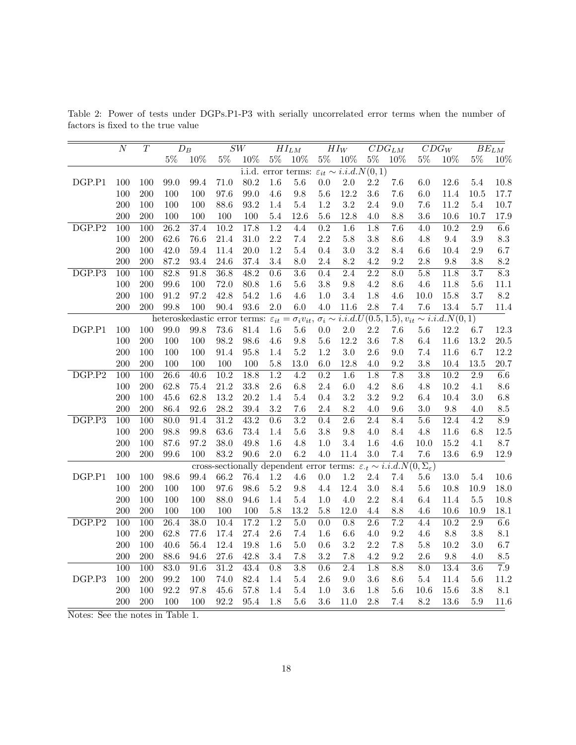Table 2: Power of tests under DGPs.P1-P3 with serially uncorrelated error terms when the number of factors is fixed to the true value

| | $N$ | $T$ | $D_B$ | | $SW$ | | $HI_{LM}$ | | $HI_W$ | | $CDG_{LM}$ | | $CDG_W$ | | $BE_{LM}$ | |
|---|---|---|---|---|---|---|---|---|---|---|---|---|---|---|---|---|
| | | | 5% | 10% | 5% | 10% | 5% | 10% | 5% | 10% | 5% | 10% | 5% | 10% | 5% | 10% |
| | | | i.i.d. error terms: $\varepsilon_{it} \sim i.i.d.N(0,1)$ | | | | | | | | | | | | | |
| DGP.P1 | 100 | 100 | 99.0 | 99.4 | 71.0 | 80.2 | 1.6 | 5.6 | 0.0 | 2.0 | 2.2 | 7.6 | 6.0 | 12.6 | 5.4 | 10.8 |
| | 100 | 200 | 100 | 100 | 97.6 | 99.0 | 4.6 | 9.8 | 5.6 | 12.2 | 3.6 | 7.6 | 6.0 | 11.4 | 10.5 | 17.7 |
| | 200 | 100 | 100 | 100 | 88.6 | 93.2 | 1.4 | 5.4 | 1.2 | 3.2 | 2.4 | 9.0 | 7.6 | 11.2 | 5.4 | 10.7 |
| | 200 | 200 | 100 | 100 | 100 | 100 | 5.4 | 12.6 | 5.6 | 12.8 | 4.0 | 8.8 | 3.6 | 10.6 | 10.7 | 17.9 |
| DGP.P2 | 100 | 100 | 26.2 | 37.4 | 10.2 | 17.8 | 1.2 | 4.4 | 0.2 | 1.6 | 1.8 | 7.6 | 4.0 | 10.2 | 2.9 | 6.6 |
| | 100 | 200 | 62.6 | 76.6 | 21.4 | 31.0 | 2.2 | 7.4 | 2.2 | 5.8 | 3.8 | 8.6 | 4.8 | 9.4 | 3.9 | 8.3 |
| | 200 | 100 | 42.0 | 59.4 | 11.4 | 20.0 | 1.2 | 5.4 | 0.4 | 3.0 | 3.2 | 8.4 | 6.6 | 10.4 | 2.9 | 6.7 |
| | 200 | 200 | 87.2 | 93.4 | 24.6 | 37.4 | 3.4 | 8.0 | 2.4 | 8.2 | 4.2 | 9.2 | 2.8 | 9.8 | 3.8 | 8.2 |
| DGP.P3 | 100 | 100 | 82.8 | 91.8 | 36.8 | 48.2 | 0.6 | 3.6 | 0.4 | 2.4 | 2.2 | 8.0 | 5.8 | 11.8 | 3.7 | 8.3 |
| | 100 | 200 | 99.6 | 100 | 72.0 | 80.8 | 1.6 | 5.6 | 3.8 | 9.8 | 4.2 | 8.6 | 4.6 | 11.8 | 5.6 | 11.1 |
| | 200 | 100 | 91.2 | 97.2 | 42.8 | 54.2 | 1.6 | 4.6 | 1.0 | 3.4 | 1.8 | 4.6 | 10.0 | 15.8 | 3.7 | 8.2 |
| | 200 | 200 | 99.8 | 100 | 90.4 | 93.6 | 2.0 | 6.0 | 4.0 | 11.6 | 2.8 | 7.4 | 7.6 | 13.4 | 5.7 | 11.4 |
| | | | heteroskedastic error terms: $\varepsilon_{it} = \sigma_i v_{it}$, $\sigma_i \sim i.i.d.U(0.5, 1.5)$, $v_{it} \sim i.i.d.N(0,1)$ | | | | | | | | | | | | | |
| DGP.P1 | 100 | 100 | 99.0 | 99.8 | 73.6 | 81.4 | 1.6 | 5.6 | 0.0 | 2.0 | 2.2 | 7.6 | 5.6 | 12.2 | 6.7 | 12.3 |
| | 100 | 200 | 100 | 100 | 98.2 | 98.6 | 4.6 | 9.8 | 5.6 | 12.2 | 3.6 | 7.8 | 6.4 | 11.6 | 13.2 | 20.5 |
| | 200 | 100 | 100 | 100 | 91.4 | 95.8 | 1.4 | 5.2 | 1.2 | 3.0 | 2.6 | 9.0 | 7.4 | 11.6 | 6.7 | 12.2 |
| | 200 | 200 | 100 | 100 | 100 | 100 | 5.8 | 13.0 | 6.0 | 12.8 | 4.0 | 9.2 | 3.8 | 10.4 | 13.5 | 20.7 |
| DGP.P2 | 100 | 100 | 26.6 | 40.6 | 10.2 | 18.8 | 1.2 | 4.2 | 0.2 | 1.6 | 1.8 | 7.8 | 3.8 | 10.2 | 2.9 | 6.6 |
| | 100 | 200 | 62.8 | 75.4 | 21.2 | 33.8 | 2.6 | 6.8 | 2.4 | 6.0 | 4.2 | 8.6 | 4.8 | 10.2 | 4.1 | 8.6 |
| | 200 | 100 | 45.6 | 62.8 | 13.2 | 20.2 | 1.4 | 5.4 | 0.4 | 3.2 | 3.2 | 9.2 | 6.4 | 10.4 | 3.0 | 6.8 |
| | 200 | 200 | 86.4 | 92.6 | 28.2 | 39.4 | 3.2 | 7.6 | 2.4 | 8.2 | 4.0 | 9.6 | 3.0 | 9.8 | 4.0 | 8.5 |
| DGP.P3 | 100 | 100 | 80.0 | 91.4 | 31.2 | 43.2 | 0.6 | 3.2 | 0.4 | 2.6 | 2.4 | 8.4 | 5.6 | 12.4 | 4.2 | 8.9 |
| | 100 | 200 | 98.8 | 99.8 | 63.6 | 73.4 | 1.4 | 5.6 | 3.8 | 9.8 | 4.0 | 8.4 | 4.8 | 11.6 | 6.8 | 12.5 |
| | 200 | 100 | 87.6 | 97.2 | 38.0 | 49.8 | 1.6 | 4.8 | 1.0 | 3.4 | 1.6 | 4.6 | 10.0 | 15.2 | 4.1 | 8.7 |
| | 200 | 200 | 99.6 | 100 | 83.2 | 90.6 | 2.0 | 6.2 | 4.0 | 11.4 | 3.0 | 7.4 | 7.6 | 13.6 | 6.9 | 12.9 |
| | | | cross-sectionally dependent error terms: $\varepsilon_{\cdot t} \sim i.i.d.N(0, \Sigma_\varepsilon)$ | | | | | | | | | | | | | |
| DGP.P1 | 100 | 100 | 98.6 | 99.4 | 66.2 | 76.4 | 1.2 | 4.6 | 0.0 | 1.2 | 2.4 | 7.4 | 5.6 | 13.0 | 5.4 | 10.6 |
| | 100 | 200 | 100 | 100 | 97.6 | 98.6 | 5.2 | 9.8 | 4.4 | 12.4 | 3.0 | 8.4 | 5.6 | 10.8 | 10.9 | 18.0 |
| | 200 | 100 | 100 | 100 | 88.0 | 94.6 | 1.4 | 5.4 | 1.0 | 4.0 | 2.2 | 8.4 | 6.4 | 11.4 | 5.5 | 10.8 |
| | 200 | 200 | 100 | 100 | 100 | 100 | 5.8 | 13.2 | 5.8 | 12.0 | 4.4 | 8.8 | 4.6 | 10.6 | 10.9 | 18.1 |
| DGP.P2 | 100 | 100 | 26.4 | 38.0 | 10.4 | 17.2 | 1.2 | 5.0 | 0.0 | 0.8 | 2.6 | 7.2 | 4.4 | 10.2 | 2.9 | 6.6 |
| | 100 | 200 | 62.8 | 77.6 | 17.4 | 27.4 | 2.6 | 7.4 | 1.6 | 6.6 | 4.0 | 9.2 | 4.6 | 8.8 | 3.8 | 8.1 |
| | 200 | 100 | 40.6 | 56.4 | 12.4 | 19.8 | 1.6 | 5.0 | 0.6 | 3.2 | 2.2 | 7.8 | 5.8 | 10.2 | 3.0 | 6.7 |
| | 200 | 200 | 88.6 | 94.6 | 27.6 | 42.8 | 3.4 | 7.8 | 3.2 | 7.8 | 4.2 | 9.2 | 2.6 | 9.8 | 4.0 | 8.5 |
| | 100 | 100 | 83.0 | 91.6 | 31.2 | 43.4 | 0.8 | 3.8 | 0.6 | 2.4 | 1.8 | 8.8 | 8.0 | 13.4 | 3.6 | 7.9 |
| DGP.P3 | 100 | 200 | 99.2 | 100 | 74.0 | 82.4 | 1.4 | 5.4 | 2.6 | 9.0 | 3.6 | 8.6 | 5.4 | 11.4 | 5.6 | 11.2 |
| | 200 | 100 | 92.2 | 97.8 | 45.6 | 57.8 | 1.4 | 5.4 | 1.0 | 3.6 | 1.8 | 5.6 | 10.6 | 15.6 | 3.8 | 8.1 |
| | 200 | 200 | 100 | 100 | 92.2 | 95.4 | 1.8 | 5.6 | 3.6 | 11.0 | 2.8 | 7.4 | 8.2 | 13.6 | 5.9 | 11.6 |

Notes: See the notes in Table 1.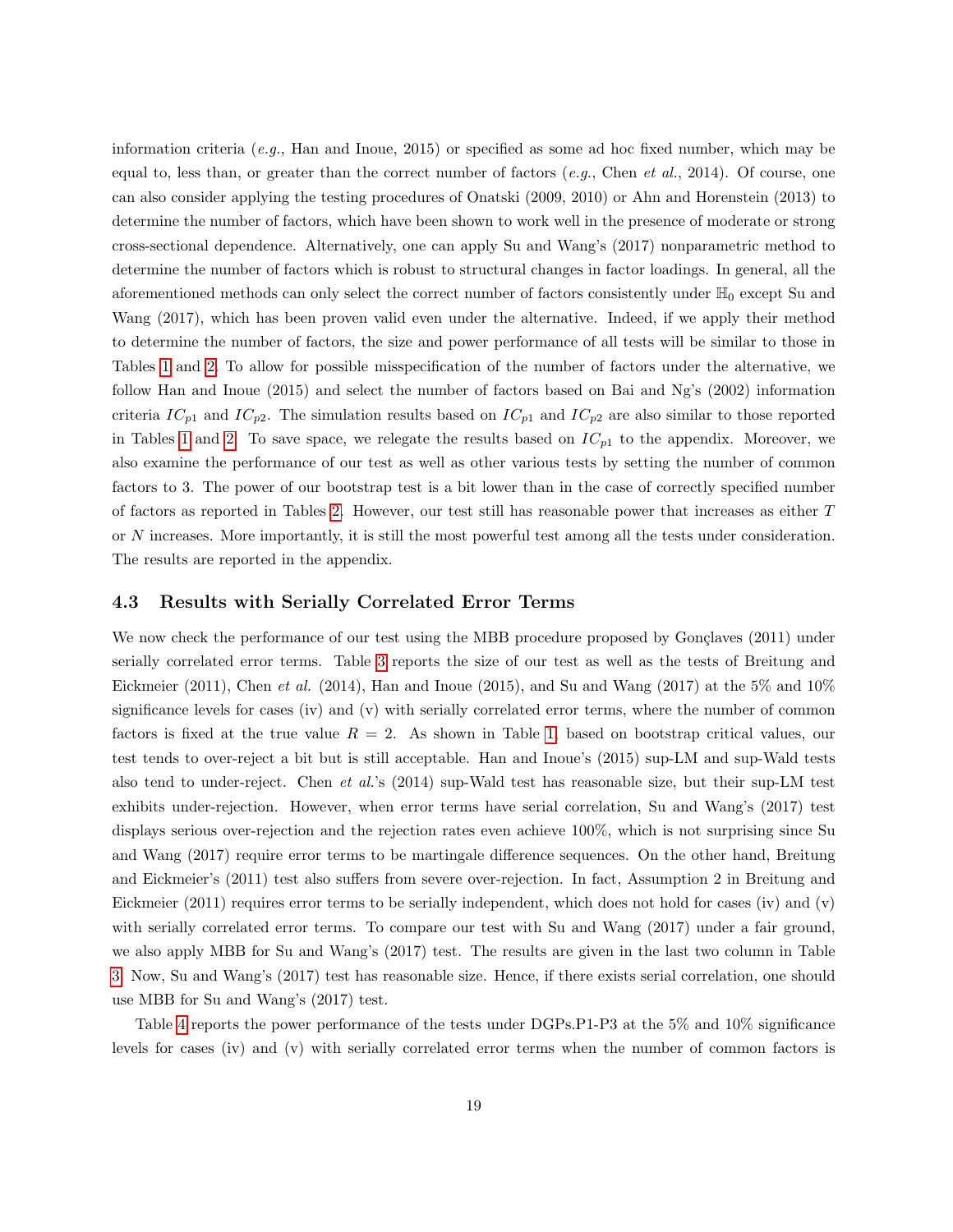information criteria (*e.g.*, Han and Inoue, 2015) or specified as some ad hoc fixed number, which may be equal to, less than, or greater than the correct number of factors (*e.g.*, Chen *et al.*, 2014). Of course, one can also consider applying the testing procedures of Onatski (2009, 2010) or Ahn and Horenstein (2013) to determine the number of factors, which have been shown to work well in the presence of moderate or strong cross-sectional dependence. Alternatively, one can apply Su and Wang's (2017) nonparametric method to determine the number of factors which is robust to structural changes in factor loadings. In general, all the aforementioned methods can only select the correct number of factors consistently under $\mathbb{H}_0$ except Su and Wang (2017), which has been proven valid even under the alternative. Indeed, if we apply their method to determine the number of factors, the size and power performance of all tests will be similar to those in Tables 1 and 2. To allow for possible misspecification of the number of factors under the alternative, we follow Han and Inoue (2015) and select the number of factors based on Bai and Ng's (2002) information criteria $IC_{p1}$ and $IC_{p2}$. The simulation results based on $IC_{p1}$ and $IC_{p2}$ are also similar to those reported in Tables 1 and 2. To save space, we relegate the results based on $IC_{p1}$ to the appendix. Moreover, we also examine the performance of our test as well as other various tests by setting the number of common factors to 3. The power of our bootstrap test is a bit lower than in the case of correctly specified number of factors as reported in Tables 2. However, our test still has reasonable power that increases as either $T$ or $N$ increases. More importantly, it is still the most powerful test among all the tests under consideration. The results are reported in the appendix.

### 4.3 Results with Serially Correlated Error Terms

We now check the performance of our test using the MBB procedure proposed by Gonçlaves (2011) under serially correlated error terms. Table 3 reports the size of our test as well as the tests of Breitung and Eickmeier (2011), Chen *et al.* (2014), Han and Inoue (2015), and Su and Wang (2017) at the 5% and 10% significance levels for cases (iv) and (v) with serially correlated error terms, where the number of common factors is fixed at the true value $R = 2$. As shown in Table 1, based on bootstrap critical values, our test tends to over-reject a bit but is still acceptable. Han and Inoue's (2015) sup-LM and sup-Wald tests also tend to under-reject. Chen *et al.*'s (2014) sup-Wald test has reasonable size, but their sup-LM test exhibits under-rejection. However, when error terms have serial correlation, Su and Wang's (2017) test displays serious over-rejection and the rejection rates even achieve 100%, which is not surprising since Su and Wang (2017) require error terms to be martingale difference sequences. On the other hand, Breitung and Eickmeier's (2011) test also suffers from severe over-rejection. In fact, Assumption 2 in Breitung and Eickmeier (2011) requires error terms to be serially independent, which does not hold for cases (iv) and (v) with serially correlated error terms. To compare our test with Su and Wang (2017) under a fair ground, we also apply MBB for Su and Wang's (2017) test. The results are given in the last two column in Table 3. Now, Su and Wang's (2017) test has reasonable size. Hence, if there exists serial correlation, one should use MBB for Su and Wang's (2017) test.

Table 4 reports the power performance of the tests under DGPs.P1-P3 at the 5% and 10% significance levels for cases (iv) and (v) with serially correlated error terms when the number of common factors is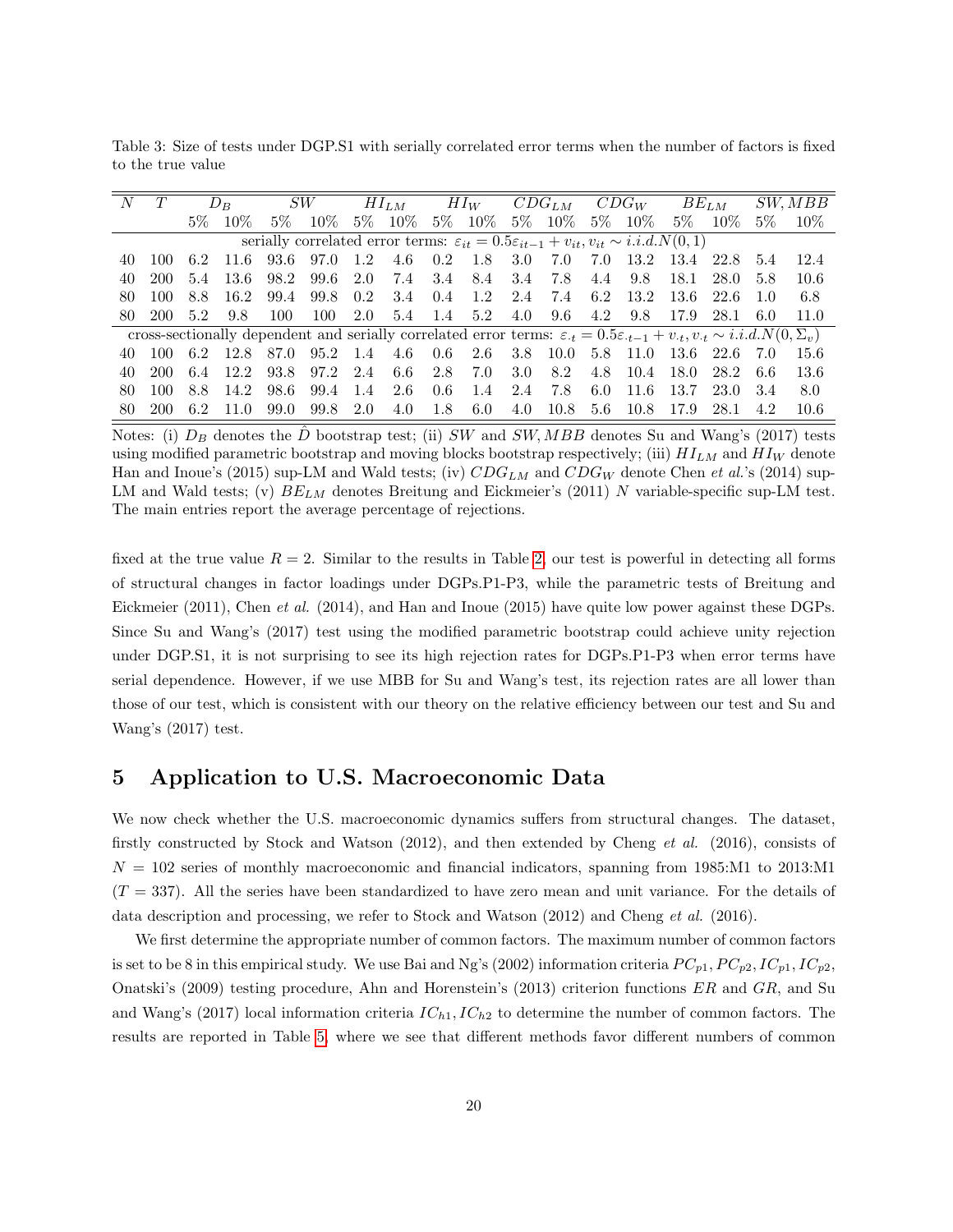Table 3: Size of tests under DGP.S1 with serially correlated error terms when the number of factors is fixed to the true value

| $N$ | $T$ | $D_B$ | | $SW$ | | $HI_{LM}$ | | $HI_W$ | | $CDG_{LM}$ | | $CDG_W$ | | $BE_{LM}$ | | $SW, MBB$ | |
|---|---|---|---|---|---|---|---|---|---|---|---|---|---|---|---|---|---|
| | | 5% | 10% | 5% | 10% | 5% | 10% | 5% | 10% | 5% | 10% | 5% | 10% | 5% | 10% | 5% | 10% |
| serially correlated error terms: $\varepsilon_{it} = 0.5\varepsilon_{it-1} + v_{it}, v_{it} \sim i.i.d.N(0,1)$ | | | | | | | | | | | | | | | | | |
| 40 | 100 | 6.2 | 11.6 | 93.6 | 97.0 | 1.2 | 4.6 | 0.2 | 1.8 | 3.0 | 7.0 | 7.0 | 13.2 | 13.4 | 22.8 | 5.4 | 12.4 |
| 40 | 200 | 5.4 | 13.6 | 98.2 | 99.6 | 2.0 | 7.4 | 3.4 | 8.4 | 3.4 | 7.8 | 4.4 | 9.8 | 18.1 | 28.0 | 5.8 | 10.6 |
| 80 | 100 | 8.8 | 16.2 | 99.4 | 99.8 | 0.2 | 3.4 | 0.4 | 1.2 | 2.4 | 7.4 | 6.2 | 13.2 | 13.6 | 22.6 | 1.0 | 6.8 |
| 80 | 200 | 5.2 | 9.8 | 100 | 100 | 2.0 | 5.4 | 1.4 | 5.2 | 4.0 | 9.6 | 4.2 | 9.8 | 17.9 | 28.1 | 6.0 | 11.0 |
| cross-sectionally dependent and serially correlated error terms: $\varepsilon_{\cdot t} = 0.5\varepsilon_{\cdot t-1} + v_{\cdot t}, v_{\cdot t} \sim i.i.d.N(0, \Sigma_v)$ | | | | | | | | | | | | | | | | | |
| 40 | 100 | 6.2 | 12.8 | 87.0 | 95.2 | 1.4 | 4.6 | 0.6 | 2.6 | 3.8 | 10.0 | 5.8 | 11.0 | 13.6 | 22.6 | 7.0 | 15.6 |
| 40 | 200 | 6.4 | 12.2 | 93.8 | 97.2 | 2.4 | 6.6 | 2.8 | 7.0 | 3.0 | 8.2 | 4.8 | 10.4 | 18.0 | 28.2 | 6.6 | 13.6 |
| 80 | 100 | 8.8 | 14.2 | 98.6 | 99.4 | 1.4 | 2.6 | 0.6 | 1.4 | 2.4 | 7.8 | 6.0 | 11.6 | 13.7 | 23.0 | 3.4 | 8.0 |
| 80 | 200 | 6.2 | 11.0 | 99.0 | 99.8 | 2.0 | 4.0 | 1.8 | 6.0 | 4.0 | 10.8 | 5.6 | 10.8 | 17.9 | 28.1 | 4.2 | 10.6 |

Notes: (i) $D_B$ denotes the $\hat{D}$ bootstrap test; (ii) $SW$ and $SW, MBB$ denotes Su and Wang's (2017) tests using modified parametric bootstrap and moving blocks bootstrap respectively; (iii) $HI_{LM}$ and $HI_W$ denote Han and Inoue's (2015) sup-LM and Wald tests; (iv) $CDG_{LM}$ and $CDG_W$ denote Chen *et al.*'s (2014) sup-LM and Wald tests; (v) $BE_{LM}$ denotes Breitung and Eickmeier's (2011) $N$ variable-specific sup-LM test. The main entries report the average percentage of rejections.

fixed at the true value $R = 2$. Similar to the results in Table 2, our test is powerful in detecting all forms of structural changes in factor loadings under DGPs.P1-P3, while the parametric tests of Breitung and Eickmeier (2011), Chen *et al.* (2014), and Han and Inoue (2015) have quite low power against these DGPs. Since Su and Wang's (2017) test using the modified parametric bootstrap could achieve unity rejection under DGP.S1, it is not surprising to see its high rejection rates for DGPs.P1-P3 when error terms have serial dependence. However, if we use MBB for Su and Wang's test, its rejection rates are all lower than those of our test, which is consistent with our theory on the relative efficiency between our test and Su and Wang's (2017) test.

# 5 Application to U.S. Macroeconomic Data

We now check whether the U.S. macroeconomic dynamics suffers from structural changes. The dataset, firstly constructed by Stock and Watson (2012), and then extended by Cheng *et al.* (2016), consists of $N = 102$ series of monthly macroeconomic and financial indicators, spanning from 1985:M1 to 2013:M1 ($T = 337$). All the series have been standardized to have zero mean and unit variance. For the details of data description and processing, we refer to Stock and Watson (2012) and Cheng *et al.* (2016).

We first determine the appropriate number of common factors. The maximum number of common factors is set to be 8 in this empirical study. We use Bai and Ng's (2002) information criteria $PC_{p1}, PC_{p2}, IC_{p1}, IC_{p2}$, Onatski's (2009) testing procedure, Ahn and Horenstein's (2013) criterion functions $ER$ and $GR$, and Su and Wang's (2017) local information criteria $IC_{h1}, IC_{h2}$ to determine the number of common factors. The results are reported in Table 5, where we see that different methods favor different numbers of common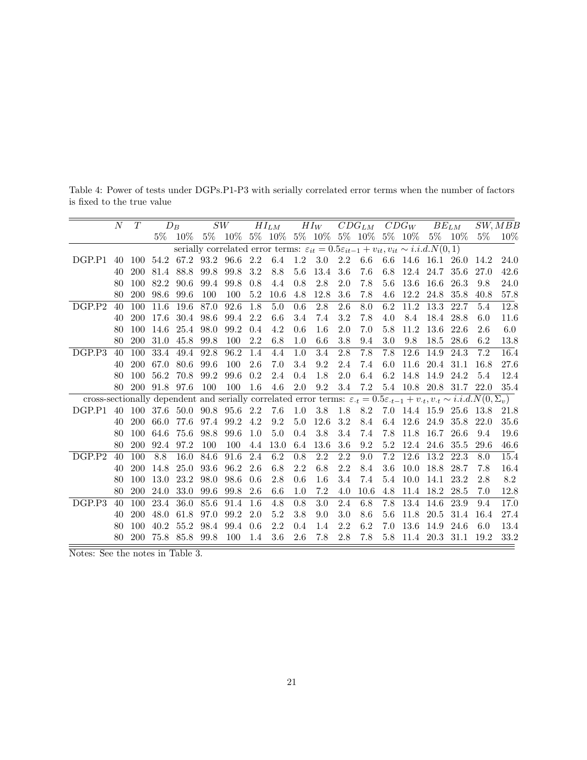Table 4: Power of tests under DGPs.P1-P3 with serially correlated error terms when the number of factors is fixed to the true value

| | $N$ | $T$ | $D_B$ | | $SW$ | | $HI_{LM}$ | | $HI_W$ | | $CDG_{LM}$ | | $CDG_W$ | | $BE_{LM}$ | | $SW,MBB$ | |
|---|---|---|---|---|---|---|---|---|---|---|---|---|---|---|---|---|---|---|
| | | | 5% | 10% | 5% | 10% | 5% | 10% | 5% | 10% | 5% | 10% | 5% | 10% | 5% | 10% | 5% | 10% |
| serially correlated error terms: $\varepsilon_{it} = 0.5\varepsilon_{it-1} + v_{it}, v_{it} \sim i.i.d.N(0,1)$ | | | | | | | | | | | | | | | | | | |
| DGP.P1 | 40 | 100 | 54.2 | 67.2 | 93.2 | 96.6 | 2.2 | 6.4 | 1.2 | 3.0 | 2.2 | 6.6 | 6.6 | 14.6 | 16.1 | 26.0 | 14.2 | 24.0 |
| | 40 | 200 | 81.4 | 88.8 | 99.8 | 99.8 | 3.2 | 8.8 | 5.6 | 13.4 | 3.6 | 7.6 | 6.8 | 12.4 | 24.7 | 35.6 | 27.0 | 42.6 |
| | 80 | 100 | 82.2 | 90.6 | 99.4 | 99.8 | 0.8 | 4.4 | 0.8 | 2.8 | 2.0 | 7.8 | 5.6 | 13.6 | 16.6 | 26.3 | 9.8 | 24.0 |
| | 80 | 200 | 98.6 | 99.6 | 100 | 100 | 5.2 | 10.6 | 4.8 | 12.8 | 3.6 | 7.8 | 4.6 | 12.2 | 24.8 | 35.8 | 40.8 | 57.8 |
| DGP.P2 | 40 | 100 | 11.6 | 19.6 | 87.0 | 92.6 | 1.8 | 5.0 | 0.6 | 2.8 | 2.6 | 8.0 | 6.2 | 11.2 | 13.3 | 22.7 | 5.4 | 12.8 |
| | 40 | 200 | 17.6 | 30.4 | 98.6 | 99.4 | 2.2 | 6.6 | 3.4 | 7.4 | 3.2 | 7.8 | 4.0 | 8.4 | 18.4 | 28.8 | 6.0 | 11.6 |
| | 80 | 100 | 14.6 | 25.4 | 98.0 | 99.2 | 0.4 | 4.2 | 0.6 | 1.6 | 2.0 | 7.0 | 5.8 | 11.2 | 13.6 | 22.6 | 2.6 | 6.0 |
| | 80 | 200 | 31.0 | 45.8 | 99.8 | 100 | 2.2 | 6.8 | 1.0 | 6.6 | 3.8 | 9.4 | 3.0 | 9.8 | 18.5 | 28.6 | 6.2 | 13.8 |
| DGP.P3 | 40 | 100 | 33.4 | 49.4 | 92.8 | 96.2 | 1.4 | 4.4 | 1.0 | 3.4 | 2.8 | 7.8 | 7.8 | 12.6 | 14.9 | 24.3 | 7.2 | 16.4 |
| | 40 | 200 | 67.0 | 80.6 | 99.6 | 100 | 2.6 | 7.0 | 3.4 | 9.2 | 2.4 | 7.4 | 6.0 | 11.6 | 20.4 | 31.1 | 16.8 | 27.6 |
| | 80 | 100 | 56.2 | 70.8 | 99.2 | 99.6 | 0.2 | 2.4 | 0.4 | 1.8 | 2.0 | 6.4 | 6.2 | 14.8 | 14.9 | 24.2 | 5.4 | 12.4 |
| | 80 | 200 | 91.8 | 97.6 | 100 | 100 | 1.6 | 4.6 | 2.0 | 9.2 | 3.4 | 7.2 | 5.4 | 10.8 | 20.8 | 31.7 | 22.0 | 35.4 |
| cross-sectionally dependent and serially correlated error terms: $\varepsilon_{\cdot t} = 0.5\varepsilon_{\cdot t-1} + v_{\cdot t}, v_{\cdot t} \sim i.i.d.N(0, \Sigma_v)$ | | | | | | | | | | | | | | | | | | |
| DGP.P1 | 40 | 100 | 37.6 | 50.0 | 90.8 | 95.6 | 2.2 | 7.6 | 1.0 | 3.8 | 1.8 | 8.2 | 7.0 | 14.4 | 15.9 | 25.6 | 13.8 | 21.8 |
| | 40 | 200 | 66.0 | 77.6 | 97.4 | 99.2 | 4.2 | 9.2 | 5.0 | 12.6 | 3.2 | 8.4 | 6.4 | 12.6 | 24.9 | 35.8 | 22.0 | 35.6 |
| | 80 | 100 | 64.6 | 75.6 | 98.8 | 99.6 | 1.0 | 5.0 | 0.4 | 3.8 | 3.4 | 7.4 | 7.8 | 11.8 | 16.7 | 26.6 | 9.4 | 19.6 |
| | 80 | 200 | 92.4 | 97.2 | 100 | 100 | 4.4 | 13.0 | 6.4 | 13.6 | 3.6 | 9.2 | 5.2 | 12.4 | 24.6 | 35.5 | 29.6 | 46.6 |
| DGP.P2 | 40 | 100 | 8.8 | 16.0 | 84.6 | 91.6 | 2.4 | 6.2 | 0.8 | 2.2 | 2.2 | 9.0 | 7.2 | 12.6 | 13.2 | 22.3 | 8.0 | 15.4 |
| | 40 | 200 | 14.8 | 25.0 | 93.6 | 96.2 | 2.6 | 6.8 | 2.2 | 6.8 | 2.2 | 8.4 | 3.6 | 10.0 | 18.8 | 28.7 | 7.8 | 16.4 |
| | 80 | 100 | 13.0 | 23.2 | 98.0 | 98.6 | 0.6 | 2.8 | 0.6 | 1.6 | 3.4 | 7.4 | 5.4 | 10.0 | 14.1 | 23.2 | 2.8 | 8.2 |
| | 80 | 200 | 24.0 | 33.0 | 99.6 | 99.8 | 2.6 | 6.6 | 1.0 | 7.2 | 4.0 | 10.6 | 4.8 | 11.4 | 18.2 | 28.5 | 7.0 | 12.8 |
| DGP.P3 | 40 | 100 | 23.4 | 36.0 | 85.6 | 91.4 | 1.6 | 4.8 | 0.8 | 3.0 | 2.4 | 6.8 | 7.8 | 13.4 | 14.6 | 23.9 | 9.4 | 17.0 |
| | 40 | 200 | 48.0 | 61.8 | 97.0 | 99.2 | 2.0 | 5.2 | 3.8 | 9.0 | 3.0 | 8.6 | 5.6 | 11.8 | 20.5 | 31.4 | 16.4 | 27.4 |
| | 80 | 100 | 40.2 | 55.2 | 98.4 | 99.4 | 0.6 | 2.2 | 0.4 | 1.4 | 2.2 | 6.2 | 7.0 | 13.6 | 14.9 | 24.6 | 6.0 | 13.4 |
| | 80 | 200 | 75.8 | 85.8 | 99.8 | 100 | 1.4 | 3.6 | 2.6 | 7.8 | 2.8 | 7.8 | 5.8 | 11.4 | 20.3 | 31.1 | 19.2 | 33.2 |

Notes: See the notes in Table 3.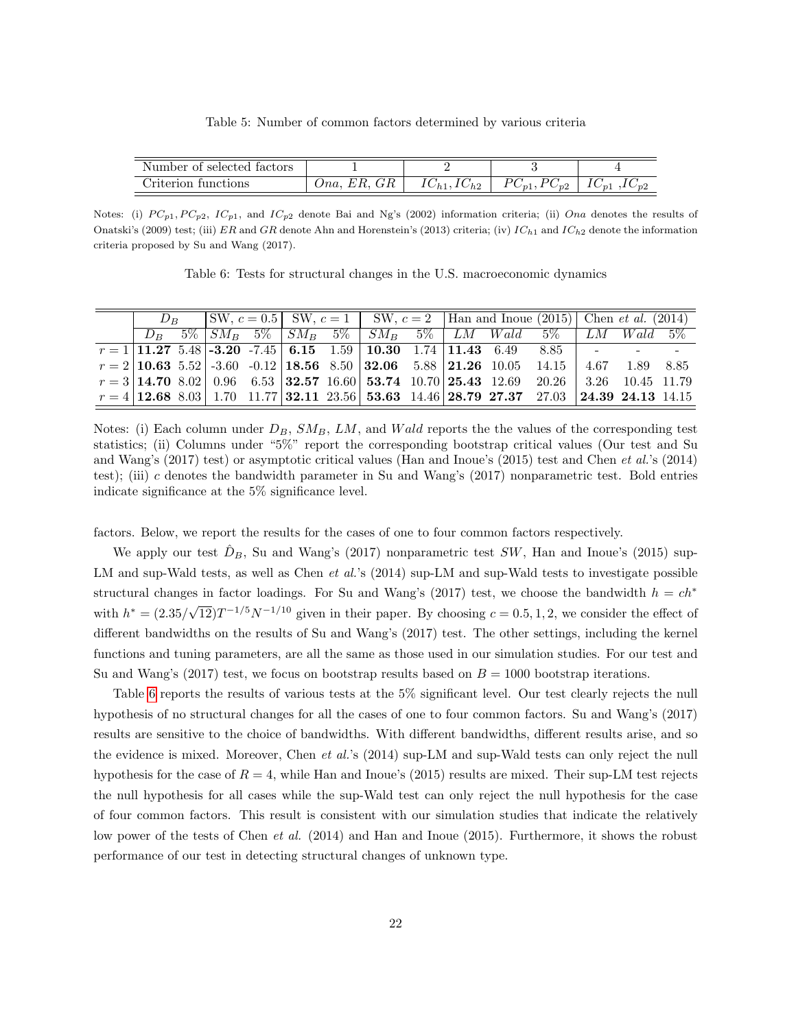Table 5: Number of common factors determined by various criteria

| Number of selected factors | 1 | 2 | 3 | 4 |
|---|---|---|---|---|
| Criterion functions | $Ona$, $ER$, $GR$ | $IC_{h1}, IC_{h2}$ | $PC_{p1}, PC_{p2}$ | $IC_{p1}$ ,$IC_{p2}$ |

Notes: (i) $PC_{p1}, PC_{p2}$, $IC_{p1}$, and $IC_{p2}$ denote Bai and Ng's (2002) information criteria; (ii) $Ona$ denotes the results of Onatski's (2009) test; (iii) $ER$ and $GR$ denote Ahn and Horenstein's (2013) criteria; (iv) $IC_{h1}$ and $IC_{h2}$ denote the information criteria proposed by Su and Wang (2017).

Table 6: Tests for structural changes in the U.S. macroeconomic dynamics

| | $D_B$ | | SW, $c = 0.5$ | | SW, $c = 1$ | | SW, $c = 2$ | | Han and Inoue (2015) | | | Chen *et al.* (2014) | | |
|---|---|---|---|---|---|---|---|---|---|---|---|---|---|---|
| | $D_B$ | 5% | $SM_B$ | 5% | $SM_B$ | 5% | $SM_B$ | 5% | $LM$ | $Wald$ | 5% | $LM$ | $Wald$ | 5% |
| $r = 1$ | **11.27** | 5.48 | **-3.20** | -7.45 | **6.15** | 1.59 | **10.30** | 1.74 | **11.43** | 6.49 | 8.85 | - | - | - |
| $r = 2$ | **10.63** | 5.52 | -3.60 | -0.12 | **18.56** | 8.50 | **32.06** | 5.88 | **21.26** | 10.05 | 14.15 | 4.67 | 1.89 | 8.85 |
| $r = 3$ | **14.70** | 8.02 | 0.96 | 6.53 | **32.57** | 16.60 | **53.74** | 10.70 | **25.43** | 12.69 | 20.26 | 3.26 | 10.45 | 11.79 |
| $r = 4$ | **12.68** | 8.03 | 1.70 | 11.77 | **32.11** | 23.56 | **53.63** | 14.46 | **28.79** | **27.37** | 27.03 | **24.39** | **24.13** | 14.15 |

Notes: (i) Each column under $D_B$, $SM_B$, $LM$, and $Wald$ reports the the values of the corresponding test statistics; (ii) Columns under "5%" report the corresponding bootstrap critical values (Our test and Su and Wang's (2017) test) or asymptotic critical values (Han and Inoue's (2015) test and Chen *et al.*'s (2014) test); (iii) $c$ denotes the bandwidth parameter in Su and Wang's (2017) nonparametric test. Bold entries indicate significance at the 5% significance level.

factors. Below, we report the results for the cases of one to four common factors respectively.

We apply our test $\hat{D}_B$, Su and Wang's (2017) nonparametric test $SW$, Han and Inoue's (2015) sup-LM and sup-Wald tests, as well as Chen *et al.*'s (2014) sup-LM and sup-Wald tests to investigate possible structural changes in factor loadings. For Su and Wang's (2017) test, we choose the bandwidth $h = ch^*$ with $h^* = (2.35/\sqrt{12})T^{-1/5}N^{-1/10}$ given in their paper. By choosing $c = 0.5, 1, 2$, we consider the effect of different bandwidths on the results of Su and Wang's (2017) test. The other settings, including the kernel functions and tuning parameters, are all the same as those used in our simulation studies. For our test and Su and Wang's (2017) test, we focus on bootstrap results based on $B = 1000$ bootstrap iterations.

Table 6 reports the results of various tests at the 5% significant level. Our test clearly rejects the null hypothesis of no structural changes for all the cases of one to four common factors. Su and Wang's (2017) results are sensitive to the choice of bandwidths. With different bandwidths, different results arise, and so the evidence is mixed. Moreover, Chen *et al.*'s (2014) sup-LM and sup-Wald tests can only reject the null hypothesis for the case of $R = 4$, while Han and Inoue's (2015) results are mixed. Their sup-LM test rejects the null hypothesis for all cases while the sup-Wald test can only reject the null hypothesis for the case of four common factors. This result is consistent with our simulation studies that indicate the relatively low power of the tests of Chen *et al.* (2014) and Han and Inoue (2015). Furthermore, it shows the robust performance of our test in detecting structural changes of unknown type.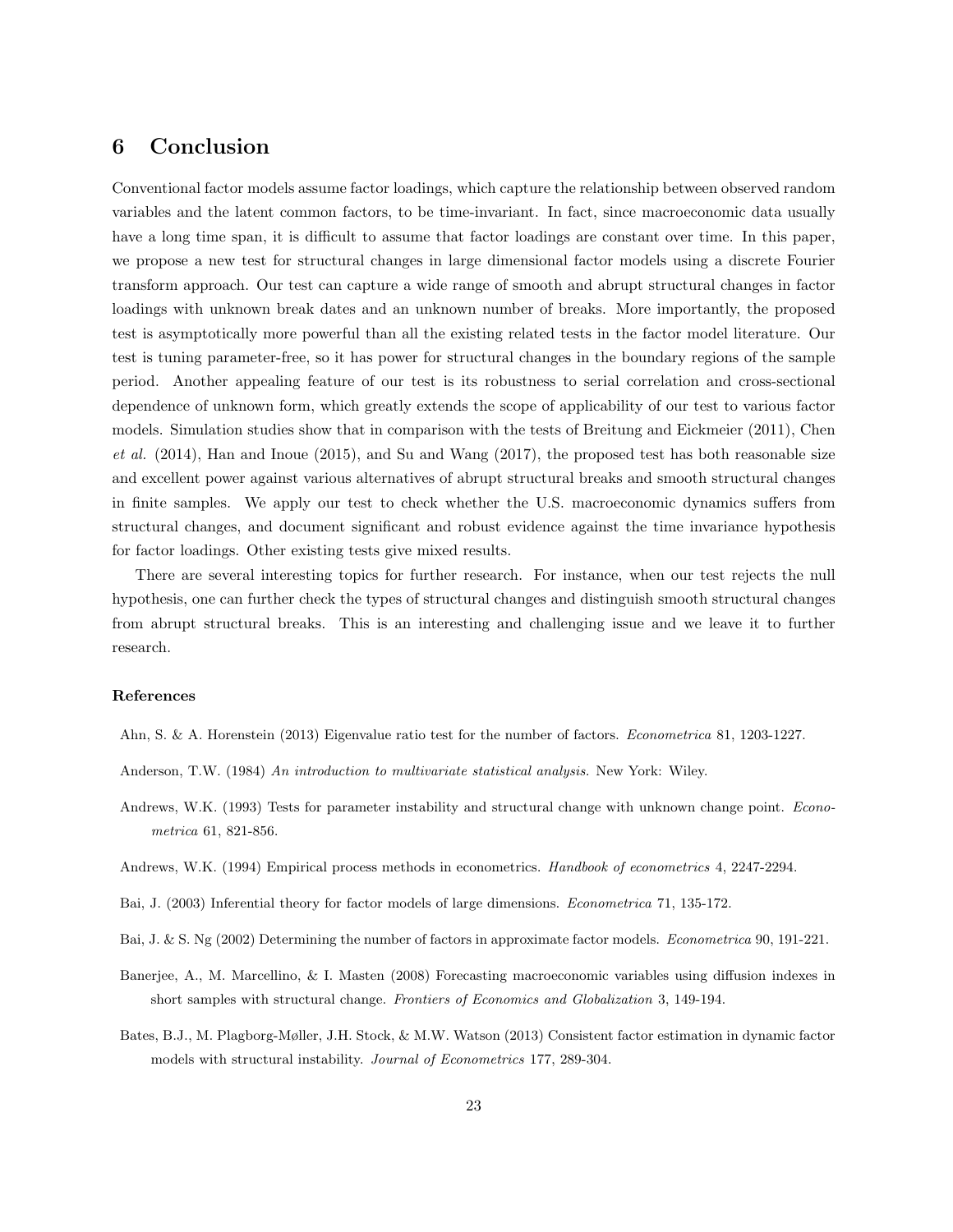## 6 Conclusion

Conventional factor models assume factor loadings, which capture the relationship between observed random variables and the latent common factors, to be time-invariant. In fact, since macroeconomic data usually have a long time span, it is difficult to assume that factor loadings are constant over time. In this paper, we propose a new test for structural changes in large dimensional factor models using a discrete Fourier transform approach. Our test can capture a wide range of smooth and abrupt structural changes in factor loadings with unknown break dates and an unknown number of breaks. More importantly, the proposed test is asymptotically more powerful than all the existing related tests in the factor model literature. Our test is tuning parameter-free, so it has power for structural changes in the boundary regions of the sample period. Another appealing feature of our test is its robustness to serial correlation and cross-sectional dependence of unknown form, which greatly extends the scope of applicability of our test to various factor models. Simulation studies show that in comparison with the tests of Breitung and Eickmeier (2011), Chen *et al.* (2014), Han and Inoue (2015), and Su and Wang (2017), the proposed test has both reasonable size and excellent power against various alternatives of abrupt structural breaks and smooth structural changes in finite samples. We apply our test to check whether the U.S. macroeconomic dynamics suffers from structural changes, and document significant and robust evidence against the time invariance hypothesis for factor loadings. Other existing tests give mixed results.

There are several interesting topics for further research. For instance, when our test rejects the null hypothesis, one can further check the types of structural changes and distinguish smooth structural changes from abrupt structural breaks. This is an interesting and challenging issue and we leave it to further research.

### References

Ahn, S. & A. Horenstein (2013) Eigenvalue ratio test for the number of factors. *Econometrica* 81, 1203-1227.

Anderson, T.W. (1984) *An introduction to multivariate statistical analysis.* New York: Wiley.

Andrews, W.K. (1993) Tests for parameter instability and structural change with unknown change point. *Econometrica* 61, 821-856.

Andrews, W.K. (1994) Empirical process methods in econometrics. *Handbook of econometrics* 4, 2247-2294.

Bai, J. (2003) Inferential theory for factor models of large dimensions. *Econometrica* 71, 135-172.

Bai, J. & S. Ng (2002) Determining the number of factors in approximate factor models. *Econometrica* 90, 191-221.

Banerjee, A., M. Marcellino, & I. Masten (2008) Forecasting macroeconomic variables using diffusion indexes in short samples with structural change. *Frontiers of Economics and Globalization* 3, 149-194.

Bates, B.J., M. Plagborg-Møller, J.H. Stock, & M.W. Watson (2013) Consistent factor estimation in dynamic factor models with structural instability. *Journal of Econometrics* 177, 289-304.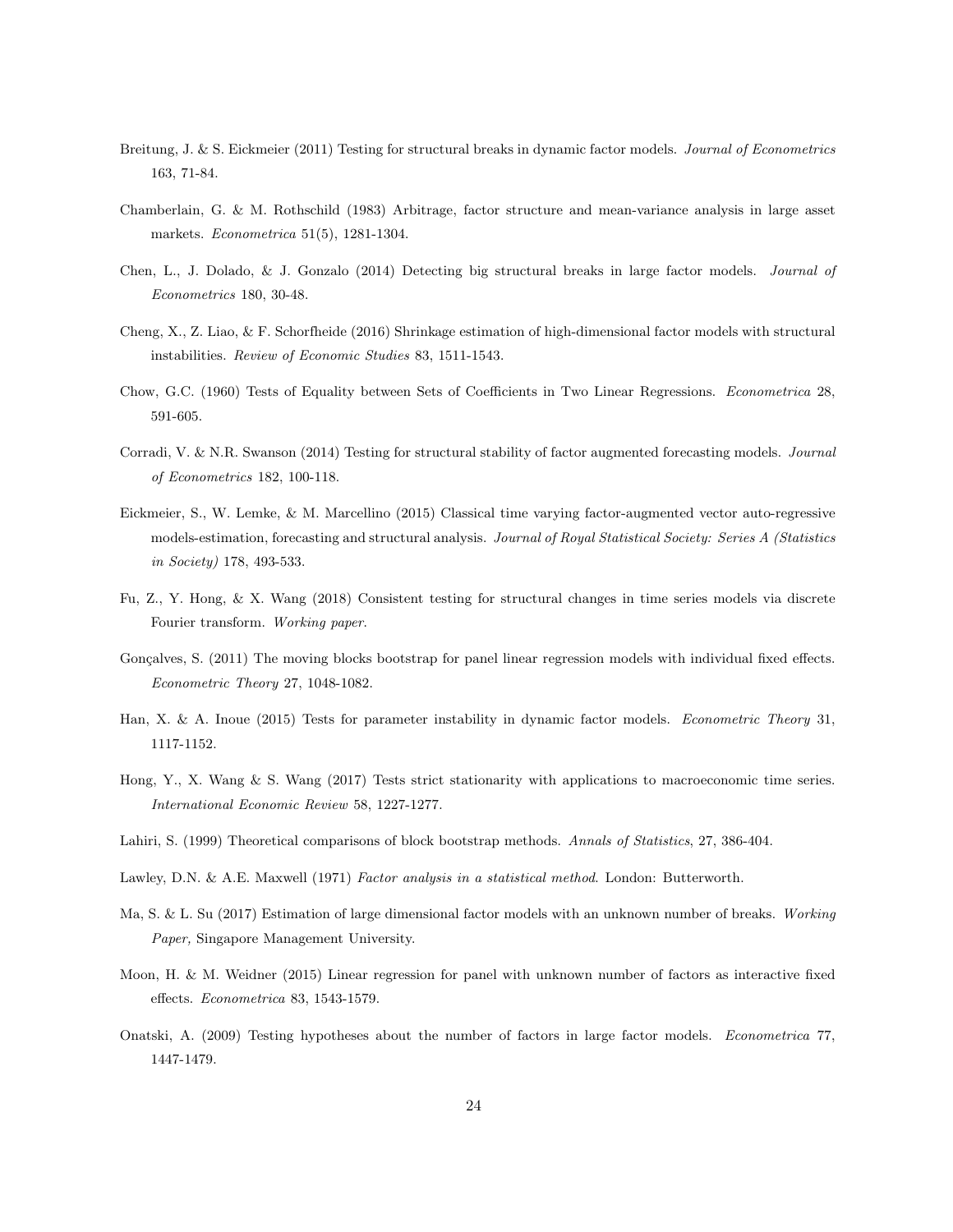Breitung, J. & S. Eickmeier (2011) Testing for structural breaks in dynamic factor models. *Journal of Econometrics* 163, 71-84.

Chamberlain, G. & M. Rothschild (1983) Arbitrage, factor structure and mean-variance analysis in large asset markets. *Econometrica* 51(5), 1281-1304.

Chen, L., J. Dolado, & J. Gonzalo (2014) Detecting big structural breaks in large factor models. *Journal of Econometrics* 180, 30-48.

Cheng, X., Z. Liao, & F. Schorfheide (2016) Shrinkage estimation of high-dimensional factor models with structural instabilities. *Review of Economic Studies* 83, 1511-1543.

Chow, G.C. (1960) Tests of Equality between Sets of Coefficients in Two Linear Regressions. *Econometrica* 28, 591-605.

Corradi, V. & N.R. Swanson (2014) Testing for structural stability of factor augmented forecasting models. *Journal of Econometrics* 182, 100-118.

Eickmeier, S., W. Lemke, & M. Marcellino (2015) Classical time varying factor-augmented vector auto-regressive models-estimation, forecasting and structural analysis. *Journal of Royal Statistical Society: Series A (Statistics in Society)* 178, 493-533.

Fu, Z., Y. Hong, & X. Wang (2018) Consistent testing for structural changes in time series models via discrete Fourier transform. *Working paper.*

Gonçalves, S. (2011) The moving blocks bootstrap for panel linear regression models with individual fixed effects. *Econometric Theory* 27, 1048-1082.

Han, X. & A. Inoue (2015) Tests for parameter instability in dynamic factor models. *Econometric Theory* 31, 1117-1152.

Hong, Y., X. Wang & S. Wang (2017) Tests strict stationarity with applications to macroeconomic time series. *International Economic Review* 58, 1227-1277.

Lahiri, S. (1999) Theoretical comparisons of block bootstrap methods. *Annals of Statistics*, 27, 386-404.

Lawley, D.N. & A.E. Maxwell (1971) *Factor analysis in a statistical method*. London: Butterworth.

Ma, S. & L. Su (2017) Estimation of large dimensional factor models with an unknown number of breaks. *Working Paper,* Singapore Management University.

Moon, H. & M. Weidner (2015) Linear regression for panel with unknown number of factors as interactive fixed effects. *Econometrica* 83, 1543-1579.

Onatski, A. (2009) Testing hypotheses about the number of factors in large factor models. *Econometrica* 77, 1447-1479.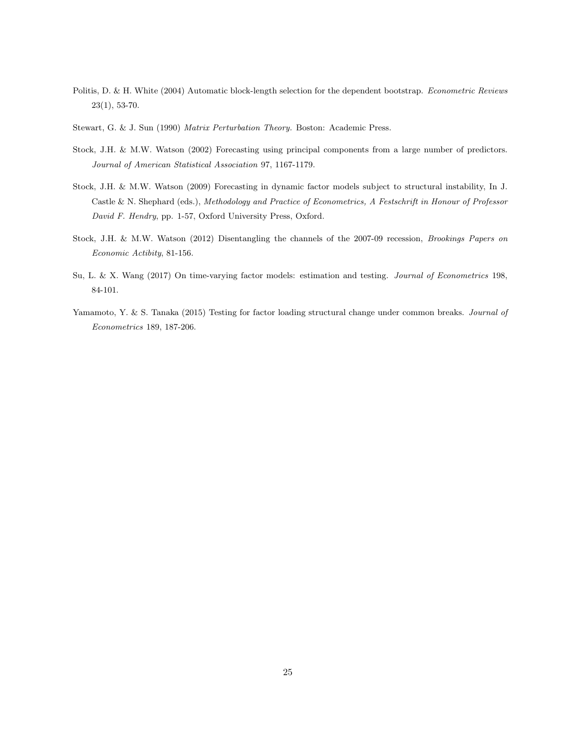Politis, D. & H. White (2004) Automatic block-length selection for the dependent bootstrap. *Econometric Reviews* 23(1), 53-70.

Stewart, G. & J. Sun (1990) *Matrix Perturbation Theory.* Boston: Academic Press.

Stock, J.H. & M.W. Watson (2002) Forecasting using principal components from a large number of predictors. *Journal of American Statistical Association* 97, 1167-1179.

Stock, J.H. & M.W. Watson (2009) Forecasting in dynamic factor models subject to structural instability, In J. Castle & N. Shephard (eds.), *Methodology and Practice of Econometrics, A Festschrift in Honour of Professor David F. Hendry*, pp. 1-57, Oxford University Press, Oxford.

Stock, J.H. & M.W. Watson (2012) Disentangling the channels of the 2007-09 recession, *Brookings Papers on Economic Actibity*, 81-156.

Su, L. & X. Wang (2017) On time-varying factor models: estimation and testing. *Journal of Econometrics* 198, 84-101.

Yamamoto, Y. & S. Tanaka (2015) Testing for factor loading structural change under common breaks. *Journal of Econometrics* 189, 187-206.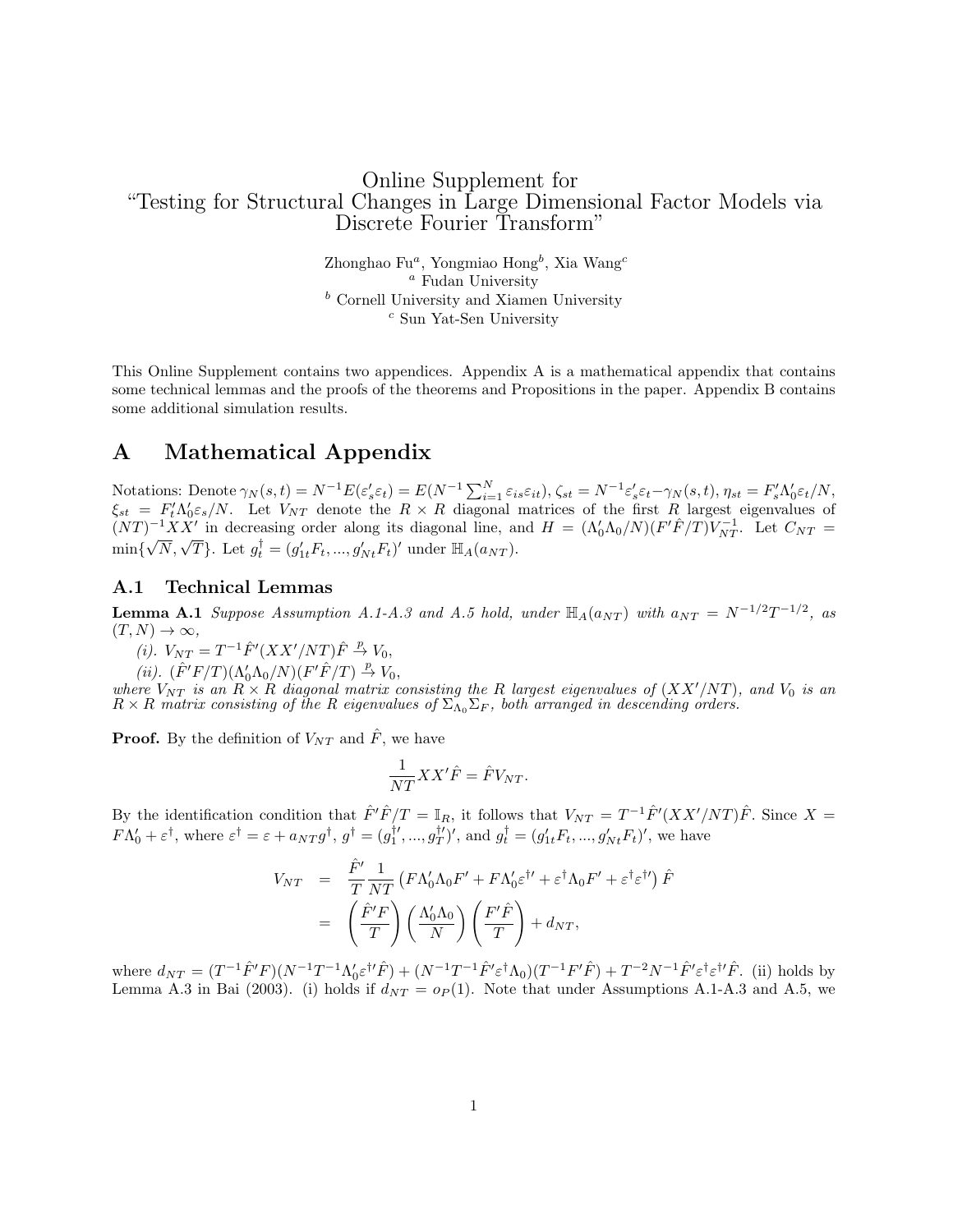# Online Supplement for "Testing for Structural Changes in Large Dimensional Factor Models via Discrete Fourier Transform"

Zhonghao Fu[a], Yongmiao Hong[b], Xia Wang[c]

[a] Fudan University

[b] Cornell University and Xiamen University

[c] Sun Yat-Sen University

This Online Supplement contains two appendices. Appendix A is a mathematical appendix that contains some technical lemmas and the proofs of the theorems and Propositions in the paper. Appendix B contains some additional simulation results.

## A Mathematical Appendix

Notations: Denote $\gamma_N(s,t) = N^{-1}E(\varepsilon_s'\varepsilon_t) = E(N^{-1}\sum_{i=1}^N \varepsilon_{is}\varepsilon_{it})$, $\zeta_{st} = N^{-1}\varepsilon_s'\varepsilon_t - \gamma_N(s,t)$, $\eta_{st} = F_s'\Lambda_0'\varepsilon_t/N$, $\xi_{st} = F_t'\Lambda_0'\varepsilon_s/N$. Let $V_{NT}$ denote the $R \times R$ diagonal matrices of the first $R$ largest eigenvalues of $(NT)^{-1}XX'$ in decreasing order along its diagonal line, and $H = (\Lambda_0'\Lambda_0/N)(F'\hat{F}/T)V_{NT}^{-1}$. Let $C_{NT} = \min\{\sqrt{N}, \sqrt{T}\}$. Let $g_t^\dagger = (g_{1t}'F_t, ..., g_{Nt}'F_t)'$ under $\mathbb{H}_A(a_{NT})$.

### A.1 Technical Lemmas

**Lemma A.1** *Suppose Assumption A.1-A.3 and A.5 hold, under $\mathbb{H}_A(a_{NT})$ with $a_{NT} = N^{-1/2}T^{-1/2}$, as $(T,N) \to \infty$,*

*(i). $V_{NT} = T^{-1}\hat{F}'(XX'/NT)\hat{F} \xrightarrow{p} V_0$,*

*(ii). $(\hat{F}'F/T)(\Lambda_0'\Lambda_0/N)(F'\hat{F}/T) \xrightarrow{p} V_0$,*

*where $V_{NT}$ is an $R \times R$ diagonal matrix consisting the $R$ largest eigenvalues of $(XX'/NT)$, and $V_0$ is an $R \times R$ matrix consisting of the $R$ eigenvalues of $\Sigma_{\Lambda_0}\Sigma_F$, both arranged in descending orders.*

**Proof.** By the definition of $V_{NT}$ and $\hat{F}$, we have

$$\frac{1}{NT}XX'\hat{F} = \hat{F}V_{NT}.$$

By the identification condition that $\hat{F}'\hat{F}/T = \mathbb{I}_R$, it follows that $V_{NT} = T^{-1}\hat{F}'(XX'/NT)\hat{F}$. Since $X = F\Lambda_0' + \varepsilon^\dagger$, where $\varepsilon^\dagger = \varepsilon + a_{NT}g^\dagger$, $g^\dagger = (g_1^{\dagger\prime}, ..., g_T^{\dagger\prime})'$, and $g_t^\dagger = (g_{1t}'F_t, ..., g_{Nt}'F_t)'$, we have

$$\begin{aligned}
V_{NT} &= \frac{\hat{F}'}{T}\frac{1}{NT}\left(F\Lambda_0'\Lambda_0F' + F\Lambda_0'\varepsilon^{\dagger\prime} + \varepsilon^\dagger\Lambda_0F' + \varepsilon^\dagger\varepsilon^{\dagger\prime}\right)\hat{F} \\
&= \left(\frac{\hat{F}'F}{T}\right)\left(\frac{\Lambda_0'\Lambda_0}{N}\right)\left(\frac{F'\hat{F}}{T}\right) + d_{NT},
\end{aligned}$$

where $d_{NT} = (T^{-1}\hat{F}'F)(N^{-1}T^{-1}\Lambda_0'\varepsilon^{\dagger\prime}\hat{F}) + (N^{-1}T^{-1}\hat{F}'\varepsilon^\dagger\Lambda_0)(T^{-1}F'\hat{F}) + T^{-2}N^{-1}\hat{F}'\varepsilon^\dagger\varepsilon^{\dagger\prime}\hat{F}$. (ii) holds by Lemma A.3 in Bai (2003). (i) holds if $d_{NT} = o_P(1)$. Note that under Assumptions A.1-A.3 and A.5, we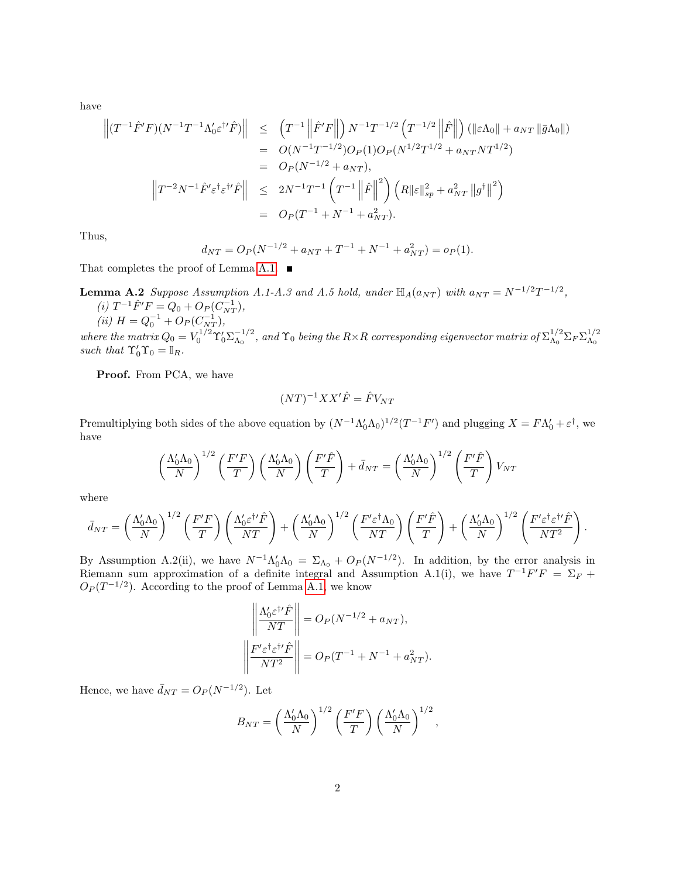have

$$
\begin{aligned}
\left\|(T^{-1}\hat{F}'F)(N^{-1}T^{-1}\Lambda_0'\varepsilon^{\dagger\prime}\hat{F})\right\| &\leq \left(T^{-1}\left\|\hat{F}'F\right\|\right)N^{-1}T^{-1/2}\left(T^{-1/2}\left\|\hat{F}\right\|\right)\left(\|\varepsilon\Lambda_0\| + a_{NT}\left\|\bar{g}\Lambda_0\right\|\right) \\
&= O(N^{-1}T^{-1/2})O_P(1)O_P(N^{1/2}T^{1/2} + a_{NT}NT^{1/2}) \\
&= O_P(N^{-1/2} + a_{NT}), \\
\left\|T^{-2}N^{-1}\hat{F}'\varepsilon^{\dagger}\varepsilon^{\dagger\prime}\hat{F}\right\| &\leq 2N^{-1}T^{-1}\left(T^{-1}\left\|\hat{F}\right\|^2\right)\left(R\|\varepsilon\|_{sp}^2 + a_{NT}^2\left\|g^{\dagger}\right\|^2\right) \\
&= O_P(T^{-1} + N^{-1} + a_{NT}^2).
\end{aligned}
$$

Thus,

$$
d_{NT} = O_P(N^{-1/2} + a_{NT} + T^{-1} + N^{-1} + a_{NT}^2) = o_P(1).
$$

That completes the proof of Lemma A.1. ■

**Lemma A.2** *Suppose Assumption A.1-A.3 and A.5 hold, under $\mathbb{H}_A(a_{NT})$ with $a_{NT} = N^{-1/2}T^{-1/2}$,*

*(i) $T^{-1}\hat{F}'F = Q_0 + O_P(C_{NT}^{-1})$,*

*(ii) $H = Q_0^{-1} + O_P(C_{NT}^{-1})$,*

*where the matrix $Q_0 = V_0^{1/2}\Upsilon_0'\Sigma_{\Lambda_0}^{-1/2}$, and $\Upsilon_0$ being the $R\times R$ corresponding eigenvector matrix of $\Sigma_{\Lambda_0}^{1/2}\Sigma_F\Sigma_{\Lambda_0}^{1/2}$ such that $\Upsilon_0'\Upsilon_0 = \mathbb{I}_R$.*

**Proof.** From PCA, we have

$$
(NT)^{-1}XX'\hat{F} = \hat{F}V_{NT}
$$

Premultiplying both sides of the above equation by $(N^{-1}\Lambda_0'\Lambda_0)^{1/2}(T^{-1}F')$ and plugging $X = F\Lambda_0' + \varepsilon^{\dagger}$, we have

$$
\left(\frac{\Lambda_0'\Lambda_0}{N}\right)^{1/2}\left(\frac{F'F}{T}\right)\left(\frac{\Lambda_0'\Lambda_0}{N}\right)\left(\frac{F'\hat{F}}{T}\right) + \bar{d}_{NT} = \left(\frac{\Lambda_0'\Lambda_0}{N}\right)^{1/2}\left(\frac{F'\hat{F}}{T}\right)V_{NT}
$$

where

$$
\bar{d}_{NT} = \left(\frac{\Lambda_0'\Lambda_0}{N}\right)^{1/2}\left(\frac{F'F}{T}\right)\left(\frac{\Lambda_0'\varepsilon^{\dagger\prime}\hat{F}}{NT}\right) + \left(\frac{\Lambda_0'\Lambda_0}{N}\right)^{1/2}\left(\frac{F'\varepsilon^{\dagger}\Lambda_0}{NT}\right)\left(\frac{F'\hat{F}}{T}\right) + \left(\frac{\Lambda_0'\Lambda_0}{N}\right)^{1/2}\left(\frac{F'\varepsilon^{\dagger}\varepsilon^{\dagger\prime}\hat{F}}{NT^2}\right).
$$

By Assumption A.2(ii), we have $N^{-1}\Lambda_0'\Lambda_0 = \Sigma_{\Lambda_0} + O_P(N^{-1/2})$. In addition, by the error analysis in Riemann sum approximation of a definite integral and Assumption A.1(i), we have $T^{-1}F'F = \Sigma_F + O_P(T^{-1/2})$. According to the proof of Lemma A.1, we know

$$
\left\|\frac{\Lambda_0'\varepsilon^{\dagger\prime}\hat{F}}{NT}\right\| = O_P(N^{-1/2} + a_{NT}),
$$

$$
\left\|\frac{F'\varepsilon^{\dagger}\varepsilon^{\dagger\prime}\hat{F}}{NT^2}\right\| = O_P(T^{-1} + N^{-1} + a_{NT}^2).
$$

Hence, we have $\bar{d}_{NT} = O_P(N^{-1/2})$. Let

$$
B_{NT} = \left(\frac{\Lambda_0'\Lambda_0}{N}\right)^{1/2}\left(\frac{F'F}{T}\right)\left(\frac{\Lambda_0'\Lambda_0}{N}\right)^{1/2},
$$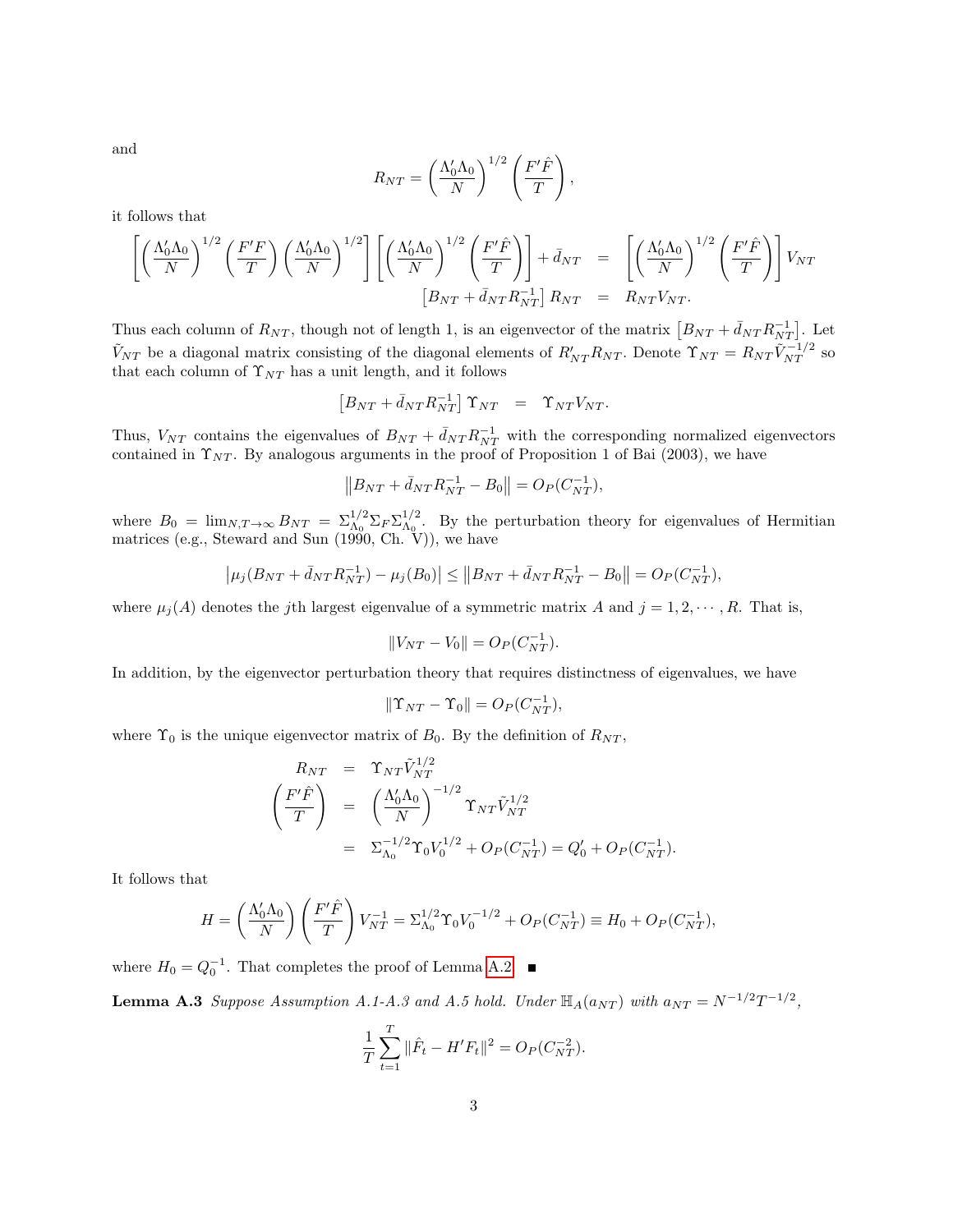and

$$R_{NT} = \left(\frac{\Lambda_0'\Lambda_0}{N}\right)^{1/2}\left(\frac{F'\hat{F}}{T}\right),$$

it follows that

$$\begin{aligned}
\left[\left(\frac{\Lambda_0'\Lambda_0}{N}\right)^{1/2}\left(\frac{F'F}{T}\right)\left(\frac{\Lambda_0'\Lambda_0}{N}\right)^{1/2}\right]\left[\left(\frac{\Lambda_0'\Lambda_0}{N}\right)^{1/2}\left(\frac{F'\hat{F}}{T}\right)\right] + \bar{d}_{NT} &= \left[\left(\frac{\Lambda_0'\Lambda_0}{N}\right)^{1/2}\left(\frac{F'\hat{F}}{T}\right)\right]V_{NT} \\
\left[B_{NT} + \bar{d}_{NT}R_{NT}^{-1}\right]R_{NT} &= R_{NT}V_{NT}.
\end{aligned}$$

Thus each column of $R_{NT}$, though not of length 1, is an eigenvector of the matrix $\left[B_{NT} + \bar{d}_{NT}R_{NT}^{-1}\right]$. Let $\tilde{V}_{NT}$ be a diagonal matrix consisting of the diagonal elements of $R_{NT}'R_{NT}$. Denote $\Upsilon_{NT} = R_{NT}\tilde{V}_{NT}^{-1/2}$ so that each column of $\Upsilon_{NT}$ has a unit length, and it follows

$$\left[B_{NT} + \bar{d}_{NT}R_{NT}^{-1}\right]\Upsilon_{NT} = \Upsilon_{NT}V_{NT}.$$

Thus, $V_{NT}$ contains the eigenvalues of $B_{NT} + \bar{d}_{NT}R_{NT}^{-1}$ with the corresponding normalized eigenvectors contained in $\Upsilon_{NT}$. By analogous arguments in the proof of Proposition 1 of Bai (2003), we have

$$\left\|B_{NT} + \bar{d}_{NT}R_{NT}^{-1} - B_0\right\| = O_P(C_{NT}^{-1}),$$

where $B_0 = \lim_{N,T\to\infty} B_{NT} = \Sigma_{\Lambda_0}^{1/2}\Sigma_F\Sigma_{\Lambda_0}^{1/2}$. By the perturbation theory for eigenvalues of Hermitian matrices (e.g., Steward and Sun (1990, Ch. V)), we have

$$\left|\mu_j(B_{NT} + \bar{d}_{NT}R_{NT}^{-1}) - \mu_j(B_0)\right| \le \left\|B_{NT} + \bar{d}_{NT}R_{NT}^{-1} - B_0\right\| = O_P(C_{NT}^{-1}),$$

where $\mu_j(A)$ denotes the $j$th largest eigenvalue of a symmetric matrix $A$ and $j = 1, 2, \cdots, R$. That is,

$$\|V_{NT} - V_0\| = O_P(C_{NT}^{-1}).$$

In addition, by the eigenvector perturbation theory that requires distinctness of eigenvalues, we have

$$\|\Upsilon_{NT} - \Upsilon_0\| = O_P(C_{NT}^{-1}),$$

where $\Upsilon_0$ is the unique eigenvector matrix of $B_0$. By the definition of $R_{NT}$,

$$\begin{aligned}
R_{NT} &= \Upsilon_{NT}\tilde{V}_{NT}^{1/2} \\
\left(\frac{F'\hat{F}}{T}\right) &= \left(\frac{\Lambda_0'\Lambda_0}{N}\right)^{-1/2}\Upsilon_{NT}\tilde{V}_{NT}^{1/2} \\
&= \Sigma_{\Lambda_0}^{-1/2}\Upsilon_0 V_0^{1/2} + O_P(C_{NT}^{-1}) = Q_0' + O_P(C_{NT}^{-1}).
\end{aligned}$$

It follows that

$$H = \left(\frac{\Lambda_0'\Lambda_0}{N}\right)\left(\frac{F'\hat{F}}{T}\right)V_{NT}^{-1} = \Sigma_{\Lambda_0}^{1/2}\Upsilon_0 V_0^{-1/2} + O_P(C_{NT}^{-1}) \equiv H_0 + O_P(C_{NT}^{-1}),$$

where $H_0 = Q_0^{-1}$. That completes the proof of Lemma A.2. ■

**Lemma A.3** *Suppose Assumption A.1-A.3 and A.5 hold. Under $\mathbb{H}_A(a_{NT})$ with $a_{NT} = N^{-1/2}T^{-1/2}$,*

$$\frac{1}{T}\sum_{t=1}^{T}\|\hat{F}_t - H'F_t\|^2 = O_P(C_{NT}^{-2}).$$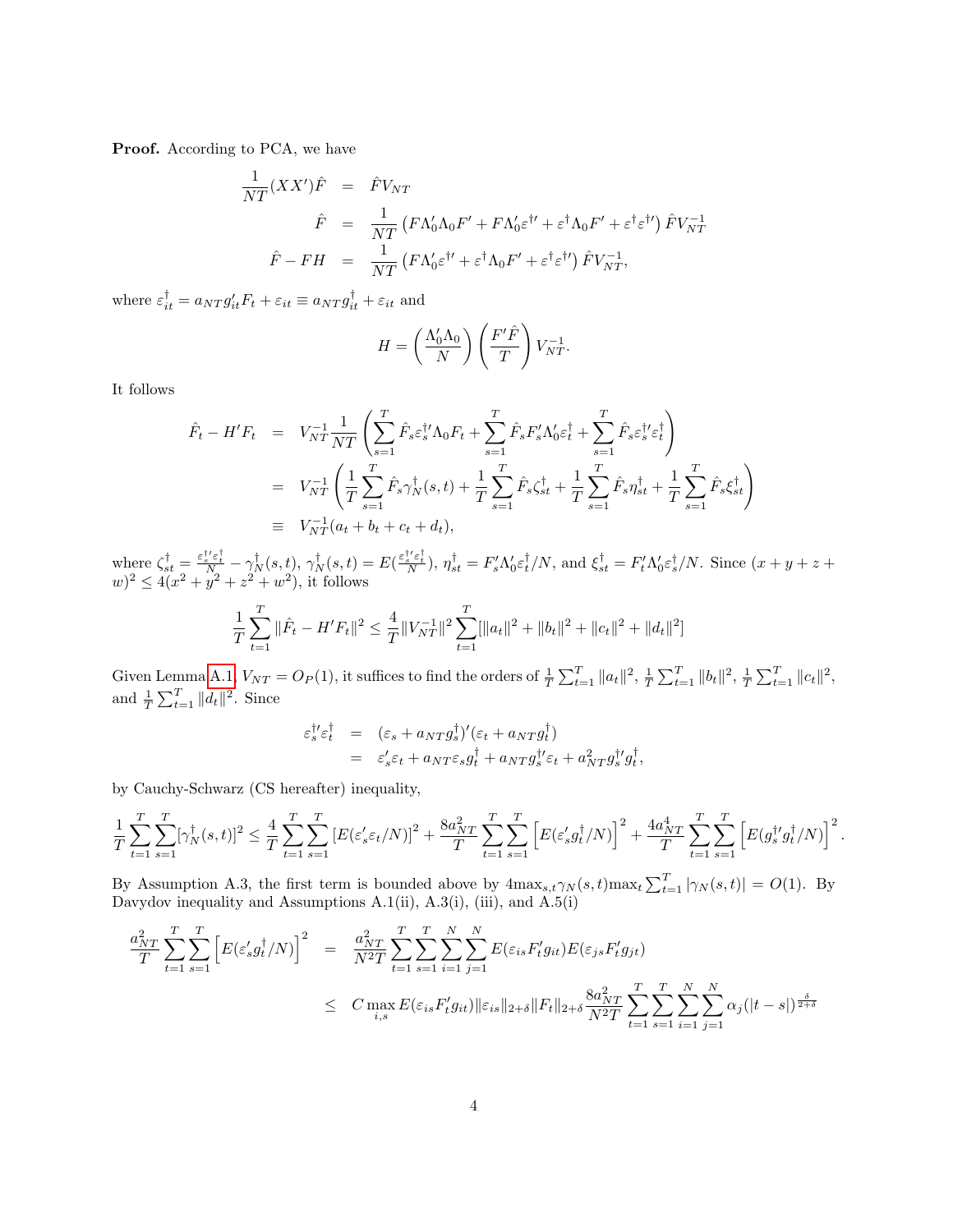**Proof.** According to PCA, we have

$$
\begin{aligned}
\frac{1}{NT}(XX')\hat{F} &= \hat{F}V_{NT} \\
\hat{F} &= \frac{1}{NT}\left(F\Lambda_0'\Lambda_0 F' + F\Lambda_0'\varepsilon^{\dagger\prime} + \varepsilon^{\dagger}\Lambda_0 F' + \varepsilon^{\dagger}\varepsilon^{\dagger\prime}\right)\hat{F}V_{NT}^{-1} \\
\hat{F} - FH &= \frac{1}{NT}\left(F\Lambda_0'\varepsilon^{\dagger\prime} + \varepsilon^{\dagger}\Lambda_0 F' + \varepsilon^{\dagger}\varepsilon^{\dagger\prime}\right)\hat{F}V_{NT}^{-1},
\end{aligned}
$$

where $\varepsilon_{it}^{\dagger} = a_{NT}g_{it}'F_t + \varepsilon_{it} \equiv a_{NT}g_{it}^{\dagger} + \varepsilon_{it}$ and

$$
H = \left(\frac{\Lambda_0'\Lambda_0}{N}\right)\left(\frac{F'\hat{F}}{T}\right)V_{NT}^{-1}.
$$

It follows

$$
\begin{aligned}
\hat{F}_t - H'F_t &= V_{NT}^{-1}\frac{1}{NT}\left(\sum_{s=1}^{T}\hat{F}_s\varepsilon_s^{\dagger\prime}\Lambda_0 F_t + \sum_{s=1}^{T}\hat{F}_s F_s'\Lambda_0'\varepsilon_t^{\dagger} + \sum_{s=1}^{T}\hat{F}_s\varepsilon_s^{\dagger\prime}\varepsilon_t^{\dagger}\right) \\
&= V_{NT}^{-1}\left(\frac{1}{T}\sum_{s=1}^{T}\hat{F}_s\gamma_N^{\dagger}(s,t) + \frac{1}{T}\sum_{s=1}^{T}\hat{F}_s\zeta_{st}^{\dagger} + \frac{1}{T}\sum_{s=1}^{T}\hat{F}_s\eta_{st}^{\dagger} + \frac{1}{T}\sum_{s=1}^{T}\hat{F}_s\xi_{st}^{\dagger}\right) \\
&\equiv V_{NT}^{-1}(a_t + b_t + c_t + d_t),
\end{aligned}
$$

where $\zeta_{st}^{\dagger} = \frac{\varepsilon_s^{\dagger\prime}\varepsilon_t^{\dagger}}{N} - \gamma_N^{\dagger}(s,t)$, $\gamma_N^{\dagger}(s,t) = E(\frac{\varepsilon_s^{\dagger\prime}\varepsilon_t^{\dagger}}{N})$, $\eta_{st}^{\dagger} = F_s'\Lambda_0'\varepsilon_t^{\dagger}/N$, and $\xi_{st}^{\dagger} = F_t'\Lambda_0'\varepsilon_s^{\dagger}/N$. Since $(x+y+z+w)^2 \le 4(x^2+y^2+z^2+w^2)$, it follows

$$
\frac{1}{T}\sum_{t=1}^{T}\|\hat{F}_t - H'F_t\|^2 \le \frac{4}{T}\|V_{NT}^{-1}\|^2\sum_{t=1}^{T}[\|a_t\|^2 + \|b_t\|^2 + \|c_t\|^2 + \|d_t\|^2]
$$

Given Lemma A.1, $V_{NT} = O_P(1)$, it suffices to find the orders of $\frac{1}{T}\sum_{t=1}^{T}\|a_t\|^2$, $\frac{1}{T}\sum_{t=1}^{T}\|b_t\|^2$, $\frac{1}{T}\sum_{t=1}^{T}\|c_t\|^2$, and $\frac{1}{T}\sum_{t=1}^{T}\|d_t\|^2$. Since

$$
\begin{aligned}
\varepsilon_s^{\dagger\prime}\varepsilon_t^{\dagger} &= (\varepsilon_s + a_{NT}g_s^{\dagger})'(\varepsilon_t + a_{NT}g_t^{\dagger}) \\
&= \varepsilon_s'\varepsilon_t + a_{NT}\varepsilon_s g_t^{\dagger} + a_{NT}g_s^{\dagger\prime}\varepsilon_t + a_{NT}^2 g_s^{\dagger\prime}g_t^{\dagger},
\end{aligned}
$$

by Cauchy-Schwarz (CS hereafter) inequality,

$$
\frac{1}{T}\sum_{t=1}^{T}\sum_{s=1}^{T}[\gamma_N^{\dagger}(s,t)]^2 \le \frac{4}{T}\sum_{t=1}^{T}\sum_{s=1}^{T}[E(\varepsilon_s'\varepsilon_t/N)]^2 + \frac{8a_{NT}^2}{T}\sum_{t=1}^{T}\sum_{s=1}^{T}\left[E(\varepsilon_s' g_t^{\dagger}/N)\right]^2 + \frac{4a_{NT}^4}{T}\sum_{t=1}^{T}\sum_{s=1}^{T}\left[E(g_s^{\dagger\prime}g_t^{\dagger}/N)\right]^2.
$$

By Assumption A.3, the first term is bounded above by $4\max_{s,t}\gamma_N(s,t)\max_t\sum_{t=1}^{T}|\gamma_N(s,t)| = O(1)$. By Davydov inequality and Assumptions A.1(ii), A.3(i), (iii), and A.5(i)

$$
\begin{aligned}
\frac{a_{NT}^2}{T}\sum_{t=1}^{T}\sum_{s=1}^{T}\left[E(\varepsilon_s' g_t^{\dagger}/N)\right]^2 &= \frac{a_{NT}^2}{N^2 T}\sum_{t=1}^{T}\sum_{s=1}^{T}\sum_{i=1}^{N}\sum_{j=1}^{N}E(\varepsilon_{is}F_t'g_{it})E(\varepsilon_{js}F_t'g_{jt}) \\
&\le C\max_{i,s}E(\varepsilon_{is}F_t'g_{it})\|\varepsilon_{is}\|_{2+\delta}\|F_t\|_{2+\delta}\frac{8a_{NT}^2}{N^2 T}\sum_{t=1}^{T}\sum_{s=1}^{T}\sum_{i=1}^{N}\sum_{j=1}^{N}\alpha_j(|t-s|)^{\frac{\delta}{2+\delta}}
\end{aligned}
$$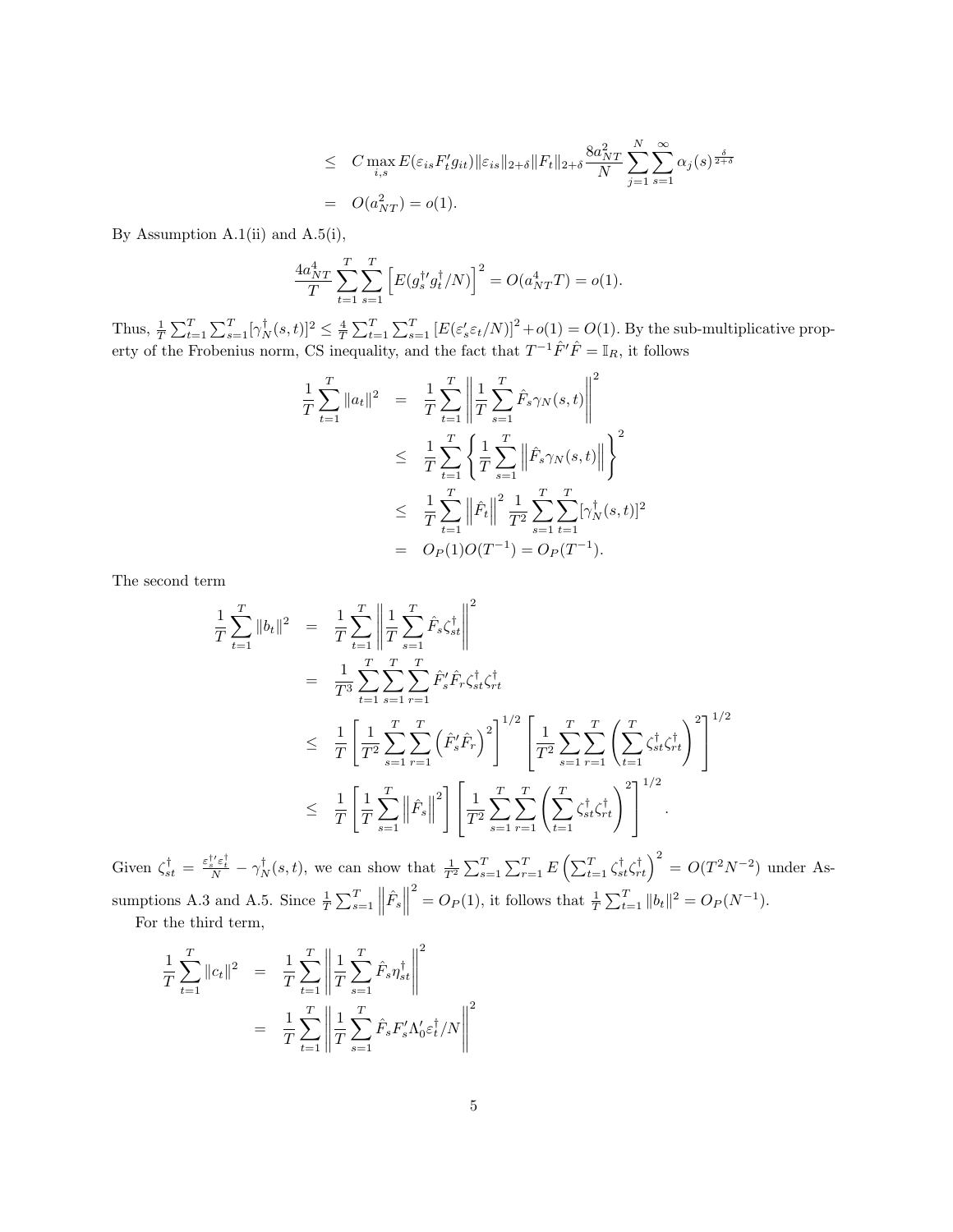$$
\begin{aligned}
&\leq C \max_{i,s} E(\varepsilon_{is} F_t' g_{it}) \|\varepsilon_{is}\|_{2+\delta} \|F_t\|_{2+\delta} \frac{8a_{NT}^2}{N} \sum_{j=1}^{N} \sum_{s=1}^{\infty} \alpha_j(s)^{\frac{\delta}{2+\delta}} \\
&= O(a_{NT}^2) = o(1).
\end{aligned}
$$

By Assumption A.1(ii) and A.5(i),

$$
\frac{4a_{NT}^4}{T} \sum_{t=1}^{T} \sum_{s=1}^{T} \left[ E(g_s^{\dagger\prime} g_t^{\dagger}/N) \right]^2 = O(a_{NT}^4 T) = o(1).
$$

Thus, $\frac{1}{T}\sum_{t=1}^{T}\sum_{s=1}^{T}[\gamma_N^{\dagger}(s,t)]^2 \leq \frac{4}{T}\sum_{t=1}^{T}\sum_{s=1}^{T}\left[E(\varepsilon_s'\varepsilon_t/N)\right]^2 + o(1) = O(1)$. By the sub-multiplicative property of the Frobenius norm, CS inequality, and the fact that $T^{-1}\hat{F}'\hat{F} = \mathbb{I}_R$, it follows

$$
\begin{aligned}
\frac{1}{T}\sum_{t=1}^{T}\|a_t\|^2 &= \frac{1}{T}\sum_{t=1}^{T}\left\| \frac{1}{T}\sum_{s=1}^{T}\hat{F}_s \gamma_N(s,t) \right\|^2 \\
&\leq \frac{1}{T}\sum_{t=1}^{T}\left\{ \frac{1}{T}\sum_{s=1}^{T}\left\|\hat{F}_s\gamma_N(s,t)\right\| \right\}^2 \\
&\leq \frac{1}{T}\sum_{t=1}^{T}\left\|\hat{F}_t\right\|^2 \frac{1}{T^2}\sum_{s=1}^{T}\sum_{t=1}^{T}[\gamma_N^{\dagger}(s,t)]^2 \\
&= O_P(1)O(T^{-1}) = O_P(T^{-1}).
\end{aligned}
$$

The second term

$$
\begin{aligned}
\frac{1}{T}\sum_{t=1}^{T}\|b_t\|^2 &= \frac{1}{T}\sum_{t=1}^{T}\left\| \frac{1}{T}\sum_{s=1}^{T}\hat{F}_s\zeta_{st}^{\dagger} \right\|^2 \\
&= \frac{1}{T^3}\sum_{t=1}^{T}\sum_{s=1}^{T}\sum_{r=1}^{T}\hat{F}_s'\hat{F}_r\zeta_{st}^{\dagger}\zeta_{rt}^{\dagger} \\
&\leq \frac{1}{T}\left[\frac{1}{T^2}\sum_{s=1}^{T}\sum_{r=1}^{T}\left(\hat{F}_s'\hat{F}_r\right)^2\right]^{1/2}\left[\frac{1}{T^2}\sum_{s=1}^{T}\sum_{r=1}^{T}\left(\sum_{t=1}^{T}\zeta_{st}^{\dagger}\zeta_{rt}^{\dagger}\right)^2\right]^{1/2} \\
&\leq \frac{1}{T}\left[\frac{1}{T}\sum_{s=1}^{T}\left\|\hat{F}_s\right\|^2\right]\left[\frac{1}{T^2}\sum_{s=1}^{T}\sum_{r=1}^{T}\left(\sum_{t=1}^{T}\zeta_{st}^{\dagger}\zeta_{rt}^{\dagger}\right)^2\right]^{1/2}.
\end{aligned}
$$

Given $\zeta_{st}^{\dagger} = \frac{\varepsilon_s^{\dagger\prime}\varepsilon_t^{\dagger}}{N} - \gamma_N^{\dagger}(s,t)$, we can show that $\frac{1}{T^2}\sum_{s=1}^{T}\sum_{r=1}^{T}E\left(\sum_{t=1}^{T}\zeta_{st}^{\dagger}\zeta_{rt}^{\dagger}\right)^2 = O(T^2N^{-2})$ under Assumptions A.3 and A.5. Since $\frac{1}{T}\sum_{s=1}^{T}\left\|\hat{F}_s\right\|^2 = O_P(1)$, it follows that $\frac{1}{T}\sum_{t=1}^{T}\|b_t\|^2 = O_P(N^{-1})$.

For the third term,

$$
\begin{aligned}
\frac{1}{T}\sum_{t=1}^{T}\|c_t\|^2 &= \frac{1}{T}\sum_{t=1}^{T}\left\|\frac{1}{T}\sum_{s=1}^{T}\hat{F}_s\eta_{st}^{\dagger}\right\|^2 \\
&= \frac{1}{T}\sum_{t=1}^{T}\left\|\frac{1}{T}\sum_{s=1}^{T}\hat{F}_sF_s'\Lambda_0'\varepsilon_t^{\dagger}/N\right\|^2
\end{aligned}
$$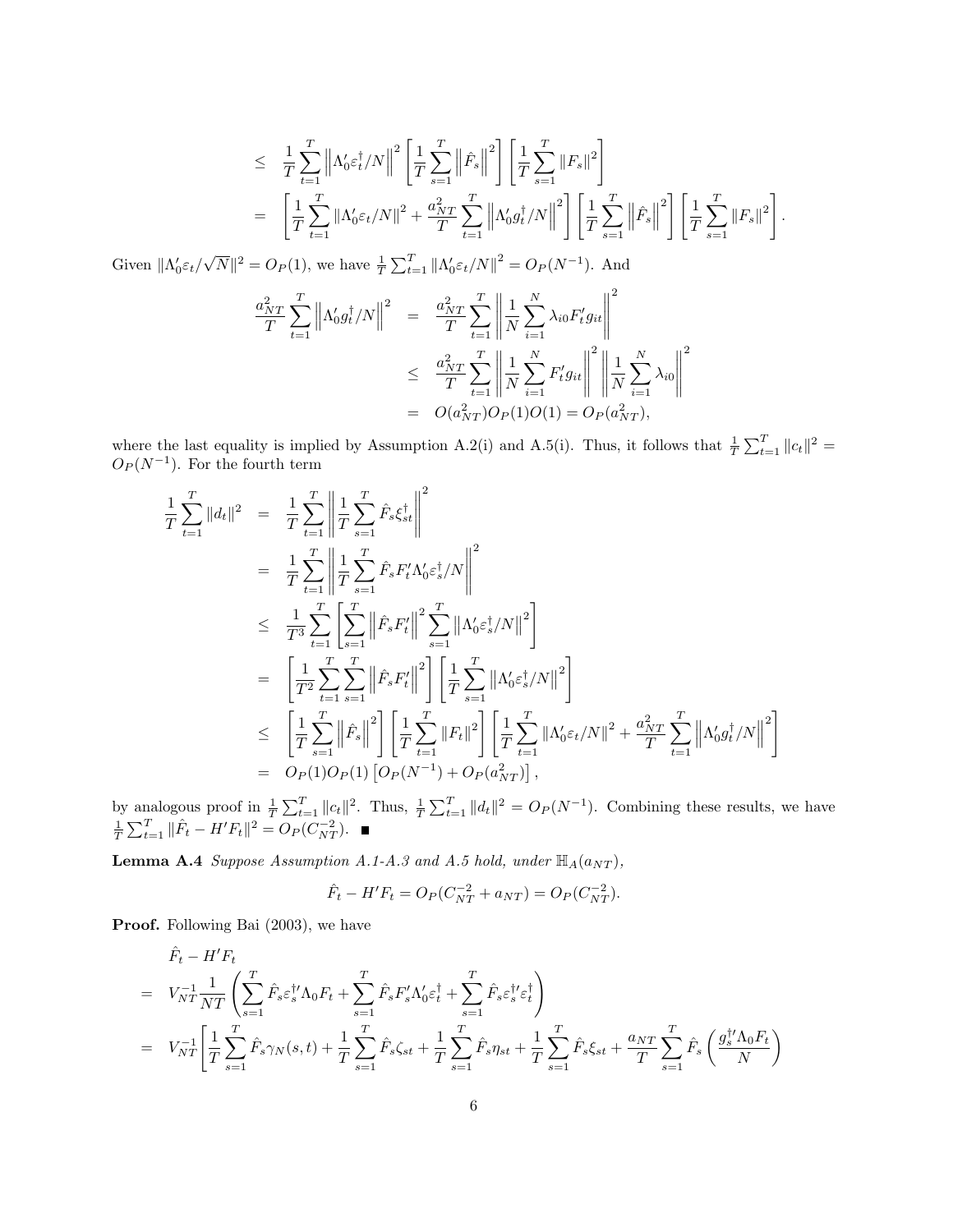$$
\begin{aligned}
&\leq \quad \frac{1}{T}\sum_{t=1}^{T}\left\|\Lambda_0'\varepsilon_t^{\dagger}/N\right\|^2\left[\frac{1}{T}\sum_{s=1}^{T}\left\|\hat{F}_s\right\|^2\right]\left[\frac{1}{T}\sum_{s=1}^{T}\left\|F_s\right\|^2\right] \\
&= \quad \left[\frac{1}{T}\sum_{t=1}^{T}\left\|\Lambda_0'\varepsilon_t/N\right\|^2+\frac{a_{NT}^2}{T}\sum_{t=1}^{T}\left\|\Lambda_0'g_t^{\dagger}/N\right\|^2\right]\left[\frac{1}{T}\sum_{s=1}^{T}\left\|\hat{F}_s\right\|^2\right]\left[\frac{1}{T}\sum_{s=1}^{T}\left\|F_s\right\|^2\right].
\end{aligned}
$$

Given $\|\Lambda_0'\varepsilon_t/\sqrt{N}\|^2 = O_P(1)$, we have $\frac{1}{T}\sum_{t=1}^{T}\left\|\Lambda_0'\varepsilon_t/N\right\|^2 = O_P(N^{-1})$. And

$$
\begin{aligned}
\frac{a_{NT}^2}{T}\sum_{t=1}^{T}\left\|\Lambda_0'g_t^{\dagger}/N\right\|^2 &= \frac{a_{NT}^2}{T}\sum_{t=1}^{T}\left\|\frac{1}{N}\sum_{i=1}^{N}\lambda_{i0}F_t'g_{it}\right\|^2 \\
&\leq \frac{a_{NT}^2}{T}\sum_{t=1}^{T}\left\|\frac{1}{N}\sum_{i=1}^{N}F_t'g_{it}\right\|^2\left\|\frac{1}{N}\sum_{i=1}^{N}\lambda_{i0}\right\|^2 \\
&= O(a_{NT}^2)O_P(1)O(1) = O_P(a_{NT}^2),
\end{aligned}
$$

where the last equality is implied by Assumption A.2(i) and A.5(i). Thus, it follows that $\frac{1}{T}\sum_{t=1}^{T}\|c_t\|^2 = O_P(N^{-1})$. For the fourth term

$$
\begin{aligned}
\frac{1}{T}\sum_{t=1}^{T}\|d_t\|^2 &= \frac{1}{T}\sum_{t=1}^{T}\left\|\frac{1}{T}\sum_{s=1}^{T}\hat{F}_s\xi_{st}^{\dagger}\right\|^2 \\
&= \frac{1}{T}\sum_{t=1}^{T}\left\|\frac{1}{T}\sum_{s=1}^{T}\hat{F}_sF_t'\Lambda_0'\varepsilon_s^{\dagger}/N\right\|^2 \\
&\leq \frac{1}{T^3}\sum_{t=1}^{T}\left[\sum_{s=1}^{T}\left\|\hat{F}_sF_t'\right\|^2\sum_{s=1}^{T}\left\|\Lambda_0'\varepsilon_s^{\dagger}/N\right\|^2\right] \\
&= \left[\frac{1}{T^2}\sum_{t=1}^{T}\sum_{s=1}^{T}\left\|\hat{F}_sF_t'\right\|^2\right]\left[\frac{1}{T}\sum_{s=1}^{T}\left\|\Lambda_0'\varepsilon_s^{\dagger}/N\right\|^2\right] \\
&\leq \left[\frac{1}{T}\sum_{s=1}^{T}\left\|\hat{F}_s\right\|^2\right]\left[\frac{1}{T}\sum_{t=1}^{T}\|F_t\|^2\right]\left[\frac{1}{T}\sum_{t=1}^{T}\left\|\Lambda_0'\varepsilon_t/N\right\|^2+\frac{a_{NT}^2}{T}\sum_{t=1}^{T}\left\|\Lambda_0'g_t^{\dagger}/N\right\|^2\right] \\
&= O_P(1)O_P(1)\left[O_P(N^{-1})+O_P(a_{NT}^2)\right],
\end{aligned}
$$

by analogous proof in $\frac{1}{T}\sum_{t=1}^{T}\|c_t\|^2$. Thus, $\frac{1}{T}\sum_{t=1}^{T}\|d_t\|^2 = O_P(N^{-1})$. Combining these results, we have $\frac{1}{T}\sum_{t=1}^{T}\|\hat{F}_t - H'F_t\|^2 = O_P(C_{NT}^{-2})$. ∎

**Lemma A.4** *Suppose Assumption A.1-A.3 and A.5 hold, under $\mathbb{H}_A(a_{NT})$,*

$$
\hat{F}_t - H'F_t = O_P(C_{NT}^{-2} + a_{NT}) = O_P(C_{NT}^{-2}).
$$

**Proof.** Following Bai (2003), we have

$$
\begin{aligned}
&\hat{F}_t - H'F_t \\
&= V_{NT}^{-1}\frac{1}{NT}\left(\sum_{s=1}^{T}\hat{F}_s\varepsilon_s^{\dagger\prime}\Lambda_0F_t+\sum_{s=1}^{T}\hat{F}_sF_s'\Lambda_0'\varepsilon_t^{\dagger}+\sum_{s=1}^{T}\hat{F}_s\varepsilon_s^{\dagger\prime}\varepsilon_t^{\dagger}\right) \\
&= V_{NT}^{-1}\Bigg[\frac{1}{T}\sum_{s=1}^{T}\hat{F}_s\gamma_N(s,t)+\frac{1}{T}\sum_{s=1}^{T}\hat{F}_s\zeta_{st}+\frac{1}{T}\sum_{s=1}^{T}\hat{F}_s\eta_{st}+\frac{1}{T}\sum_{s=1}^{T}\hat{F}_s\xi_{st}+\frac{a_{NT}}{T}\sum_{s=1}^{T}\hat{F}_s\left(\frac{g_s^{\dagger\prime}\Lambda_0F_t}{N}\right)
\end{aligned}
$$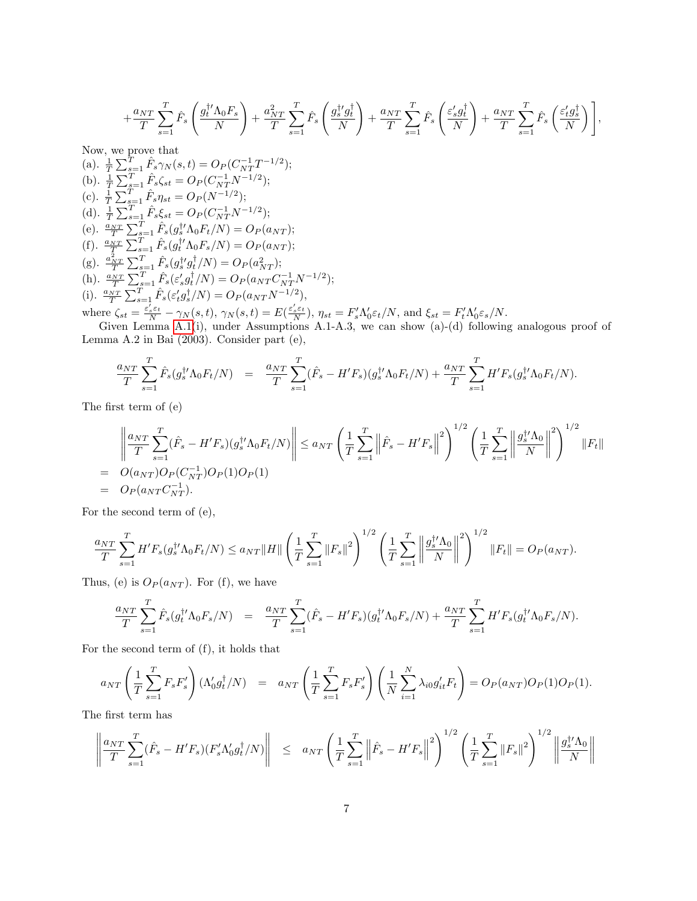$$+\frac{a_{NT}}{T}\sum_{s=1}^{T}\hat{F}_s\left(\frac{g_t^{\dagger\prime}\Lambda_0 F_s}{N}\right)+\frac{a_{NT}^2}{T}\sum_{s=1}^{T}\hat{F}_s\left(\frac{g_s^{\dagger\prime}g_t^{\dagger}}{N}\right)+\frac{a_{NT}}{T}\sum_{s=1}^{T}\hat{F}_s\left(\frac{\varepsilon_s' g_t^{\dagger}}{N}\right)+\frac{a_{NT}}{T}\sum_{s=1}^{T}\hat{F}_s\left(\frac{\varepsilon_t' g_s^{\dagger}}{N}\right)\Bigg],$$

Now, we prove that

(a). $\frac{1}{T}\sum_{s=1}^{T}\hat{F}_s\gamma_N(s,t)=O_P(C_{NT}^{-1}T^{-1/2})$;
(b). $\frac{1}{T}\sum_{s=1}^{T}\hat{F}_s\zeta_{st}=O_P(C_{NT}^{-1}N^{-1/2})$;
(c). $\frac{1}{T}\sum_{s=1}^{T}\hat{F}_s\eta_{st}=O_P(N^{-1/2})$;
(d). $\frac{1}{T}\sum_{s=1}^{T}\hat{F}_s\xi_{st}=O_P(C_{NT}^{-1}N^{-1/2})$;
(e). $\frac{a_{NT}}{T}\sum_{s=1}^{T}\hat{F}_s(g_s^{\dagger\prime}\Lambda_0 F_t/N)=O_P(a_{NT})$;
(f). $\frac{a_{NT}}{T}\sum_{s=1}^{T}\hat{F}_s(g_t^{\dagger\prime}\Lambda_0 F_s/N)=O_P(a_{NT})$;
(g). $\frac{a_{NT}^2}{T}\sum_{s=1}^{T}\hat{F}_s(g_s^{\dagger\prime}g_t^{\dagger}/N)=O_P(a_{NT}^2)$;
(h). $\frac{a_{NT}}{T}\sum_{s=1}^{T}\hat{F}_s(\varepsilon_s' g_t^{\dagger}/N)=O_P(a_{NT}C_{NT}^{-1}N^{-1/2})$;
(i). $\frac{a_{NT}}{T}\sum_{s=1}^{T}\hat{F}_s(\varepsilon_t' g_s^{\dagger}/N)=O_P(a_{NT}N^{-1/2})$,

where $\zeta_{st}=\frac{\varepsilon_s'\varepsilon_t}{N}-\gamma_N(s,t)$, $\gamma_N(s,t)=E(\frac{\varepsilon_s'\varepsilon_t}{N})$, $\eta_{st}=F_s'\Lambda_0'\varepsilon_t/N$, and $\xi_{st}=F_t'\Lambda_0'\varepsilon_s/N$.

Given Lemma A.1(i), under Assumptions A.1-A.3, we can show (a)-(d) following analogous proof of Lemma A.2 in Bai (2003). Consider part (e),

$$\frac{a_{NT}}{T}\sum_{s=1}^{T}\hat{F}_s(g_s^{\dagger\prime}\Lambda_0 F_t/N) = \frac{a_{NT}}{T}\sum_{s=1}^{T}(\hat{F}_s-H'F_s)(g_s^{\dagger\prime}\Lambda_0 F_t/N)+\frac{a_{NT}}{T}\sum_{s=1}^{T}H'F_s(g_s^{\dagger\prime}\Lambda_0 F_t/N).$$

The first term of (e)

$$\begin{aligned}
&\left\|\frac{a_{NT}}{T}\sum_{s=1}^{T}(\hat{F}_s-H'F_s)(g_s^{\dagger\prime}\Lambda_0 F_t/N)\right\| \le a_{NT}\left(\frac{1}{T}\sum_{s=1}^{T}\left\|\hat{F}_s-H'F_s\right\|^2\right)^{1/2}\left(\frac{1}{T}\sum_{s=1}^{T}\left\|\frac{g_s^{\dagger\prime}\Lambda_0}{N}\right\|^2\right)^{1/2}\|F_t\| \\
=&\ O(a_{NT})O_P(C_{NT}^{-1})O_P(1)O_P(1) \\
=&\ O_P(a_{NT}C_{NT}^{-1}).
\end{aligned}$$

For the second term of (e),

$$\frac{a_{NT}}{T}\sum_{s=1}^{T}H'F_s(g_s^{\dagger\prime}\Lambda_0 F_t/N)\le a_{NT}\|H\|\left(\frac{1}{T}\sum_{s=1}^{T}\|F_s\|^2\right)^{1/2}\left(\frac{1}{T}\sum_{s=1}^{T}\left\|\frac{g_s^{\dagger\prime}\Lambda_0}{N}\right\|^2\right)^{1/2}\|F_t\|=O_P(a_{NT}).$$

Thus, (e) is $O_P(a_{NT})$. For (f), we have

$$\frac{a_{NT}}{T}\sum_{s=1}^{T}\hat{F}_s(g_t^{\dagger\prime}\Lambda_0 F_s/N) = \frac{a_{NT}}{T}\sum_{s=1}^{T}(\hat{F}_s-H'F_s)(g_t^{\dagger\prime}\Lambda_0 F_s/N)+\frac{a_{NT}}{T}\sum_{s=1}^{T}H'F_s(g_t^{\dagger\prime}\Lambda_0 F_s/N).$$

For the second term of (f), it holds that

$$a_{NT}\left(\frac{1}{T}\sum_{s=1}^{T}F_sF_s'\right)(\Lambda_0' g_t^{\dagger}/N) = a_{NT}\left(\frac{1}{T}\sum_{s=1}^{T}F_sF_s'\right)\left(\frac{1}{N}\sum_{i=1}^{N}\lambda_{i0}g_{it}'F_t\right)=O_P(a_{NT})O_P(1)O_P(1).$$

The first term has

$$\left\|\frac{a_{NT}}{T}\sum_{s=1}^{T}(\hat{F}_s-H'F_s)(F_s'\Lambda_0' g_t^{\dagger}/N)\right\| \le a_{NT}\left(\frac{1}{T}\sum_{s=1}^{T}\left\|\hat{F}_s-H'F_s\right\|^2\right)^{1/2}\left(\frac{1}{T}\sum_{s=1}^{T}\|F_s\|^2\right)^{1/2}\left\|\frac{g_s^{\dagger\prime}\Lambda_0}{N}\right\|$$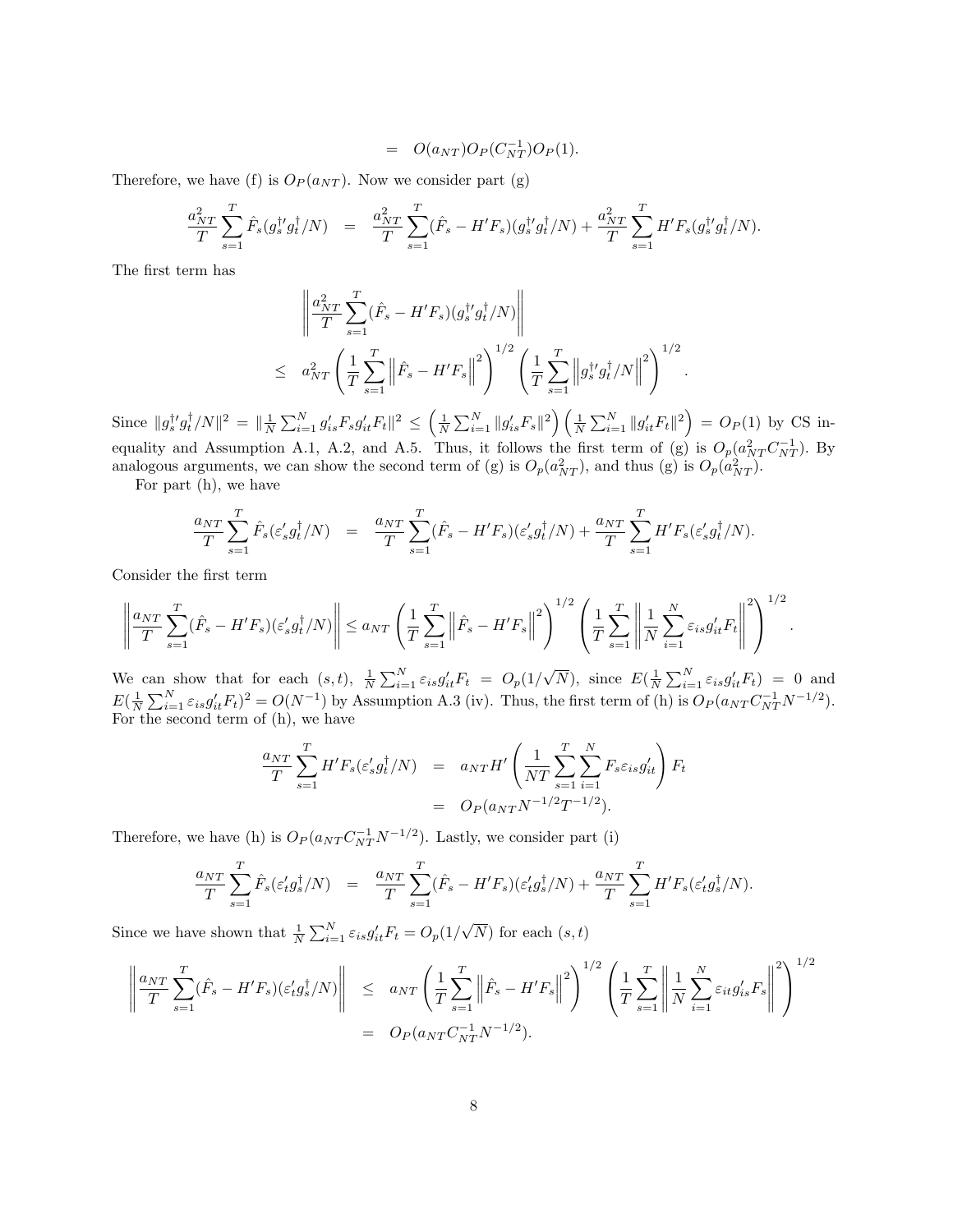$$= \quad O(a_{NT})O_P(C_{NT}^{-1})O_P(1).$$

Therefore, we have (f) is $O_P(a_{NT})$. Now we consider part (g)

$$\frac{a_{NT}^2}{T}\sum_{s=1}^{T}\hat{F}_s(g_s^{\dagger\prime}g_t^{\dagger}/N) \quad = \quad \frac{a_{NT}^2}{T}\sum_{s=1}^{T}(\hat{F}_s - H'F_s)(g_s^{\dagger\prime}g_t^{\dagger}/N) + \frac{a_{NT}^2}{T}\sum_{s=1}^{T}H'F_s(g_s^{\dagger\prime}g_t^{\dagger}/N).$$

The first term has

$$\begin{aligned}
&\left\|\frac{a_{NT}^2}{T}\sum_{s=1}^{T}(\hat{F}_s - H'F_s)(g_s^{\dagger\prime}g_t^{\dagger}/N)\right\| \\
&\leq \quad a_{NT}^2\left(\frac{1}{T}\sum_{s=1}^{T}\left\|\hat{F}_s - H'F_s\right\|^2\right)^{1/2}\left(\frac{1}{T}\sum_{s=1}^{T}\left\|g_s^{\dagger\prime}g_t^{\dagger}/N\right\|^2\right)^{1/2}.
\end{aligned}$$

Since $\|g_s^{\dagger\prime}g_t^{\dagger}/N\|^2 = \|\frac{1}{N}\sum_{i=1}^{N}g_{is}'F_sg_{it}'F_t\|^2 \leq \left(\frac{1}{N}\sum_{i=1}^{N}\|g_{is}'F_s\|^2\right)\left(\frac{1}{N}\sum_{i=1}^{N}\|g_{it}'F_t\|^2\right) = O_P(1)$ by CS inequality and Assumption A.1, A.2, and A.5. Thus, it follows the first term of (g) is $O_p(a_{NT}^2C_{NT}^{-1})$. By analogous arguments, we can show the second term of (g) is $O_p(a_{NT}^2)$, and thus (g) is $O_p(a_{NT}^2)$.

For part (h), we have

$$\frac{a_{NT}}{T}\sum_{s=1}^{T}\hat{F}_s(\varepsilon_s'g_t^{\dagger}/N) \quad = \quad \frac{a_{NT}}{T}\sum_{s=1}^{T}(\hat{F}_s - H'F_s)(\varepsilon_s'g_t^{\dagger}/N) + \frac{a_{NT}}{T}\sum_{s=1}^{T}H'F_s(\varepsilon_s'g_t^{\dagger}/N).$$

Consider the first term

$$\left\|\frac{a_{NT}}{T}\sum_{s=1}^{T}(\hat{F}_s - H'F_s)(\varepsilon_s'g_t^{\dagger}/N)\right\| \leq a_{NT}\left(\frac{1}{T}\sum_{s=1}^{T}\left\|\hat{F}_s - H'F_s\right\|^2\right)^{1/2}\left(\frac{1}{T}\sum_{s=1}^{T}\left\|\frac{1}{N}\sum_{i=1}^{N}\varepsilon_{is}g_{it}'F_t\right\|^2\right)^{1/2}.$$

We can show that for each $(s,t)$, $\frac{1}{N}\sum_{i=1}^{N}\varepsilon_{is}g_{it}'F_t = O_p(1/\sqrt{N})$, since $E(\frac{1}{N}\sum_{i=1}^{N}\varepsilon_{is}g_{it}'F_t) = 0$ and $E(\frac{1}{N}\sum_{i=1}^{N}\varepsilon_{is}g_{it}'F_t)^2 = O(N^{-1})$ by Assumption A.3 (iv). Thus, the first term of (h) is $O_P(a_{NT}C_{NT}^{-1}N^{-1/2})$. For the second term of (h), we have

$$\begin{aligned}
\frac{a_{NT}}{T}\sum_{s=1}^{T}H'F_s(\varepsilon_s'g_t^{\dagger}/N) \quad &= \quad a_{NT}H'\left(\frac{1}{NT}\sum_{s=1}^{T}\sum_{i=1}^{N}F_s\varepsilon_{is}g_{it}'\right)F_t \\
&= \quad O_P(a_{NT}N^{-1/2}T^{-1/2}).
\end{aligned}$$

Therefore, we have (h) is $O_P(a_{NT}C_{NT}^{-1}N^{-1/2})$. Lastly, we consider part (i)

$$\frac{a_{NT}}{T}\sum_{s=1}^{T}\hat{F}_s(\varepsilon_t'g_s^{\dagger}/N) \quad = \quad \frac{a_{NT}}{T}\sum_{s=1}^{T}(\hat{F}_s - H'F_s)(\varepsilon_t'g_s^{\dagger}/N) + \frac{a_{NT}}{T}\sum_{s=1}^{T}H'F_s(\varepsilon_t'g_s^{\dagger}/N).$$

Since we have shown that $\frac{1}{N}\sum_{i=1}^{N}\varepsilon_{is}g_{it}'F_t = O_p(1/\sqrt{N})$ for each $(s,t)$

$$\begin{aligned}
\left\|\frac{a_{NT}}{T}\sum_{s=1}^{T}(\hat{F}_s - H'F_s)(\varepsilon_t'g_s^{\dagger}/N)\right\| \quad &\leq \quad a_{NT}\left(\frac{1}{T}\sum_{s=1}^{T}\left\|\hat{F}_s - H'F_s\right\|^2\right)^{1/2}\left(\frac{1}{T}\sum_{s=1}^{T}\left\|\frac{1}{N}\sum_{i=1}^{N}\varepsilon_{it}g_{is}'F_s\right\|^2\right)^{1/2} \\
&= \quad O_P(a_{NT}C_{NT}^{-1}N^{-1/2}).
\end{aligned}$$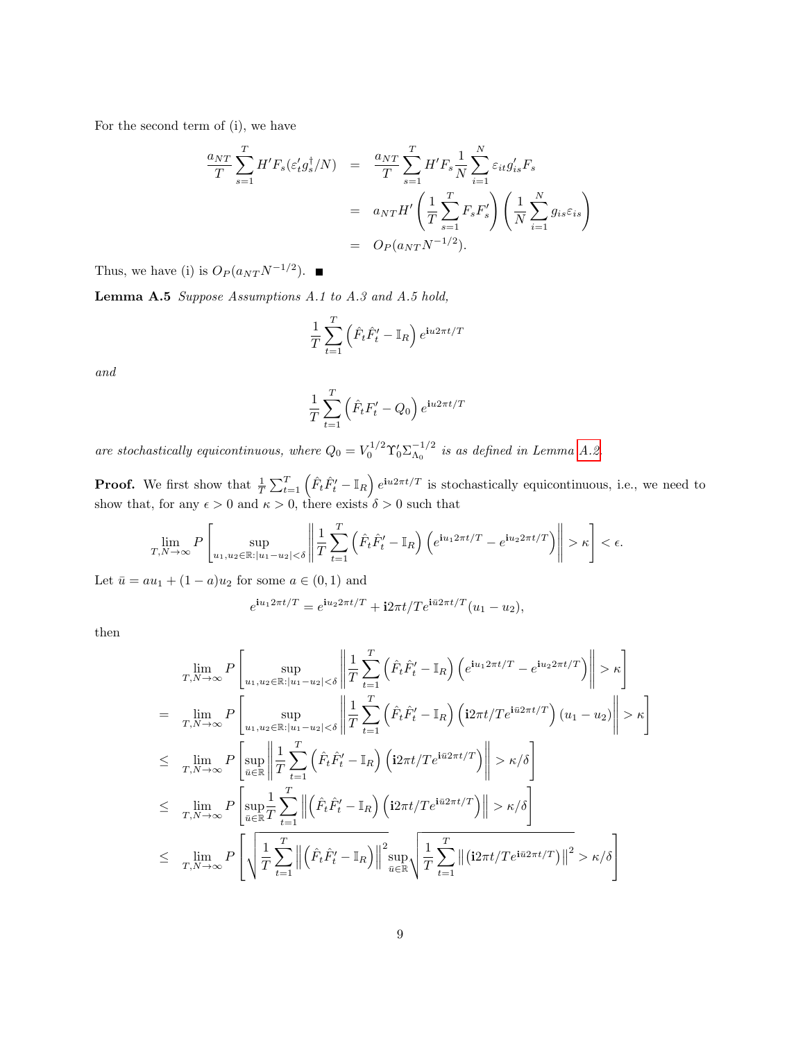For the second term of (i), we have

$$
\begin{aligned}
\frac{a_{NT}}{T}\sum_{s=1}^{T} H' F_s(\varepsilon_t' g_s^{\dagger}/N) &= \frac{a_{NT}}{T}\sum_{s=1}^{T} H' F_s \frac{1}{N}\sum_{i=1}^{N} \varepsilon_{it} g_{is}' F_s \\
&= a_{NT} H' \left(\frac{1}{T}\sum_{s=1}^{T} F_s F_s'\right)\left(\frac{1}{N}\sum_{i=1}^{N} g_{is}\varepsilon_{is}\right) \\
&= O_P(a_{NT} N^{-1/2}).
\end{aligned}
$$

Thus, we have (i) is $O_P(a_{NT}N^{-1/2})$. ■

**Lemma A.5** *Suppose Assumptions A.1 to A.3 and A.5 hold,*

$$
\frac{1}{T}\sum_{t=1}^{T}\left(\hat{F}_t\hat{F}_t' - \mathbb{I}_R\right)e^{\mathbf{i}u2\pi t/T}
$$

*and*

$$
\frac{1}{T}\sum_{t=1}^{T}\left(\hat{F}_t F_t' - Q_0\right)e^{\mathbf{i}u2\pi t/T}
$$

*are stochastically equicontinuous, where $Q_0 = V_0^{1/2}\Upsilon_0'\Sigma_{\Lambda_0}^{-1/2}$ is as defined in Lemma A.2.*

**Proof.** We first show that $\frac{1}{T}\sum_{t=1}^{T}\left(\hat{F}_t\hat{F}_t' - \mathbb{I}_R\right)e^{\mathbf{i}u2\pi t/T}$ is stochastically equicontinuous, i.e., we need to show that, for any $\epsilon > 0$ and $\kappa > 0$, there exists $\delta > 0$ such that

$$
\lim_{T,N\to\infty} P\left[\sup_{u_1,u_2\in\mathbb{R}:|u_1-u_2|<\delta}\left\|\frac{1}{T}\sum_{t=1}^{T}\left(\hat{F}_t\hat{F}_t' - \mathbb{I}_R\right)\left(e^{\mathbf{i}u_1 2\pi t/T} - e^{\mathbf{i}u_2 2\pi t/T}\right)\right\| > \kappa\right] < \epsilon.
$$

Let $\bar{u} = au_1 + (1-a)u_2$ for some $a \in (0,1)$ and

$$
e^{\mathbf{i}u_1 2\pi t/T} = e^{\mathbf{i}u_2 2\pi t/T} + \mathbf{i}2\pi t/T e^{\mathbf{i}\bar{u}2\pi t/T}(u_1 - u_2),
$$

then

$$
\begin{aligned}
& \lim_{T,N\to\infty} P\left[\sup_{u_1,u_2\in\mathbb{R}:|u_1-u_2|<\delta}\left\|\frac{1}{T}\sum_{t=1}^{T}\left(\hat{F}_t\hat{F}_t' - \mathbb{I}_R\right)\left(e^{\mathbf{i}u_1 2\pi t/T} - e^{\mathbf{i}u_2 2\pi t/T}\right)\right\| > \kappa\right] \\
= & \lim_{T,N\to\infty} P\left[\sup_{u_1,u_2\in\mathbb{R}:|u_1-u_2|<\delta}\left\|\frac{1}{T}\sum_{t=1}^{T}\left(\hat{F}_t\hat{F}_t' - \mathbb{I}_R\right)\left(\mathbf{i}2\pi t/T e^{\mathbf{i}\bar{u}2\pi t/T}\right)(u_1 - u_2)\right\| > \kappa\right] \\
\le & \lim_{T,N\to\infty} P\left[\sup_{\bar{u}\in\mathbb{R}}\left\|\frac{1}{T}\sum_{t=1}^{T}\left(\hat{F}_t\hat{F}_t' - \mathbb{I}_R\right)\left(\mathbf{i}2\pi t/T e^{\mathbf{i}\bar{u}2\pi t/T}\right)\right\| > \kappa/\delta\right] \\
\le & \lim_{T,N\to\infty} P\left[\sup_{\bar{u}\in\mathbb{R}}\frac{1}{T}\sum_{t=1}^{T}\left\|\left(\hat{F}_t\hat{F}_t' - \mathbb{I}_R\right)\left(\mathbf{i}2\pi t/T e^{\mathbf{i}\bar{u}2\pi t/T}\right)\right\| > \kappa/\delta\right] \\
\le & \lim_{T,N\to\infty} P\left[\sqrt{\frac{1}{T}\sum_{t=1}^{T}\left\|\left(\hat{F}_t\hat{F}_t' - \mathbb{I}_R\right)\right\|^2}\sup_{\bar{u}\in\mathbb{R}}\sqrt{\frac{1}{T}\sum_{t=1}^{T}\left\|\left(\mathbf{i}2\pi t/T e^{\mathbf{i}\bar{u}2\pi t/T}\right)\right\|^2} > \kappa/\delta\right]
\end{aligned}
$$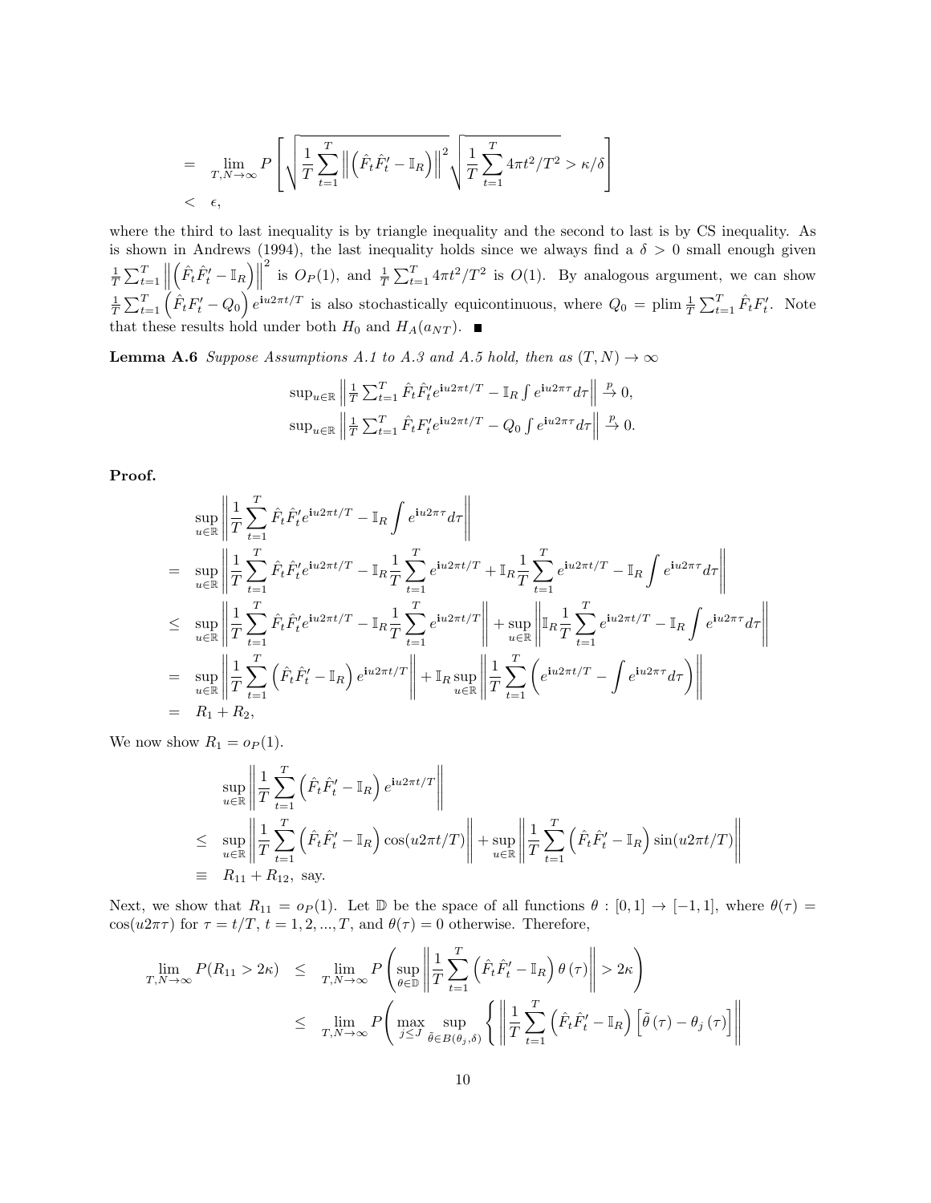$$
\begin{aligned}
&= \lim_{T,N\to\infty} P\left[\sqrt{\frac{1}{T}\sum_{t=1}^{T}\left\|\left(\hat{F}_t\hat{F}_t' - \mathbb{I}_R\right)\right\|^2}\sqrt{\frac{1}{T}\sum_{t=1}^{T}4\pi t^2/T^2} > \kappa/\delta\right] \\
&< \epsilon,
\end{aligned}
$$

where the third to last inequality is by triangle inequality and the second to last is by CS inequality. As is shown in Andrews (1994), the last inequality holds since we always find a $\delta > 0$ small enough given $\frac{1}{T}\sum_{t=1}^{T}\left\|\left(\hat{F}_t\hat{F}_t' - \mathbb{I}_R\right)\right\|^2$ is $O_P(1)$, and $\frac{1}{T}\sum_{t=1}^{T}4\pi t^2/T^2$ is $O(1)$. By analogous argument, we can show $\frac{1}{T}\sum_{t=1}^{T}\left(\hat{F}_tF_t' - Q_0\right)e^{\mathbf{i}u2\pi t/T}$ is also stochastically equicontinuous, where $Q_0 = \text{plim}\,\frac{1}{T}\sum_{t=1}^{T}\hat{F}_tF_t'$. Note that these results hold under both $H_0$ and $H_A(a_{NT})$. ∎

**Lemma A.6** *Suppose Assumptions A.1 to A.3 and A.5 hold, then as* $(T,N)\to\infty$

$$
\sup_{u\in\mathbb{R}}\left\|\frac{1}{T}\sum_{t=1}^{T}\hat{F}_t\hat{F}_t'e^{\mathbf{i}u2\pi t/T} - \mathbb{I}_R\int e^{\mathbf{i}u2\pi\tau}d\tau\right\| \xrightarrow{p} 0,
$$

$$
\sup_{u\in\mathbb{R}}\left\|\frac{1}{T}\sum_{t=1}^{T}\hat{F}_tF_t'e^{\mathbf{i}u2\pi t/T} - Q_0\int e^{\mathbf{i}u2\pi\tau}d\tau\right\| \xrightarrow{p} 0.
$$

**Proof.**

$$
\begin{aligned}
&\sup_{u\in\mathbb{R}}\left\|\frac{1}{T}\sum_{t=1}^{T}\hat{F}_t\hat{F}_t'e^{\mathbf{i}u2\pi t/T} - \mathbb{I}_R\int e^{\mathbf{i}u2\pi\tau}d\tau\right\| \\
&= \sup_{u\in\mathbb{R}}\left\|\frac{1}{T}\sum_{t=1}^{T}\hat{F}_t\hat{F}_t'e^{\mathbf{i}u2\pi t/T} - \mathbb{I}_R\frac{1}{T}\sum_{t=1}^{T}e^{\mathbf{i}u2\pi t/T} + \mathbb{I}_R\frac{1}{T}\sum_{t=1}^{T}e^{\mathbf{i}u2\pi t/T} - \mathbb{I}_R\int e^{\mathbf{i}u2\pi\tau}d\tau\right\| \\
&\leq \sup_{u\in\mathbb{R}}\left\|\frac{1}{T}\sum_{t=1}^{T}\hat{F}_t\hat{F}_t'e^{\mathbf{i}u2\pi t/T} - \mathbb{I}_R\frac{1}{T}\sum_{t=1}^{T}e^{\mathbf{i}u2\pi t/T}\right\| + \sup_{u\in\mathbb{R}}\left\|\mathbb{I}_R\frac{1}{T}\sum_{t=1}^{T}e^{\mathbf{i}u2\pi t/T} - \mathbb{I}_R\int e^{\mathbf{i}u2\pi\tau}d\tau\right\| \\
&= \sup_{u\in\mathbb{R}}\left\|\frac{1}{T}\sum_{t=1}^{T}\left(\hat{F}_t\hat{F}_t' - \mathbb{I}_R\right)e^{\mathbf{i}u2\pi t/T}\right\| + \mathbb{I}_R\sup_{u\in\mathbb{R}}\left\|\frac{1}{T}\sum_{t=1}^{T}\left(e^{\mathbf{i}u2\pi t/T} - \int e^{\mathbf{i}u2\pi\tau}d\tau\right)\right\| \\
&= R_1 + R_2,
\end{aligned}
$$

We now show $R_1 = o_P(1)$.

$$
\begin{aligned}
&\sup_{u\in\mathbb{R}}\left\|\frac{1}{T}\sum_{t=1}^{T}\left(\hat{F}_t\hat{F}_t' - \mathbb{I}_R\right)e^{\mathbf{i}u2\pi t/T}\right\| \\
&\leq \sup_{u\in\mathbb{R}}\left\|\frac{1}{T}\sum_{t=1}^{T}\left(\hat{F}_t\hat{F}_t' - \mathbb{I}_R\right)\cos(u2\pi t/T)\right\| + \sup_{u\in\mathbb{R}}\left\|\frac{1}{T}\sum_{t=1}^{T}\left(\hat{F}_t\hat{F}_t' - \mathbb{I}_R\right)\sin(u2\pi t/T)\right\| \\
&\equiv R_{11} + R_{12}, \text{ say.}
\end{aligned}
$$

Next, we show that $R_{11} = o_P(1)$. Let $\mathbb{D}$ be the space of all functions $\theta : [0,1] \to [-1,1]$, where $\theta(\tau) = \cos(u2\pi\tau)$ for $\tau = t/T$, $t = 1,2,...,T$, and $\theta(\tau) = 0$ otherwise. Therefore,

$$
\begin{aligned}
\lim_{T,N\to\infty} P(R_{11} > 2\kappa) &\leq \lim_{T,N\to\infty} P\left(\sup_{\theta\in\mathbb{D}}\left\|\frac{1}{T}\sum_{t=1}^{T}\left(\hat{F}_t\hat{F}_t' - \mathbb{I}_R\right)\theta(\tau)\right\| > 2\kappa\right) \\
&\leq \lim_{T,N\to\infty} P\Bigg(\max_{j\leq J}\sup_{\tilde{\theta}\in B(\theta_j,\delta)}\Bigg\{\left\|\frac{1}{T}\sum_{t=1}^{T}\left(\hat{F}_t\hat{F}_t' - \mathbb{I}_R\right)\left[\tilde{\theta}(\tau) - \theta_j(\tau)\right]\right\|
\end{aligned}
$$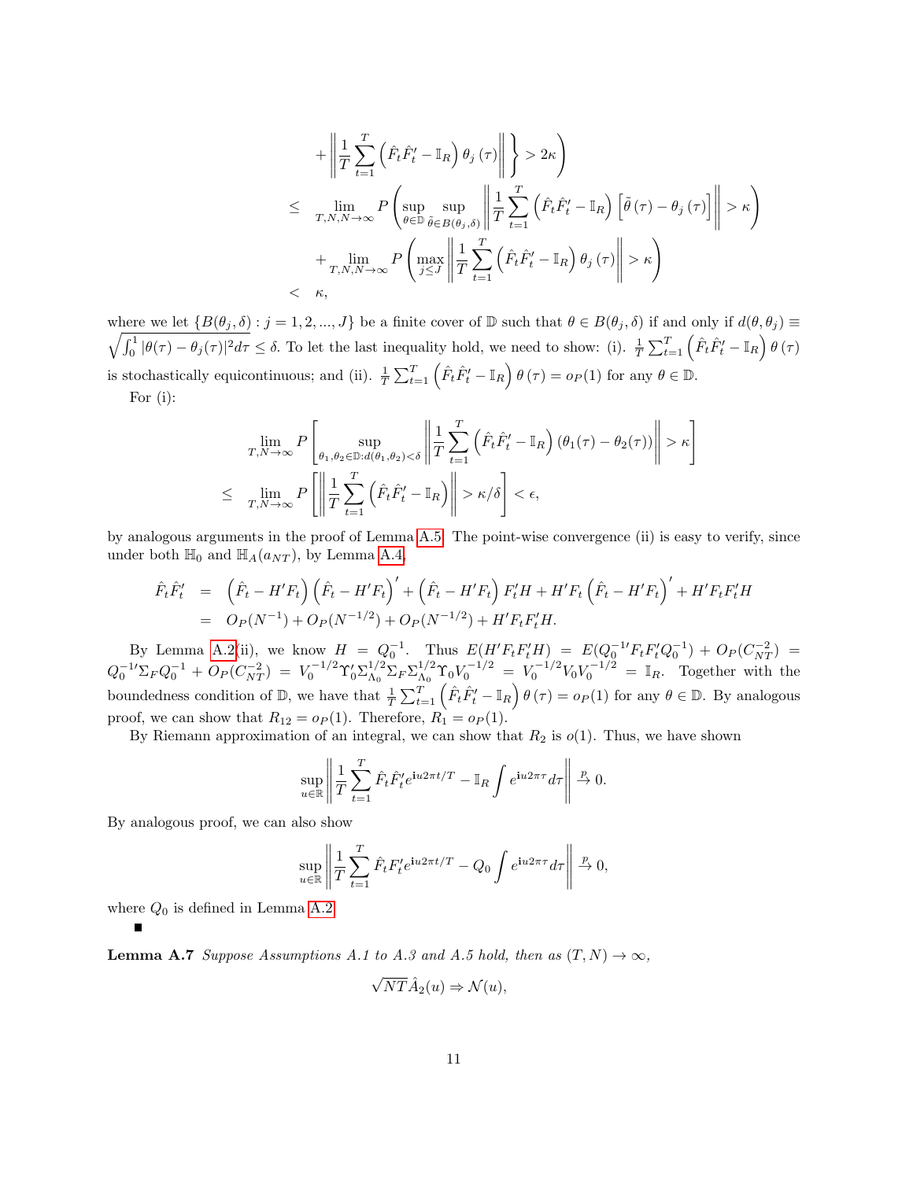$$
\begin{aligned}
&\quad + \left\| \frac{1}{T} \sum_{t=1}^{T} \left( \hat{F}_t \hat{F}_t' - \mathbb{I}_R \right) \theta_j(\tau) \right\| \Bigg\} > 2\kappa \Bigg) \\
&\leq \lim_{T,N,N\to\infty} P \left( \sup_{\theta \in \mathbb{D}} \sup_{\tilde{\theta} \in B(\theta_j,\delta)} \left\| \frac{1}{T} \sum_{t=1}^{T} \left( \hat{F}_t \hat{F}_t' - \mathbb{I}_R \right) \left[ \tilde{\theta}(\tau) - \theta_j(\tau) \right] \right\| > \kappa \right) \\
&\quad + \lim_{T,N,N\to\infty} P \left( \max_{j \leq J} \left\| \frac{1}{T} \sum_{t=1}^{T} \left( \hat{F}_t \hat{F}_t' - \mathbb{I}_R \right) \theta_j(\tau) \right\| > \kappa \right) \\
&< \kappa,
\end{aligned}
$$

where we let $\{B(\theta_j, \delta) : j = 1, 2, ..., J\}$ be a finite cover of $\mathbb{D}$ such that $\theta \in B(\theta_j, \delta)$ if and only if $d(\theta, \theta_j) \equiv \sqrt{\int_0^1 |\theta(\tau) - \theta_j(\tau)|^2 d\tau} \leq \delta$. To let the last inequality hold, we need to show: (i). $\frac{1}{T}\sum_{t=1}^{T}\left(\hat{F}_t\hat{F}_t' - \mathbb{I}_R\right)\theta(\tau)$ is stochastically equicontinuous; and (ii). $\frac{1}{T}\sum_{t=1}^{T}\left(\hat{F}_t\hat{F}_t' - \mathbb{I}_R\right)\theta(\tau) = o_P(1)$ for any $\theta \in \mathbb{D}$.

For (i):

$$
\begin{aligned}
&\lim_{T,N\to\infty} P \left[ \sup_{\theta_1,\theta_2 \in \mathbb{D}: d(\theta_1,\theta_2) < \delta} \left\| \frac{1}{T} \sum_{t=1}^{T} \left( \hat{F}_t \hat{F}_t' - \mathbb{I}_R \right) (\theta_1(\tau) - \theta_2(\tau)) \right\| > \kappa \right] \\
\leq\ &\lim_{T,N\to\infty} P \left[ \left\| \frac{1}{T} \sum_{t=1}^{T} \left( \hat{F}_t \hat{F}_t' - \mathbb{I}_R \right) \right\| > \kappa/\delta \right] < \epsilon,
\end{aligned}
$$

by analogous arguments in the proof of Lemma A.5. The point-wise convergence (ii) is easy to verify, since under both $\mathbb{H}_0$ and $\mathbb{H}_A(a_{NT})$, by Lemma A.4,

$$
\begin{aligned}
\hat{F}_t \hat{F}_t' &= \left( \hat{F}_t - H'F_t \right) \left( \hat{F}_t - H'F_t \right)' + \left( \hat{F}_t - H'F_t \right) F_t' H + H' F_t \left( \hat{F}_t - H'F_t \right)' + H' F_t F_t' H \\
&= O_P(N^{-1}) + O_P(N^{-1/2}) + O_P(N^{-1/2}) + H' F_t F_t' H.
\end{aligned}
$$

By Lemma A.2(ii), we know $H = Q_0^{-1}$. Thus $E(H'F_tF_t'H) = E(Q_0^{-1\prime}F_tF_t'Q_0^{-1}) + O_P(C_{NT}^{-2}) = Q_0^{-1\prime}\Sigma_F Q_0^{-1} + O_P(C_{NT}^{-2}) = V_0^{-1/2}\Upsilon_0'\Sigma_{\Lambda_0}^{1/2}\Sigma_F\Sigma_{\Lambda_0}^{1/2}\Upsilon_0 V_0^{-1/2} = V_0^{-1/2}V_0V_0^{-1/2} = \mathbb{I}_R$. Together with the boundedness condition of $\mathbb{D}$, we have that $\frac{1}{T}\sum_{t=1}^{T}\left(\hat{F}_t\hat{F}_t' - \mathbb{I}_R\right)\theta(\tau) = o_P(1)$ for any $\theta \in \mathbb{D}$. By analogous proof, we can show that $R_{12} = o_P(1)$. Therefore, $R_1 = o_P(1)$.

By Riemann approximation of an integral, we can show that $R_2$ is $o(1)$. Thus, we have shown

$$
\sup_{u \in \mathbb{R}} \left\| \frac{1}{T} \sum_{t=1}^{T} \hat{F}_t \hat{F}_t' e^{\mathbf{i}u2\pi t/T} - \mathbb{I}_R \int e^{\mathbf{i}u2\pi\tau} d\tau \right\| \xrightarrow{p} 0.
$$

By analogous proof, we can also show

$$
\sup_{u \in \mathbb{R}} \left\| \frac{1}{T} \sum_{t=1}^{T} \hat{F}_t F_t' e^{\mathbf{i}u2\pi t/T} - Q_0 \int e^{\mathbf{i}u2\pi\tau} d\tau \right\| \xrightarrow{p} 0,
$$

where $Q_0$ is defined in Lemma A.2.

■

**Lemma A.7** *Suppose Assumptions A.1 to A.3 and A.5 hold, then as $(T, N) \to \infty$,*

$$
\sqrt{NT}\hat{A}_2(u) \Rightarrow \mathcal{N}(u),
$$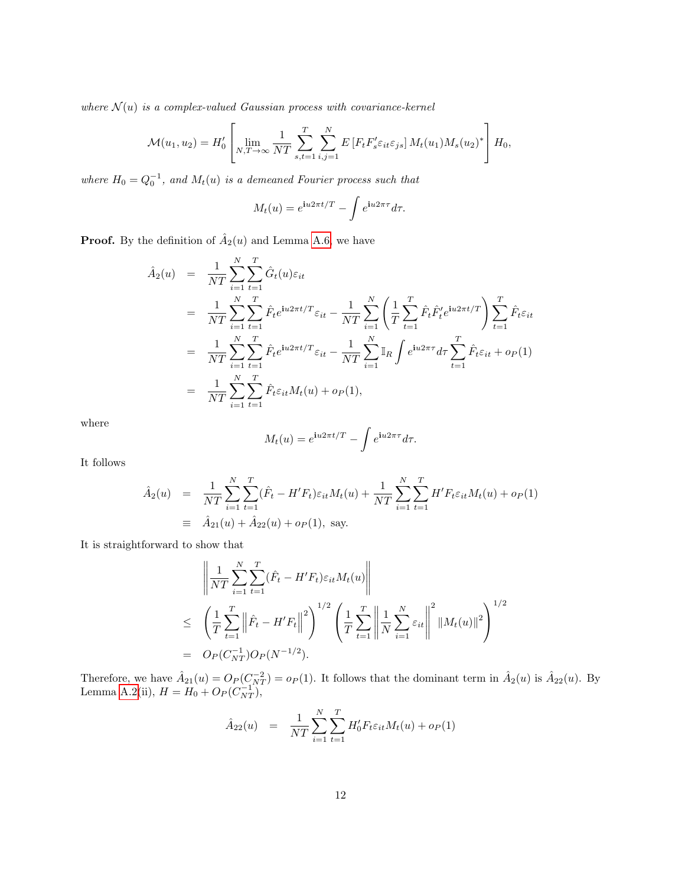*where $\mathcal{N}(u)$ is a complex-valued Gaussian process with covariance-kernel*

$$\mathcal{M}(u_1, u_2) = H_0' \left[ \lim_{N,T\to\infty} \frac{1}{NT} \sum_{s,t=1}^{T} \sum_{i,j=1}^{N} E\left[F_t F_s' \varepsilon_{it} \varepsilon_{js}\right] M_t(u_1) M_s(u_2)^* \right] H_0,$$

*where $H_0 = Q_0^{-1}$, and $M_t(u)$ is a demeaned Fourier process such that*

$$M_t(u) = e^{\mathbf{i}u2\pi t/T} - \int e^{\mathbf{i}u2\pi\tau} d\tau.$$

**Proof.** By the definition of $\hat{A}_2(u)$ and Lemma A.6, we have

$$\begin{aligned}
\hat{A}_2(u) &= \frac{1}{NT} \sum_{i=1}^{N} \sum_{t=1}^{T} \hat{G}_t(u) \varepsilon_{it} \\
&= \frac{1}{NT} \sum_{i=1}^{N} \sum_{t=1}^{T} \hat{F}_t e^{\mathbf{i}u2\pi t/T} \varepsilon_{it} - \frac{1}{NT} \sum_{i=1}^{N} \left( \frac{1}{T} \sum_{t=1}^{T} \hat{F}_t \hat{F}_t' e^{\mathbf{i}u2\pi t/T} \right) \sum_{t=1}^{T} \hat{F}_t \varepsilon_{it} \\
&= \frac{1}{NT} \sum_{i=1}^{N} \sum_{t=1}^{T} \hat{F}_t e^{\mathbf{i}u2\pi t/T} \varepsilon_{it} - \frac{1}{NT} \sum_{i=1}^{N} \mathbb{I}_R \int e^{\mathbf{i}u2\pi\tau} d\tau \sum_{t=1}^{T} \hat{F}_t \varepsilon_{it} + o_P(1) \\
&= \frac{1}{NT} \sum_{i=1}^{N} \sum_{t=1}^{T} \hat{F}_t \varepsilon_{it} M_t(u) + o_P(1),
\end{aligned}$$

where

$$M_t(u) = e^{\mathbf{i}u2\pi t/T} - \int e^{\mathbf{i}u2\pi\tau} d\tau.$$

It follows

$$\begin{aligned}
\hat{A}_2(u) &= \frac{1}{NT} \sum_{i=1}^{N} \sum_{t=1}^{T} (\hat{F}_t - H'F_t) \varepsilon_{it} M_t(u) + \frac{1}{NT} \sum_{i=1}^{N} \sum_{t=1}^{T} H'F_t \varepsilon_{it} M_t(u) + o_P(1) \\
&\equiv \hat{A}_{21}(u) + \hat{A}_{22}(u) + o_P(1), \text{ say.}
\end{aligned}$$

It is straightforward to show that

$$\begin{aligned}
&\left\| \frac{1}{NT} \sum_{i=1}^{N} \sum_{t=1}^{T} (\hat{F}_t - H'F_t) \varepsilon_{it} M_t(u) \right\| \\
\leq\ & \left( \frac{1}{T} \sum_{t=1}^{T} \left\| \hat{F}_t - H'F_t \right\|^2 \right)^{1/2} \left( \frac{1}{T} \sum_{t=1}^{T} \left\| \frac{1}{N} \sum_{i=1}^{N} \varepsilon_{it} \right\|^2 \|M_t(u)\|^2 \right)^{1/2} \\
=\ & O_P(C_{NT}^{-1}) O_P(N^{-1/2}).
\end{aligned}$$

Therefore, we have $\hat{A}_{21}(u) = O_P(C_{NT}^{-2}) = o_P(1)$. It follows that the dominant term in $\hat{A}_2(u)$ is $\hat{A}_{22}(u)$. By Lemma A.2(ii), $H = H_0 + O_P(C_{NT}^{-1})$,

$$\hat{A}_{22}(u) = \frac{1}{NT} \sum_{i=1}^{N} \sum_{t=1}^{T} H_0' F_t \varepsilon_{it} M_t(u) + o_P(1)$$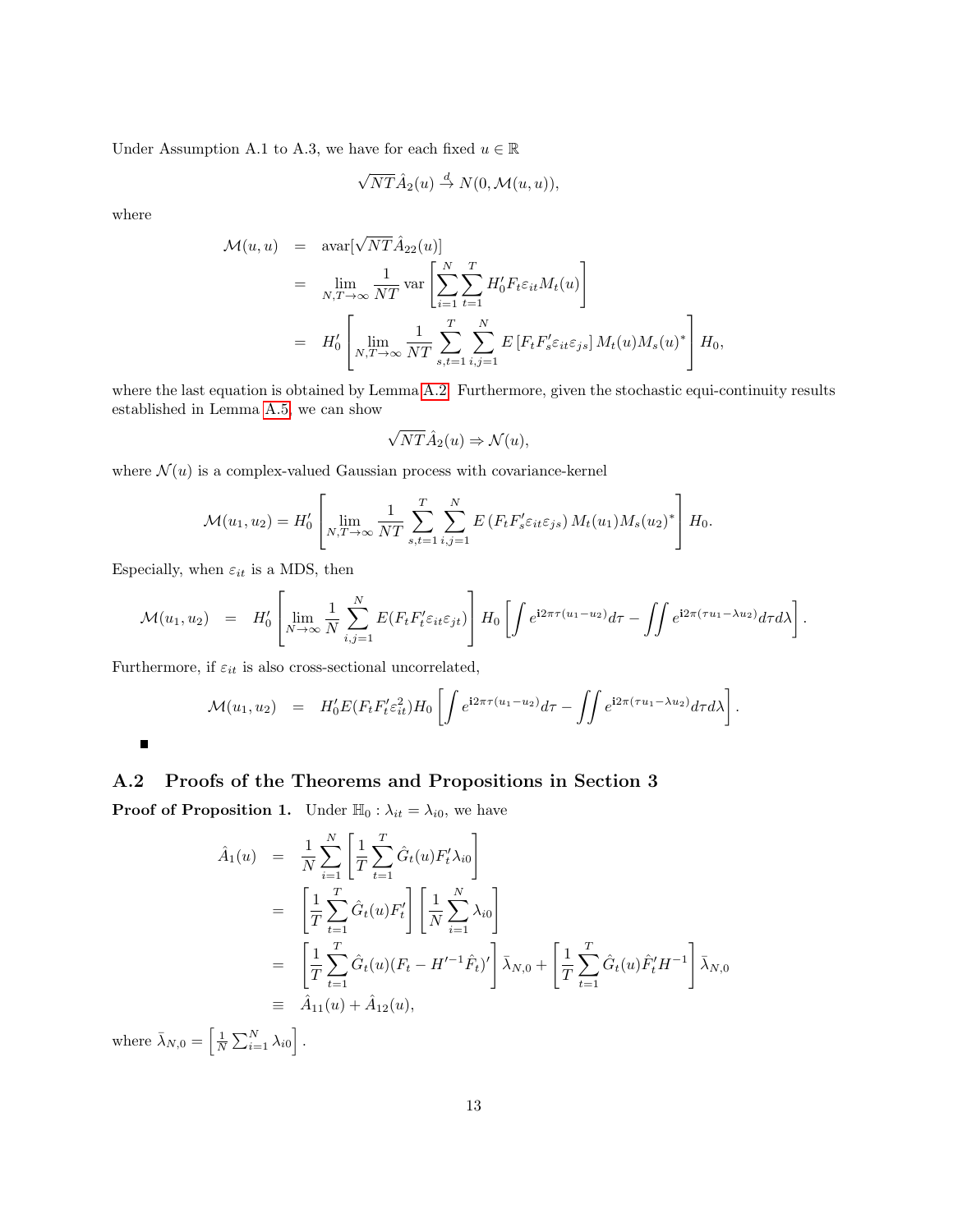Under Assumption A.1 to A.3, we have for each fixed $u \in \mathbb{R}$

$$\sqrt{NT}\hat{A}_2(u) \xrightarrow{d} N(0, \mathcal{M}(u,u)),$$

where

$$
\begin{aligned}
\mathcal{M}(u,u) &= \text{avar}[\sqrt{NT}\hat{A}_{22}(u)] \\
&= \lim_{N,T\to\infty} \frac{1}{NT} \text{var}\left[\sum_{i=1}^{N}\sum_{t=1}^{T} H_0' F_t \varepsilon_{it} M_t(u)\right] \\
&= H_0' \left[\lim_{N,T\to\infty} \frac{1}{NT} \sum_{s,t=1}^{T}\sum_{i,j=1}^{N} E\left[F_t F_s' \varepsilon_{it}\varepsilon_{js}\right] M_t(u) M_s(u)^*\right] H_0,
\end{aligned}
$$

where the last equation is obtained by Lemma A.2. Furthermore, given the stochastic equi-continuity results established in Lemma A.5, we can show

$$\sqrt{NT}\hat{A}_2(u) \Rightarrow \mathcal{N}(u),$$

where $\mathcal{N}(u)$ is a complex-valued Gaussian process with covariance-kernel

$$\mathcal{M}(u_1,u_2) = H_0' \left[\lim_{N,T\to\infty} \frac{1}{NT} \sum_{s,t=1}^{T}\sum_{i,j=1}^{N} E\left(F_t F_s' \varepsilon_{it}\varepsilon_{js}\right) M_t(u_1) M_s(u_2)^*\right] H_0.$$

Especially, when $\varepsilon_{it}$ is a MDS, then

$$\mathcal{M}(u_1,u_2) = H_0' \left[\lim_{N\to\infty} \frac{1}{N} \sum_{i,j=1}^{N} E(F_t F_t' \varepsilon_{it}\varepsilon_{jt})\right] H_0 \left[\int e^{\mathbf{i}2\pi\tau(u_1-u_2)} d\tau - \iint e^{\mathbf{i}2\pi(\tau u_1 - \lambda u_2)} d\tau d\lambda\right].$$

Furthermore, if $\varepsilon_{it}$ is also cross-sectional uncorrelated,

$$\mathcal{M}(u_1,u_2) = H_0' E(F_t F_t' \varepsilon_{it}^2) H_0 \left[\int e^{\mathbf{i}2\pi\tau(u_1-u_2)} d\tau - \iint e^{\mathbf{i}2\pi(\tau u_1 - \lambda u_2)} d\tau d\lambda\right].$$

■

## A.2 Proofs of the Theorems and Propositions in Section 3

**Proof of Proposition 1.** Under $\mathbb{H}_0 : \lambda_{it} = \lambda_{i0}$, we have

$$
\begin{aligned}
\hat{A}_1(u) &= \frac{1}{N}\sum_{i=1}^{N}\left[\frac{1}{T}\sum_{t=1}^{T}\hat{G}_t(u) F_t' \lambda_{i0}\right] \\
&= \left[\frac{1}{T}\sum_{t=1}^{T}\hat{G}_t(u) F_t'\right]\left[\frac{1}{N}\sum_{i=1}^{N}\lambda_{i0}\right] \\
&= \left[\frac{1}{T}\sum_{t=1}^{T}\hat{G}_t(u)(F_t - H'^{-1}\hat{F}_t)'\right]\bar{\lambda}_{N,0} + \left[\frac{1}{T}\sum_{t=1}^{T}\hat{G}_t(u)\hat{F}_t' H^{-1}\right]\bar{\lambda}_{N,0} \\
&\equiv \hat{A}_{11}(u) + \hat{A}_{12}(u),
\end{aligned}
$$

where $\bar{\lambda}_{N,0} = \left[\frac{1}{N}\sum_{i=1}^{N}\lambda_{i0}\right]$.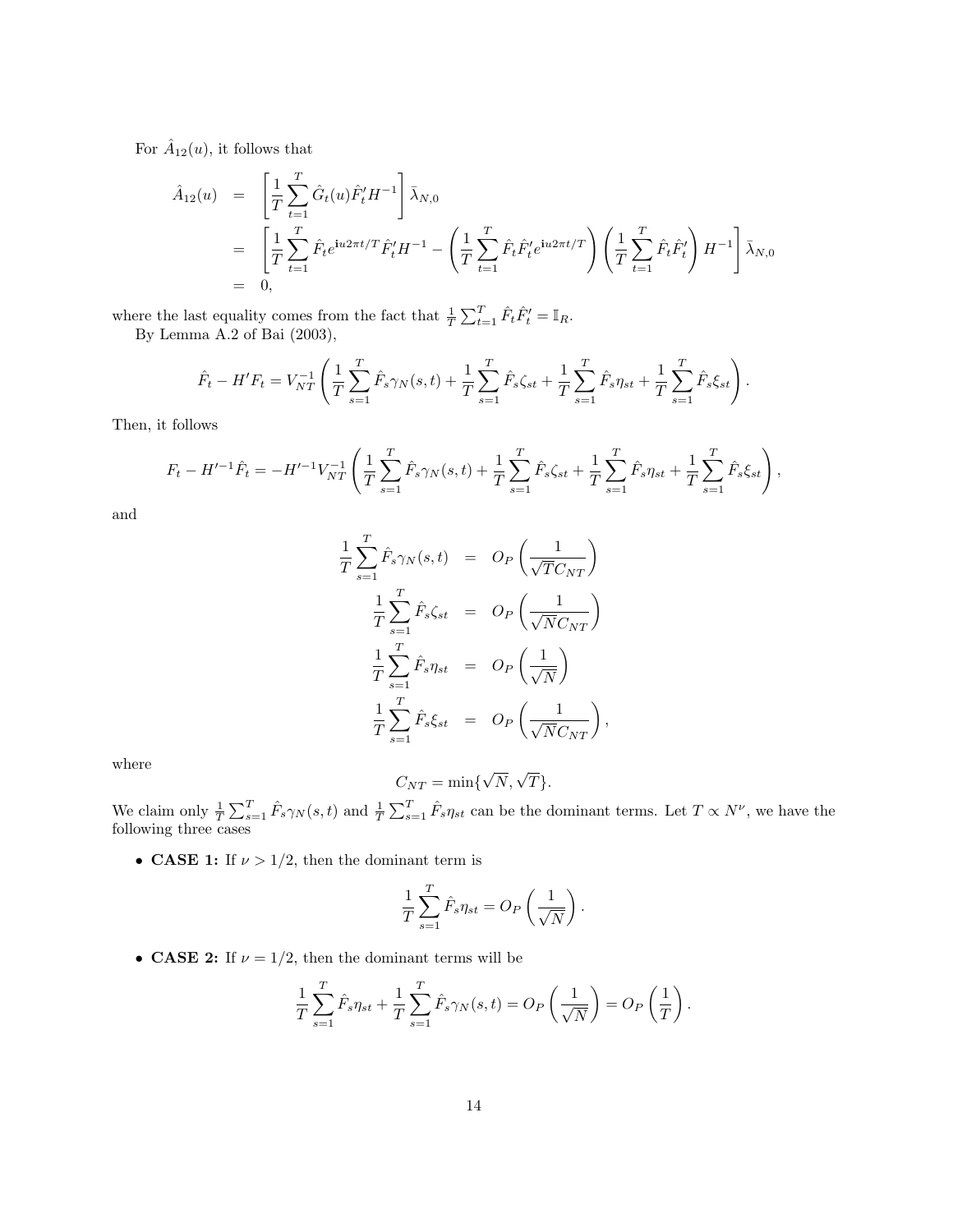For $\hat{A}_{12}(u)$, it follows that

$$
\begin{aligned}
\hat{A}_{12}(u) &= \left[\frac{1}{T}\sum_{t=1}^{T}\hat{G}_t(u)\hat{F}_t' H^{-1}\right]\bar{\lambda}_{N,0} \\
&= \left[\frac{1}{T}\sum_{t=1}^{T}\hat{F}_t e^{\mathbf{i}u2\pi t/T}\hat{F}_t' H^{-1} - \left(\frac{1}{T}\sum_{t=1}^{T}\hat{F}_t\hat{F}_t' e^{\mathbf{i}u2\pi t/T}\right)\left(\frac{1}{T}\sum_{t=1}^{T}\hat{F}_t\hat{F}_t'\right)H^{-1}\right]\bar{\lambda}_{N,0} \\
&= 0,
\end{aligned}
$$

where the last equality comes from the fact that $\frac{1}{T}\sum_{t=1}^{T}\hat{F}_t\hat{F}_t' = \mathbb{I}_R$.

By Lemma A.2 of Bai (2003),

$$
\hat{F}_t - H'F_t = V_{NT}^{-1}\left(\frac{1}{T}\sum_{s=1}^{T}\hat{F}_s\gamma_N(s,t) + \frac{1}{T}\sum_{s=1}^{T}\hat{F}_s\zeta_{st} + \frac{1}{T}\sum_{s=1}^{T}\hat{F}_s\eta_{st} + \frac{1}{T}\sum_{s=1}^{T}\hat{F}_s\xi_{st}\right).
$$

Then, it follows

$$
F_t - H'^{-1}\hat{F}_t = -H'^{-1}V_{NT}^{-1}\left(\frac{1}{T}\sum_{s=1}^{T}\hat{F}_s\gamma_N(s,t) + \frac{1}{T}\sum_{s=1}^{T}\hat{F}_s\zeta_{st} + \frac{1}{T}\sum_{s=1}^{T}\hat{F}_s\eta_{st} + \frac{1}{T}\sum_{s=1}^{T}\hat{F}_s\xi_{st}\right),
$$

and

$$
\begin{aligned}
\frac{1}{T}\sum_{s=1}^{T}\hat{F}_s\gamma_N(s,t) &= O_P\left(\frac{1}{\sqrt{T}C_{NT}}\right) \\
\frac{1}{T}\sum_{s=1}^{T}\hat{F}_s\zeta_{st} &= O_P\left(\frac{1}{\sqrt{N}C_{NT}}\right) \\
\frac{1}{T}\sum_{s=1}^{T}\hat{F}_s\eta_{st} &= O_P\left(\frac{1}{\sqrt{N}}\right) \\
\frac{1}{T}\sum_{s=1}^{T}\hat{F}_s\xi_{st} &= O_P\left(\frac{1}{\sqrt{N}C_{NT}}\right),
\end{aligned}
$$

where

$$
C_{NT} = \min\{\sqrt{N}, \sqrt{T}\}.
$$

We claim only $\frac{1}{T}\sum_{s=1}^{T}\hat{F}_s\gamma_N(s,t)$ and $\frac{1}{T}\sum_{s=1}^{T}\hat{F}_s\eta_{st}$ can be the dominant terms. Let $T \propto N^{\nu}$, we have the following three cases

- **CASE 1:** If $\nu > 1/2$, then the dominant term is

$$
\frac{1}{T}\sum_{s=1}^{T}\hat{F}_s\eta_{st} = O_P\left(\frac{1}{\sqrt{N}}\right).
$$

- **CASE 2:** If $\nu = 1/2$, then the dominant terms will be

$$
\frac{1}{T}\sum_{s=1}^{T}\hat{F}_s\eta_{st} + \frac{1}{T}\sum_{s=1}^{T}\hat{F}_s\gamma_N(s,t) = O_P\left(\frac{1}{\sqrt{N}}\right) = O_P\left(\frac{1}{T}\right).
$$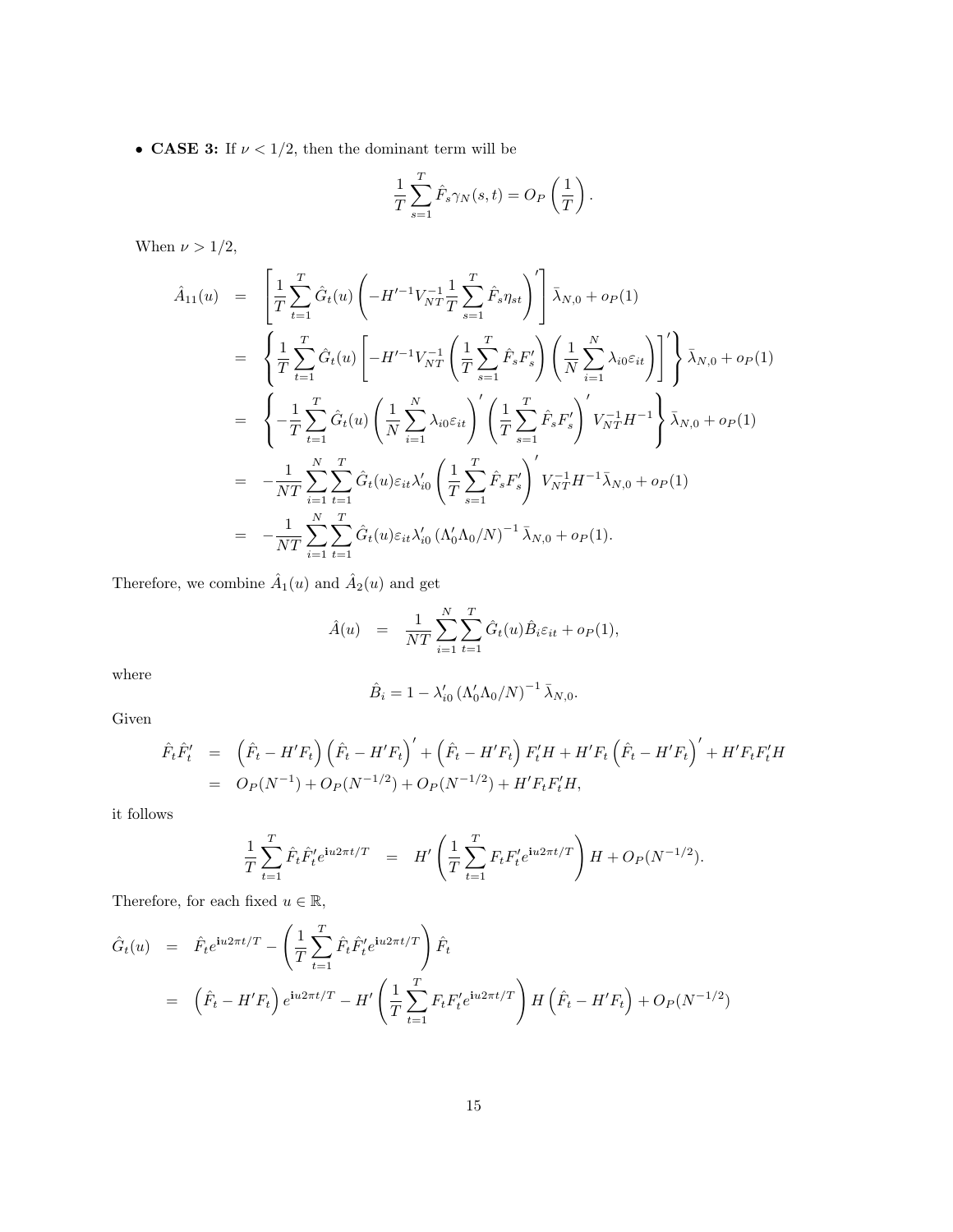- **CASE 3:** If $\nu < 1/2$, then the dominant term will be

$$\frac{1}{T}\sum_{s=1}^{T}\hat{F}_s\gamma_N(s,t) = O_P\left(\frac{1}{T}\right).$$

When $\nu > 1/2$,

$$\begin{aligned}
\hat{A}_{11}(u) &= \left[\frac{1}{T}\sum_{t=1}^{T}\hat{G}_t(u)\left(-H'^{-1}V_{NT}^{-1}\frac{1}{T}\sum_{s=1}^{T}\hat{F}_s\eta_{st}\right)'\right]\bar{\lambda}_{N,0} + o_P(1) \\
&= \left\{\frac{1}{T}\sum_{t=1}^{T}\hat{G}_t(u)\left[-H'^{-1}V_{NT}^{-1}\left(\frac{1}{T}\sum_{s=1}^{T}\hat{F}_sF_s'\right)\left(\frac{1}{N}\sum_{i=1}^{N}\lambda_{i0}\varepsilon_{it}\right)\right]'\right\}\bar{\lambda}_{N,0} + o_P(1) \\
&= \left\{-\frac{1}{T}\sum_{t=1}^{T}\hat{G}_t(u)\left(\frac{1}{N}\sum_{i=1}^{N}\lambda_{i0}\varepsilon_{it}\right)'\left(\frac{1}{T}\sum_{s=1}^{T}\hat{F}_sF_s'\right)'V_{NT}^{-1}H^{-1}\right\}\bar{\lambda}_{N,0} + o_P(1) \\
&= -\frac{1}{NT}\sum_{i=1}^{N}\sum_{t=1}^{T}\hat{G}_t(u)\varepsilon_{it}\lambda_{i0}'\left(\frac{1}{T}\sum_{s=1}^{T}\hat{F}_sF_s'\right)'V_{NT}^{-1}H^{-1}\bar{\lambda}_{N,0} + o_P(1) \\
&= -\frac{1}{NT}\sum_{i=1}^{N}\sum_{t=1}^{T}\hat{G}_t(u)\varepsilon_{it}\lambda_{i0}'\left(\Lambda_0'\Lambda_0/N\right)^{-1}\bar{\lambda}_{N,0} + o_P(1).
\end{aligned}$$

Therefore, we combine $\hat{A}_1(u)$ and $\hat{A}_2(u)$ and get

$$\hat{A}(u) = \frac{1}{NT}\sum_{i=1}^{N}\sum_{t=1}^{T}\hat{G}_t(u)\hat{B}_i\varepsilon_{it} + o_P(1),$$

where

$$\hat{B}_i = 1 - \lambda_{i0}'\left(\Lambda_0'\Lambda_0/N\right)^{-1}\bar{\lambda}_{N,0}.$$

Given

$$\begin{aligned}
\hat{F}_t\hat{F}_t' &= \left(\hat{F}_t - H'F_t\right)\left(\hat{F}_t - H'F_t\right)' + \left(\hat{F}_t - H'F_t\right)F_t'H + H'F_t\left(\hat{F}_t - H'F_t\right)' + H'F_tF_t'H \\
&= O_P(N^{-1}) + O_P(N^{-1/2}) + O_P(N^{-1/2}) + H'F_tF_t'H,
\end{aligned}$$

it follows

$$\frac{1}{T}\sum_{t=1}^{T}\hat{F}_t\hat{F}_t'e^{\mathbf{i}u2\pi t/T} = H'\left(\frac{1}{T}\sum_{t=1}^{T}F_tF_t'e^{\mathbf{i}u2\pi t/T}\right)H + O_P(N^{-1/2}).$$

Therefore, for each fixed $u \in \mathbb{R}$,

$$\begin{aligned}
\hat{G}_t(u) &= \hat{F}_te^{\mathbf{i}u2\pi t/T} - \left(\frac{1}{T}\sum_{t=1}^{T}\hat{F}_t\hat{F}_t'e^{\mathbf{i}u2\pi t/T}\right)\hat{F}_t \\
&= \left(\hat{F}_t - H'F_t\right)e^{\mathbf{i}u2\pi t/T} - H'\left(\frac{1}{T}\sum_{t=1}^{T}F_tF_t'e^{\mathbf{i}u2\pi t/T}\right)H\left(\hat{F}_t - H'F_t\right) + O_P(N^{-1/2})
\end{aligned}$$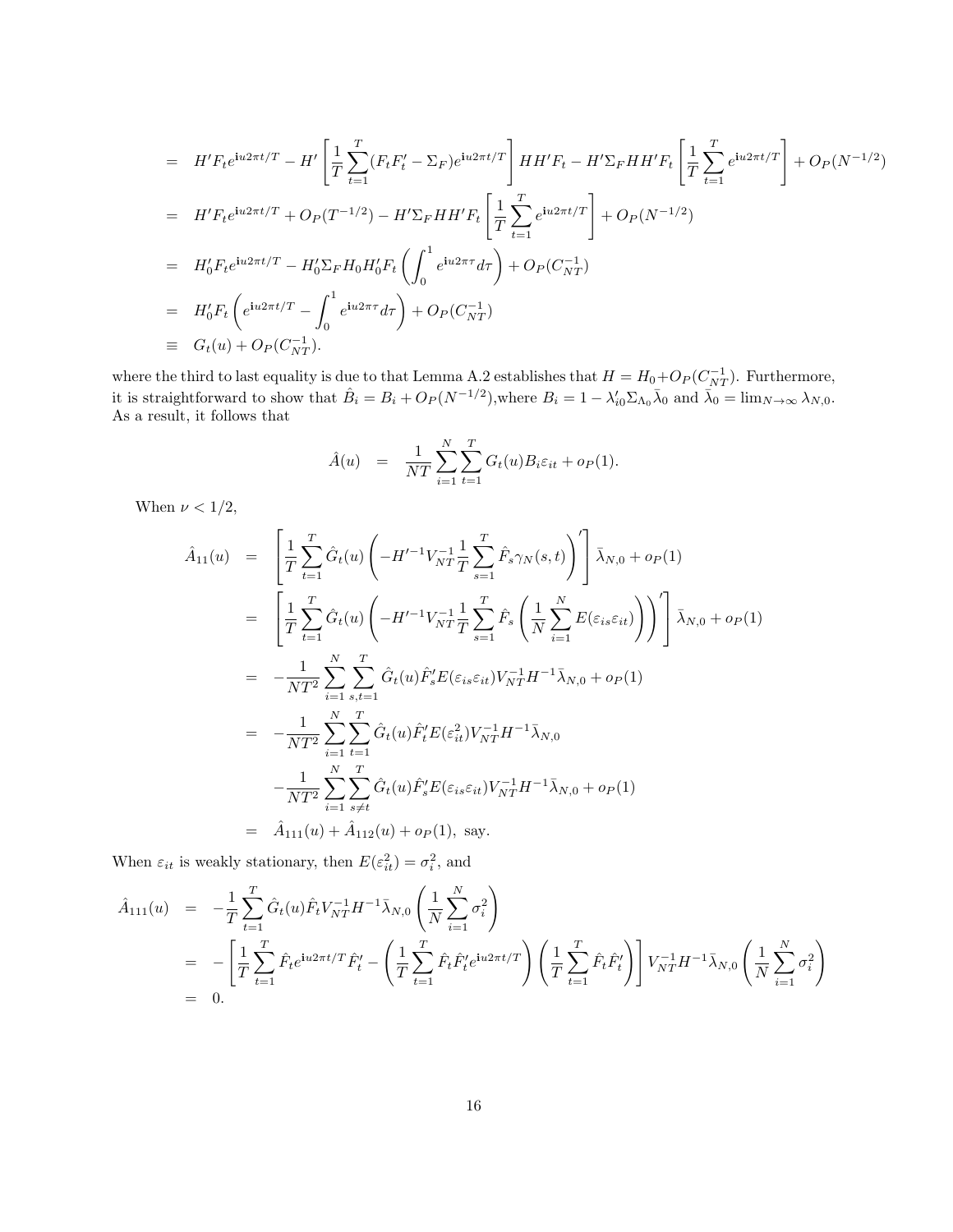$$
\begin{aligned}
&= H'F_t e^{\mathbf{i}u2\pi t/T} - H'\left[\frac{1}{T}\sum_{t=1}^{T}(F_tF_t' - \Sigma_F)e^{\mathbf{i}u2\pi t/T}\right]HH'F_t - H'\Sigma_F HH'F_t\left[\frac{1}{T}\sum_{t=1}^{T}e^{\mathbf{i}u2\pi t/T}\right] + O_P(N^{-1/2}) \\
&= H'F_t e^{\mathbf{i}u2\pi t/T} + O_P(T^{-1/2}) - H'\Sigma_F HH'F_t\left[\frac{1}{T}\sum_{t=1}^{T}e^{\mathbf{i}u2\pi t/T}\right] + O_P(N^{-1/2}) \\
&= H_0'F_t e^{\mathbf{i}u2\pi t/T} - H_0'\Sigma_F H_0 H_0'F_t\left(\int_0^1 e^{\mathbf{i}u2\pi\tau}d\tau\right) + O_P(C_{NT}^{-1}) \\
&= H_0'F_t\left(e^{\mathbf{i}u2\pi t/T} - \int_0^1 e^{\mathbf{i}u2\pi\tau}d\tau\right) + O_P(C_{NT}^{-1}) \\
&\equiv G_t(u) + O_P(C_{NT}^{-1}).
\end{aligned}
$$

where the third to last equality is due to that Lemma A.2 establishes that $H = H_0 + O_P(C_{NT}^{-1})$. Furthermore, it is straightforward to show that $\hat{B}_i = B_i + O_P(N^{-1/2})$,where $B_i = 1 - \lambda_{i0}'\Sigma_{\Lambda_0}\bar{\lambda}_0$ and $\bar{\lambda}_0 = \lim_{N\to\infty}\lambda_{N,0}$. As a result, it follows that

$$
\hat{A}(u) \;\; = \;\; \frac{1}{NT}\sum_{i=1}^{N}\sum_{t=1}^{T}G_t(u)B_i\varepsilon_{it} + o_P(1).
$$

When $\nu < 1/2$,

$$
\begin{aligned}
\hat{A}_{11}(u) &= \left[\frac{1}{T}\sum_{t=1}^{T}\hat{G}_t(u)\left(-H'^{-1}V_{NT}^{-1}\frac{1}{T}\sum_{s=1}^{T}\hat{F}_s\gamma_N(s,t)\right)'\right]\bar{\lambda}_{N,0} + o_P(1) \\
&= \left[\frac{1}{T}\sum_{t=1}^{T}\hat{G}_t(u)\left(-H'^{-1}V_{NT}^{-1}\frac{1}{T}\sum_{s=1}^{T}\hat{F}_s\left(\frac{1}{N}\sum_{i=1}^{N}E(\varepsilon_{is}\varepsilon_{it})\right)\right)'\right]\bar{\lambda}_{N,0} + o_P(1) \\
&= -\frac{1}{NT^2}\sum_{i=1}^{N}\sum_{s,t=1}^{T}\hat{G}_t(u)\hat{F}_s'E(\varepsilon_{is}\varepsilon_{it})V_{NT}^{-1}H^{-1}\bar{\lambda}_{N,0} + o_P(1) \\
&= -\frac{1}{NT^2}\sum_{i=1}^{N}\sum_{t=1}^{T}\hat{G}_t(u)\hat{F}_t'E(\varepsilon_{it}^2)V_{NT}^{-1}H^{-1}\bar{\lambda}_{N,0} \\
&\quad -\frac{1}{NT^2}\sum_{i=1}^{N}\sum_{s\neq t}^{T}\hat{G}_t(u)\hat{F}_s'E(\varepsilon_{is}\varepsilon_{it})V_{NT}^{-1}H^{-1}\bar{\lambda}_{N,0} + o_P(1) \\
&= \hat{A}_{111}(u) + \hat{A}_{112}(u) + o_P(1), \text{ say.}
\end{aligned}
$$

When $\varepsilon_{it}$ is weakly stationary, then $E(\varepsilon_{it}^2) = \sigma_i^2$, and

$$
\begin{aligned}
\hat{A}_{111}(u) &= -\frac{1}{T}\sum_{t=1}^{T}\hat{G}_t(u)\hat{F}_t V_{NT}^{-1}H^{-1}\bar{\lambda}_{N,0}\left(\frac{1}{N}\sum_{i=1}^{N}\sigma_i^2\right) \\
&= -\left[\frac{1}{T}\sum_{t=1}^{T}\hat{F}_t e^{\mathbf{i}u2\pi t/T}\hat{F}_t' - \left(\frac{1}{T}\sum_{t=1}^{T}\hat{F}_t\hat{F}_t' e^{\mathbf{i}u2\pi t/T}\right)\left(\frac{1}{T}\sum_{t=1}^{T}\hat{F}_t\hat{F}_t'\right)\right]V_{NT}^{-1}H^{-1}\bar{\lambda}_{N,0}\left(\frac{1}{N}\sum_{i=1}^{N}\sigma_i^2\right) \\
&= 0.
\end{aligned}
$$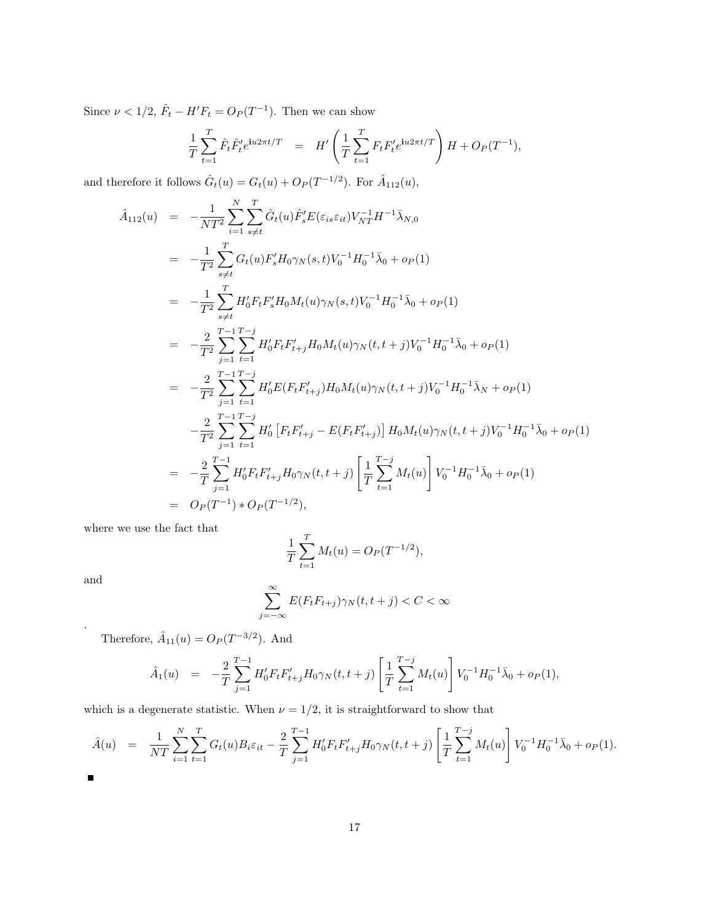Since $\nu < 1/2$, $\hat{F}_t - H'F_t = O_P(T^{-1})$. Then we can show

$$\frac{1}{T}\sum_{t=1}^{T} \hat{F}_t \hat{F}_t' e^{\mathbf{i}u2\pi t/T} = H'\left(\frac{1}{T}\sum_{t=1}^{T} F_t F_t' e^{\mathbf{i}u2\pi t/T}\right) H + O_P(T^{-1}),$$

and therefore it follows $\hat{G}_t(u) = G_t(u) + O_P(T^{-1/2})$. For $\hat{A}_{112}(u)$,

$$\begin{aligned}
\hat{A}_{112}(u) &= -\frac{1}{NT^2}\sum_{i=1}^{N}\sum_{s\neq t}^{T} \hat{G}_t(u)\hat{F}_s' E(\varepsilon_{is}\varepsilon_{it}) V_{NT}^{-1} H^{-1}\bar{\lambda}_{N,0} \\
&= -\frac{1}{T^2}\sum_{s\neq t}^{T} G_t(u) F_s' H_0 \gamma_N(s,t) V_0^{-1} H_0^{-1}\bar{\lambda}_0 + o_P(1) \\
&= -\frac{1}{T^2}\sum_{s\neq t}^{T} H_0' F_t F_s' H_0 M_t(u) \gamma_N(s,t) V_0^{-1} H_0^{-1}\bar{\lambda}_0 + o_P(1) \\
&= -\frac{2}{T^2}\sum_{j=1}^{T-1}\sum_{t=1}^{T-j} H_0' F_t F_{t+j}' H_0 M_t(u) \gamma_N(t,t+j) V_0^{-1} H_0^{-1}\bar{\lambda}_0 + o_P(1) \\
&= -\frac{2}{T^2}\sum_{j=1}^{T-1}\sum_{t=1}^{T-j} H_0' E(F_t F_{t+j}') H_0 M_t(u) \gamma_N(t,t+j) V_0^{-1} H_0^{-1}\bar{\lambda}_N + o_P(1) \\
&\quad -\frac{2}{T^2}\sum_{j=1}^{T-1}\sum_{t=1}^{T-j} H_0' \left[F_t F_{t+j}' - E(F_t F_{t+j}')\right] H_0 M_t(u) \gamma_N(t,t+j) V_0^{-1} H_0^{-1}\bar{\lambda}_0 + o_P(1) \\
&= -\frac{2}{T}\sum_{j=1}^{T-1} H_0' F_t F_{t+j}' H_0 \gamma_N(t,t+j) \left[\frac{1}{T}\sum_{t=1}^{T-j} M_t(u)\right] V_0^{-1} H_0^{-1}\bar{\lambda}_0 + o_P(1) \\
&= O_P(T^{-1}) * O_P(T^{-1/2}),
\end{aligned}$$

where we use the fact that

$$\frac{1}{T}\sum_{t=1}^{T} M_t(u) = O_P(T^{-1/2}),$$

and

$$\sum_{j=-\infty}^{\infty} E(F_t F_{t+j}) \gamma_N(t,t+j) < C < \infty$$

.

Therefore, $\hat{A}_{11}(u) = O_P(T^{-3/2})$. And

$$\hat{A}_1(u) = -\frac{2}{T}\sum_{j=1}^{T-1} H_0' F_t F_{t+j}' H_0 \gamma_N(t,t+j) \left[\frac{1}{T}\sum_{t=1}^{T-j} M_t(u)\right] V_0^{-1} H_0^{-1}\bar{\lambda}_0 + o_P(1),$$

which is a degenerate statistic. When $\nu = 1/2$, it is straightforward to show that

$$\hat{A}(u) = \frac{1}{NT}\sum_{i=1}^{N}\sum_{t=1}^{T} G_t(u) B_i \varepsilon_{it} - \frac{2}{T}\sum_{j=1}^{T-1} H_0' F_t F_{t+j}' H_0 \gamma_N(t,t+j) \left[\frac{1}{T}\sum_{t=1}^{T-j} M_t(u)\right] V_0^{-1} H_0^{-1}\bar{\lambda}_0 + o_P(1).$$

■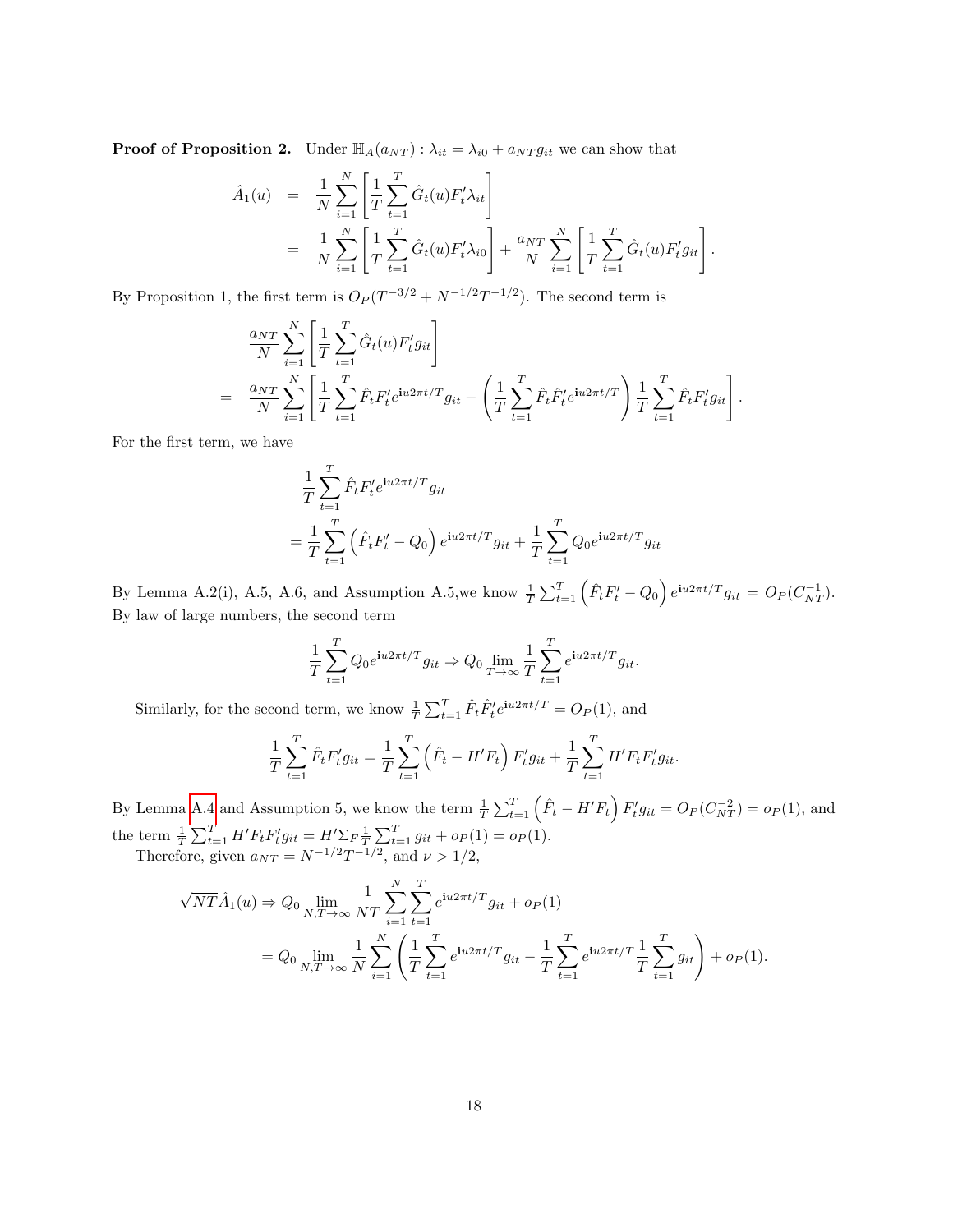**Proof of Proposition 2.** Under $\mathbb{H}_A(a_{NT}) : \lambda_{it} = \lambda_{i0} + a_{NT} g_{it}$ we can show that

$$
\begin{aligned}
\hat{A}_1(u) &= \frac{1}{N}\sum_{i=1}^{N}\left[\frac{1}{T}\sum_{t=1}^{T}\hat{G}_t(u)F_t'\lambda_{it}\right] \\
&= \frac{1}{N}\sum_{i=1}^{N}\left[\frac{1}{T}\sum_{t=1}^{T}\hat{G}_t(u)F_t'\lambda_{i0}\right] + \frac{a_{NT}}{N}\sum_{i=1}^{N}\left[\frac{1}{T}\sum_{t=1}^{T}\hat{G}_t(u)F_t'g_{it}\right].
\end{aligned}
$$

By Proposition 1, the first term is $O_P(T^{-3/2} + N^{-1/2}T^{-1/2})$. The second term is

$$
\begin{aligned}
&\frac{a_{NT}}{N}\sum_{i=1}^{N}\left[\frac{1}{T}\sum_{t=1}^{T}\hat{G}_t(u)F_t'g_{it}\right] \\
=\ &\frac{a_{NT}}{N}\sum_{i=1}^{N}\left[\frac{1}{T}\sum_{t=1}^{T}\hat{F}_tF_t'e^{\mathrm{i}u2\pi t/T}g_{it} - \left(\frac{1}{T}\sum_{t=1}^{T}\hat{F}_t\hat{F}_t'e^{\mathrm{i}u2\pi t/T}\right)\frac{1}{T}\sum_{t=1}^{T}\hat{F}_tF_t'g_{it}\right].
\end{aligned}
$$

For the first term, we have

$$
\begin{aligned}
&\frac{1}{T}\sum_{t=1}^{T}\hat{F}_tF_t'e^{\mathrm{i}u2\pi t/T}g_{it} \\
&= \frac{1}{T}\sum_{t=1}^{T}\left(\hat{F}_tF_t' - Q_0\right)e^{\mathrm{i}u2\pi t/T}g_{it} + \frac{1}{T}\sum_{t=1}^{T}Q_0e^{\mathrm{i}u2\pi t/T}g_{it}
\end{aligned}
$$

By Lemma A.2(i), A.5, A.6, and Assumption A.5,we know $\frac{1}{T}\sum_{t=1}^{T}\left(\hat{F}_tF_t' - Q_0\right)e^{\mathrm{i}u2\pi t/T}g_{it} = O_P(C_{NT}^{-1})$. By law of large numbers, the second term

$$
\frac{1}{T}\sum_{t=1}^{T}Q_0e^{\mathrm{i}u2\pi t/T}g_{it} \Rightarrow Q_0\lim_{T\to\infty}\frac{1}{T}\sum_{t=1}^{T}e^{\mathrm{i}u2\pi t/T}g_{it}.
$$

Similarly, for the second term, we know $\frac{1}{T}\sum_{t=1}^{T}\hat{F}_t\hat{F}_t'e^{\mathrm{i}u2\pi t/T} = O_P(1)$, and

$$
\frac{1}{T}\sum_{t=1}^{T}\hat{F}_tF_t'g_{it} = \frac{1}{T}\sum_{t=1}^{T}\left(\hat{F}_t - H'F_t\right)F_t'g_{it} + \frac{1}{T}\sum_{t=1}^{T}H'F_tF_t'g_{it}.
$$

By Lemma A.4 and Assumption 5, we know the term $\frac{1}{T}\sum_{t=1}^{T}\left(\hat{F}_t - H'F_t\right)F_t'g_{it} = O_P(C_{NT}^{-2}) = o_P(1)$, and the term $\frac{1}{T}\sum_{t=1}^{T}H'F_tF_t'g_{it} = H'\Sigma_F\frac{1}{T}\sum_{t=1}^{T}g_{it} + o_P(1) = o_P(1)$.

Therefore, given $a_{NT} = N^{-1/2}T^{-1/2}$, and $\nu > 1/2$,

$$
\begin{aligned}
\sqrt{NT}\hat{A}_1(u) &\Rightarrow Q_0\lim_{N,T\to\infty}\frac{1}{NT}\sum_{i=1}^{N}\sum_{t=1}^{T}e^{\mathrm{i}u2\pi t/T}g_{it} + o_P(1) \\
&= Q_0\lim_{N,T\to\infty}\frac{1}{N}\sum_{i=1}^{N}\left(\frac{1}{T}\sum_{t=1}^{T}e^{\mathrm{i}u2\pi t/T}g_{it} - \frac{1}{T}\sum_{t=1}^{T}e^{\mathrm{i}u2\pi t/T}\frac{1}{T}\sum_{t=1}^{T}g_{it}\right) + o_P(1).
\end{aligned}
$$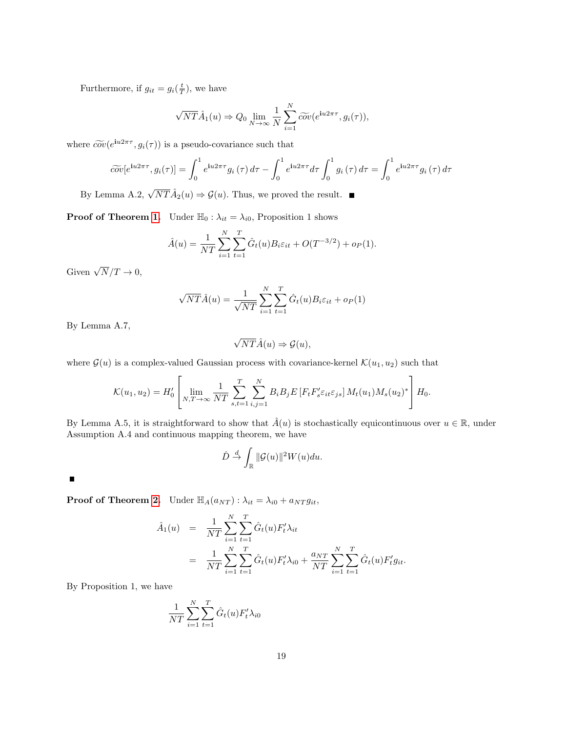Furthermore, if $g_{it} = g_i(\frac{t}{T})$, we have

$$\sqrt{NT}\hat{A}_1(u) \Rightarrow Q_0 \lim_{N\to\infty} \frac{1}{N}\sum_{i=1}^{N} \widetilde{cov}(e^{\mathbf{i}u2\pi\tau}, g_i(\tau)),$$

where $\widetilde{cov}(e^{\mathbf{i}u2\pi\tau}, g_i(\tau))$ is a pseudo-covariance such that

$$\widetilde{cov}[e^{\mathbf{i}u2\pi\tau}, g_i(\tau)] = \int_0^1 e^{\mathbf{i}u2\pi\tau} g_i(\tau)\, d\tau - \int_0^1 e^{\mathbf{i}u2\pi\tau} d\tau \int_0^1 g_i(\tau)\, d\tau = \int_0^1 e^{\mathbf{i}u2\pi\tau} g_i(\tau)\, d\tau$$

By Lemma A.2, $\sqrt{NT}\hat{A}_2(u) \Rightarrow \mathcal{G}(u)$. Thus, we proved the result. ■

**Proof of Theorem 1.** Under $\mathbb{H}_0 : \lambda_{it} = \lambda_{i0}$, Proposition 1 shows

$$\hat{A}(u) = \frac{1}{NT}\sum_{i=1}^{N}\sum_{t=1}^{T} \hat{G}_t(u) B_i \varepsilon_{it} + O(T^{-3/2}) + o_P(1).$$

Given $\sqrt{N}/T \to 0$,

$$\sqrt{NT}\hat{A}(u) = \frac{1}{\sqrt{NT}}\sum_{i=1}^{N}\sum_{t=1}^{T} \hat{G}_t(u) B_i \varepsilon_{it} + o_P(1)$$

By Lemma A.7,

$$\sqrt{NT}\hat{A}(u) \Rightarrow \mathcal{G}(u),$$

where $\mathcal{G}(u)$ is a complex-valued Gaussian process with covariance-kernel $\mathcal{K}(u_1, u_2)$ such that

$$\mathcal{K}(u_1, u_2) = H_0' \left[ \lim_{N,T\to\infty} \frac{1}{NT} \sum_{s,t=1}^{T}\sum_{i,j=1}^{N} B_i B_j E\left[F_t F_s' \varepsilon_{it}\varepsilon_{js}\right] M_t(u_1) M_s(u_2)^* \right] H_0.$$

By Lemma A.5, it is straightforward to show that $\hat{A}(u)$ is stochastically equicontinuous over $u \in \mathbb{R}$, under Assumption A.4 and continuous mapping theorem, we have

$$\hat{D} \xrightarrow{d} \int_{\mathbb{R}} \|\mathcal{G}(u)\|^2 W(u) du.$$

■

**Proof of Theorem 2.** Under $\mathbb{H}_A(a_{NT}) : \lambda_{it} = \lambda_{i0} + a_{NT} g_{it}$,

$$\begin{aligned}
\hat{A}_1(u) &= \frac{1}{NT}\sum_{i=1}^{N}\sum_{t=1}^{T} \hat{G}_t(u) F_t' \lambda_{it} \\
&= \frac{1}{NT}\sum_{i=1}^{N}\sum_{t=1}^{T} \hat{G}_t(u) F_t' \lambda_{i0} + \frac{a_{NT}}{NT}\sum_{i=1}^{N}\sum_{t=1}^{T} \hat{G}_t(u) F_t' g_{it}.
\end{aligned}$$

By Proposition 1, we have

$$\frac{1}{NT}\sum_{i=1}^{N}\sum_{t=1}^{T} \hat{G}_t(u) F_t' \lambda_{i0}$$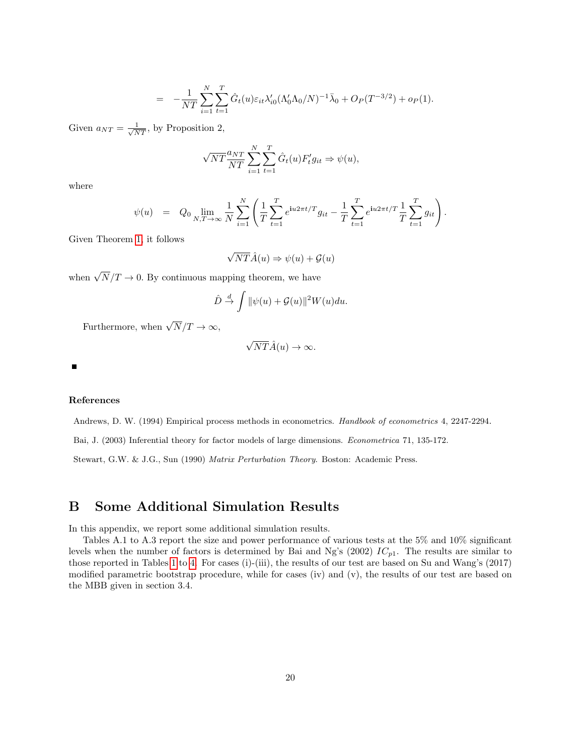$$= -\frac{1}{NT}\sum_{i=1}^{N}\sum_{t=1}^{T}\hat{G}_t(u)\varepsilon_{it}\lambda_{i0}'(\Lambda_0'\Lambda_0/N)^{-1}\bar{\lambda}_0 + O_P(T^{-3/2}) + o_P(1).$$

Given $a_{NT} = \frac{1}{\sqrt{NT}}$, by Proposition 2,

$$\sqrt{NT}\frac{a_{NT}}{NT}\sum_{i=1}^{N}\sum_{t=1}^{T}\hat{G}_t(u)F_t'g_{it} \Rightarrow \psi(u),$$

where

$$\psi(u) = Q_0 \lim_{N,T\to\infty}\frac{1}{N}\sum_{i=1}^{N}\left(\frac{1}{T}\sum_{t=1}^{T}e^{\mathbf{i}u2\pi t/T}g_{it} - \frac{1}{T}\sum_{t=1}^{T}e^{\mathbf{i}u2\pi t/T}\frac{1}{T}\sum_{t=1}^{T}g_{it}\right).$$

Given Theorem 1, it follows

$$\sqrt{NT}\hat{A}(u) \Rightarrow \psi(u) + \mathcal{G}(u)$$

when $\sqrt{N}/T \to 0$. By continuous mapping theorem, we have

$$\hat{D} \xrightarrow{d} \int \|\psi(u) + \mathcal{G}(u)\|^2 W(u)du.$$

Furthermore, when $\sqrt{N}/T \to \infty$,

$$\sqrt{NT}\hat{A}(u) \to \infty.$$

■

### References

Andrews, D. W. (1994) Empirical process methods in econometrics. *Handbook of econometrics* 4, 2247-2294.

Bai, J. (2003) Inferential theory for factor models of large dimensions. *Econometrica* 71, 135-172.

Stewart, G.W. & J.G., Sun (1990) *Matrix Perturbation Theory*. Boston: Academic Press.

# B Some Additional Simulation Results

In this appendix, we report some additional simulation results.

Tables A.1 to A.3 report the size and power performance of various tests at the 5% and 10% significant levels when the number of factors is determined by Bai and Ng's (2002) $IC_{p1}$. The results are similar to those reported in Tables 1 to 4. For cases (i)-(iii), the results of our test are based on Su and Wang's (2017) modified parametric bootstrap procedure, while for cases (iv) and (v), the results of our test are based on the MBB given in section 3.4.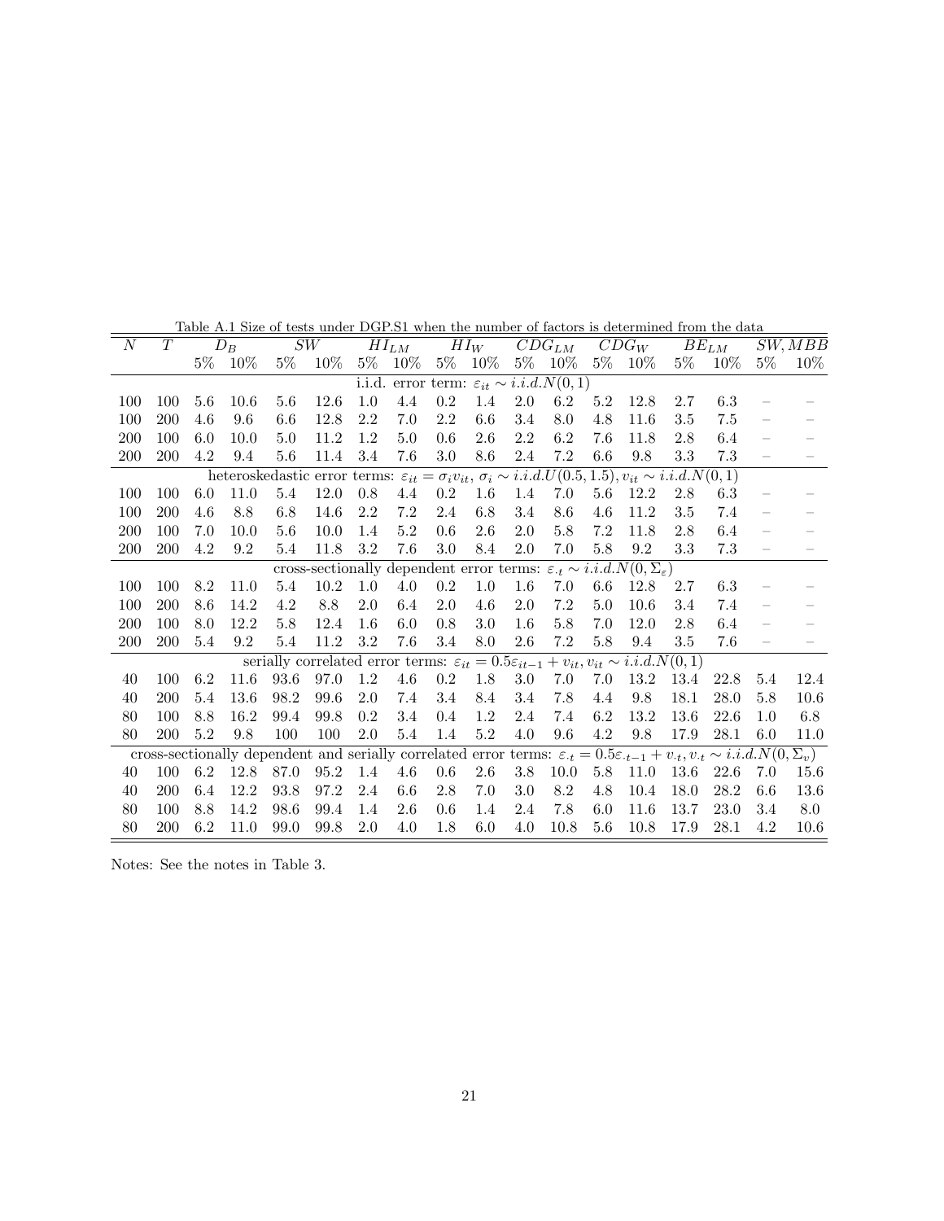Table A.1 Size of tests under DGP.S1 when the number of factors is determined from the data

| $N$ | $T$ | $D_B$ | | $SW$ | | $HI_{LM}$ | | $HI_W$ | | $CDG_{LM}$ | | $CDG_W$ | | $BE_{LM}$ | | $SW, MBB$ | |
|---|---|---|---|---|---|---|---|---|---|---|---|---|---|---|---|---|---|
| | | 5% | 10% | 5% | 10% | 5% | 10% | 5% | 10% | 5% | 10% | 5% | 10% | 5% | 10% | 5% | 10% |
| i.i.d. error term: $\varepsilon_{it} \sim i.i.d.N(0,1)$ | | | | | | | | | | | | | | | | | |
| 100 | 100 | 5.6 | 10.6 | 5.6 | 12.6 | 1.0 | 4.4 | 0.2 | 1.4 | 2.0 | 6.2 | 5.2 | 12.8 | 2.7 | 6.3 | – | – |
| 100 | 200 | 4.6 | 9.6 | 6.6 | 12.8 | 2.2 | 7.0 | 2.2 | 6.6 | 3.4 | 8.0 | 4.8 | 11.6 | 3.5 | 7.5 | – | – |
| 200 | 100 | 6.0 | 10.0 | 5.0 | 11.2 | 1.2 | 5.0 | 0.6 | 2.6 | 2.2 | 6.2 | 7.6 | 11.8 | 2.8 | 6.4 | – | – |
| 200 | 200 | 4.2 | 9.4 | 5.6 | 11.4 | 3.4 | 7.6 | 3.0 | 8.6 | 2.4 | 7.2 | 6.6 | 9.8 | 3.3 | 7.3 | – | – |
| heteroskedastic error terms: $\varepsilon_{it} = \sigma_i v_{it}$, $\sigma_i \sim i.i.d.U(0.5, 1.5)$, $v_{it} \sim i.i.d.N(0,1)$ | | | | | | | | | | | | | | | | | |
| 100 | 100 | 6.0 | 11.0 | 5.4 | 12.0 | 0.8 | 4.4 | 0.2 | 1.6 | 1.4 | 7.0 | 5.6 | 12.2 | 2.8 | 6.3 | – | – |
| 100 | 200 | 4.6 | 8.8 | 6.8 | 14.6 | 2.2 | 7.2 | 2.4 | 6.8 | 3.4 | 8.6 | 4.6 | 11.2 | 3.5 | 7.4 | – | – |
| 200 | 100 | 7.0 | 10.0 | 5.6 | 10.0 | 1.4 | 5.2 | 0.6 | 2.6 | 2.0 | 5.8 | 7.2 | 11.8 | 2.8 | 6.4 | – | – |
| 200 | 200 | 4.2 | 9.2 | 5.4 | 11.8 | 3.2 | 7.6 | 3.0 | 8.4 | 2.0 | 7.0 | 5.8 | 9.2 | 3.3 | 7.3 | – | – |
| cross-sectionally dependent error terms: $\varepsilon_{\cdot t} \sim i.i.d.N(0, \Sigma_\varepsilon)$ | | | | | | | | | | | | | | | | | |
| 100 | 100 | 8.2 | 11.0 | 5.4 | 10.2 | 1.0 | 4.0 | 0.2 | 1.0 | 1.6 | 7.0 | 6.6 | 12.8 | 2.7 | 6.3 | – | – |
| 100 | 200 | 8.6 | 14.2 | 4.2 | 8.8 | 2.0 | 6.4 | 2.0 | 4.6 | 2.0 | 7.2 | 5.0 | 10.6 | 3.4 | 7.4 | – | – |
| 200 | 100 | 8.0 | 12.2 | 5.8 | 12.4 | 1.6 | 6.0 | 0.8 | 3.0 | 1.6 | 5.8 | 7.0 | 12.0 | 2.8 | 6.4 | – | – |
| 200 | 200 | 5.4 | 9.2 | 5.4 | 11.2 | 3.2 | 7.6 | 3.4 | 8.0 | 2.6 | 7.2 | 5.8 | 9.4 | 3.5 | 7.6 | – | – |
| serially correlated error terms: $\varepsilon_{it} = 0.5\varepsilon_{it-1} + v_{it}, v_{it} \sim i.i.d.N(0,1)$ | | | | | | | | | | | | | | | | | |
| 40 | 100 | 6.2 | 11.6 | 93.6 | 97.0 | 1.2 | 4.6 | 0.2 | 1.8 | 3.0 | 7.0 | 7.0 | 13.2 | 13.4 | 22.8 | 5.4 | 12.4 |
| 40 | 200 | 5.4 | 13.6 | 98.2 | 99.6 | 2.0 | 7.4 | 3.4 | 8.4 | 3.4 | 7.8 | 4.4 | 9.8 | 18.1 | 28.0 | 5.8 | 10.6 |
| 80 | 100 | 8.8 | 16.2 | 99.4 | 99.8 | 0.2 | 3.4 | 0.4 | 1.2 | 2.4 | 7.4 | 6.2 | 13.2 | 13.6 | 22.6 | 1.0 | 6.8 |
| 80 | 200 | 5.2 | 9.8 | 100 | 100 | 2.0 | 5.4 | 1.4 | 5.2 | 4.0 | 9.6 | 4.2 | 9.8 | 17.9 | 28.1 | 6.0 | 11.0 |
| cross-sectionally dependent and serially correlated error terms: $\varepsilon_{\cdot t} = 0.5\varepsilon_{\cdot t-1} + v_{\cdot t}, v_{\cdot t} \sim i.i.d.N(0, \Sigma_v)$ | | | | | | | | | | | | | | | | | |
| 40 | 100 | 6.2 | 12.8 | 87.0 | 95.2 | 1.4 | 4.6 | 0.6 | 2.6 | 3.8 | 10.0 | 5.8 | 11.0 | 13.6 | 22.6 | 7.0 | 15.6 |
| 40 | 200 | 6.4 | 12.2 | 93.8 | 97.2 | 2.4 | 6.6 | 2.8 | 7.0 | 3.0 | 8.2 | 4.8 | 10.4 | 18.0 | 28.2 | 6.6 | 13.6 |
| 80 | 100 | 8.8 | 14.2 | 98.6 | 99.4 | 1.4 | 2.6 | 0.6 | 1.4 | 2.4 | 7.8 | 6.0 | 11.6 | 13.7 | 23.0 | 3.4 | 8.0 |
| 80 | 200 | 6.2 | 11.0 | 99.0 | 99.8 | 2.0 | 4.0 | 1.8 | 6.0 | 4.0 | 10.8 | 5.6 | 10.8 | 17.9 | 28.1 | 4.2 | 10.6 |

Notes: See the notes in Table 3.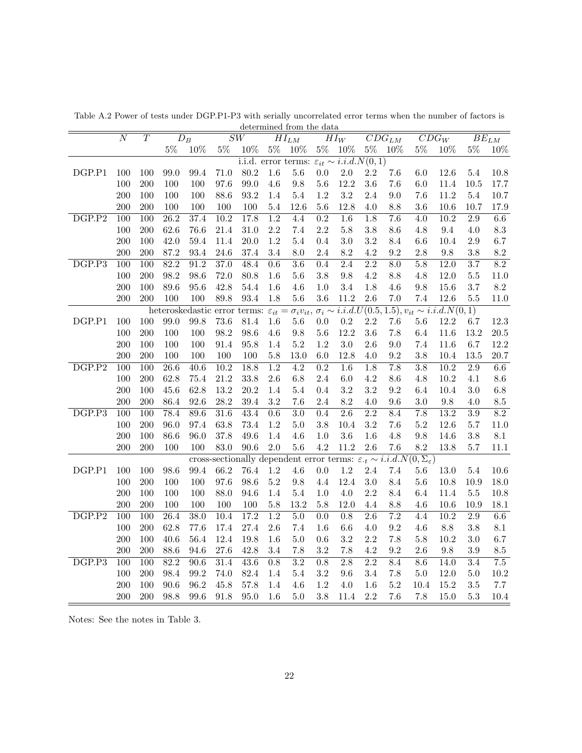Table A.2 Power of tests under DGP.P1-P3 with serially uncorrelated error terms when the number of factors is determined from the data

| | $N$ | $T$ | $D_B$ | | $SW$ | | $HI_{LM}$ | | $HI_W$ | | $CDG_{LM}$ | | $CDG_W$ | | $BE_{LM}$ | |
|---|---|---|---|---|---|---|---|---|---|---|---|---|---|---|---|---|
| | | | 5% | 10% | 5% | 10% | 5% | 10% | 5% | 10% | 5% | 10% | 5% | 10% | 5% | 10% |
| | | | i.i.d. error terms: $\varepsilon_{it} \sim i.i.d.N(0,1)$ | | | | | | | | | | | | | |
| DGP.P1 | 100 | 100 | 99.0 | 99.4 | 71.0 | 80.2 | 1.6 | 5.6 | 0.0 | 2.0 | 2.2 | 7.6 | 6.0 | 12.6 | 5.4 | 10.8 |
| | 100 | 200 | 100 | 100 | 97.6 | 99.0 | 4.6 | 9.8 | 5.6 | 12.2 | 3.6 | 7.6 | 6.0 | 11.4 | 10.5 | 17.7 |
| | 200 | 100 | 100 | 100 | 88.6 | 93.2 | 1.4 | 5.4 | 1.2 | 3.2 | 2.4 | 9.0 | 7.6 | 11.2 | 5.4 | 10.7 |
| | 200 | 200 | 100 | 100 | 100 | 100 | 5.4 | 12.6 | 5.6 | 12.8 | 4.0 | 8.8 | 3.6 | 10.6 | 10.7 | 17.9 |
| DGP.P2 | 100 | 100 | 26.2 | 37.4 | 10.2 | 17.8 | 1.2 | 4.4 | 0.2 | 1.6 | 1.8 | 7.6 | 4.0 | 10.2 | 2.9 | 6.6 |
| | 100 | 200 | 62.6 | 76.6 | 21.4 | 31.0 | 2.2 | 7.4 | 2.2 | 5.8 | 3.8 | 8.6 | 4.8 | 9.4 | 4.0 | 8.3 |
| | 200 | 100 | 42.0 | 59.4 | 11.4 | 20.0 | 1.2 | 5.4 | 0.4 | 3.0 | 3.2 | 8.4 | 6.6 | 10.4 | 2.9 | 6.7 |
| | 200 | 200 | 87.2 | 93.4 | 24.6 | 37.4 | 3.4 | 8.0 | 2.4 | 8.2 | 4.2 | 9.2 | 2.8 | 9.8 | 3.8 | 8.2 |
| DGP.P3 | 100 | 100 | 82.2 | 91.2 | 37.0 | 48.4 | 0.6 | 3.6 | 0.4 | 2.4 | 2.2 | 8.0 | 5.8 | 12.0 | 3.7 | 8.2 |
| | 100 | 200 | 98.2 | 98.6 | 72.0 | 80.8 | 1.6 | 5.6 | 3.8 | 9.8 | 4.2 | 8.8 | 4.8 | 12.0 | 5.5 | 11.0 |
| | 200 | 100 | 89.6 | 95.6 | 42.8 | 54.4 | 1.6 | 4.6 | 1.0 | 3.4 | 1.8 | 4.6 | 9.8 | 15.6 | 3.7 | 8.2 |
| | 200 | 200 | 100 | 100 | 89.8 | 93.4 | 1.8 | 5.6 | 3.6 | 11.2 | 2.6 | 7.0 | 7.4 | 12.6 | 5.5 | 11.0 |
| | | | heteroskedastic error terms: $\varepsilon_{it} = \sigma_i v_{it}$, $\sigma_i \sim i.i.d.U(0.5, 1.5)$, $v_{it} \sim i.i.d.N(0,1)$ | | | | | | | | | | | | | |
| DGP.P1 | 100 | 100 | 99.0 | 99.8 | 73.6 | 81.4 | 1.6 | 5.6 | 0.0 | 0.2 | 2.2 | 7.6 | 5.6 | 12.2 | 6.7 | 12.3 |
| | 100 | 200 | 100 | 100 | 98.2 | 98.6 | 4.6 | 9.8 | 5.6 | 12.2 | 3.6 | 7.8 | 6.4 | 11.6 | 13.2 | 20.5 |
| | 200 | 100 | 100 | 100 | 91.4 | 95.8 | 1.4 | 5.2 | 1.2 | 3.0 | 2.6 | 9.0 | 7.4 | 11.6 | 6.7 | 12.2 |
| | 200 | 200 | 100 | 100 | 100 | 100 | 5.8 | 13.0 | 6.0 | 12.8 | 4.0 | 9.2 | 3.8 | 10.4 | 13.5 | 20.7 |
| DGP.P2 | 100 | 100 | 26.6 | 40.6 | 10.2 | 18.8 | 1.2 | 4.2 | 0.2 | 1.6 | 1.8 | 7.8 | 3.8 | 10.2 | 2.9 | 6.6 |
| | 100 | 200 | 62.8 | 75.4 | 21.2 | 33.8 | 2.6 | 6.8 | 2.4 | 6.0 | 4.2 | 8.6 | 4.8 | 10.2 | 4.1 | 8.6 |
| | 200 | 100 | 45.6 | 62.8 | 13.2 | 20.2 | 1.4 | 5.4 | 0.4 | 3.2 | 3.2 | 9.2 | 6.4 | 10.4 | 3.0 | 6.8 |
| | 200 | 200 | 86.4 | 92.6 | 28.2 | 39.4 | 3.2 | 7.6 | 2.4 | 8.2 | 4.0 | 9.6 | 3.0 | 9.8 | 4.0 | 8.5 |
| DGP.P3 | 100 | 100 | 78.4 | 89.6 | 31.6 | 43.4 | 0.6 | 3.0 | 0.4 | 2.6 | 2.2 | 8.4 | 7.8 | 13.2 | 3.9 | 8.2 |
| | 100 | 200 | 96.0 | 97.4 | 63.8 | 73.4 | 1.2 | 5.0 | 3.8 | 10.4 | 3.2 | 7.6 | 5.2 | 12.6 | 5.7 | 11.0 |
| | 200 | 100 | 86.6 | 96.0 | 37.8 | 49.6 | 1.4 | 4.6 | 1.0 | 3.6 | 1.6 | 4.8 | 9.8 | 14.6 | 3.8 | 8.1 |
| | 200 | 200 | 100 | 100 | 83.0 | 90.6 | 2.0 | 5.6 | 4.2 | 11.2 | 2.6 | 7.6 | 8.2 | 13.8 | 5.7 | 11.1 |
| | | | cross-sectionally dependent error terms: $\varepsilon_{.t} \sim i.i.d.N(0, \Sigma_\varepsilon)$ | | | | | | | | | | | | | |
| DGP.P1 | 100 | 100 | 98.6 | 99.4 | 66.2 | 76.4 | 1.2 | 4.6 | 0.0 | 1.2 | 2.4 | 7.4 | 5.6 | 13.0 | 5.4 | 10.6 |
| | 100 | 200 | 100 | 100 | 97.6 | 98.6 | 5.2 | 9.8 | 4.4 | 12.4 | 3.0 | 8.4 | 5.6 | 10.8 | 10.9 | 18.0 |
| | 200 | 100 | 100 | 100 | 88.0 | 94.6 | 1.4 | 5.4 | 1.0 | 4.0 | 2.2 | 8.4 | 6.4 | 11.4 | 5.5 | 10.8 |
| | 200 | 200 | 100 | 100 | 100 | 100 | 5.8 | 13.2 | 5.8 | 12.0 | 4.4 | 8.8 | 4.6 | 10.6 | 10.9 | 18.1 |
| DGP.P2 | 100 | 100 | 26.4 | 38.0 | 10.4 | 17.2 | 1.2 | 5.0 | 0.0 | 0.8 | 2.6 | 7.2 | 4.4 | 10.2 | 2.9 | 6.6 |
| | 100 | 200 | 62.8 | 77.6 | 17.4 | 27.4 | 2.6 | 7.4 | 1.6 | 6.6 | 4.0 | 9.2 | 4.6 | 8.8 | 3.8 | 8.1 |
| | 200 | 100 | 40.6 | 56.4 | 12.4 | 19.8 | 1.6 | 5.0 | 0.6 | 3.2 | 2.2 | 7.8 | 5.8 | 10.2 | 3.0 | 6.7 |
| | 200 | 200 | 88.6 | 94.6 | 27.6 | 42.8 | 3.4 | 7.8 | 3.2 | 7.8 | 4.2 | 9.2 | 2.6 | 9.8 | 3.9 | 8.5 |
| DGP.P3 | 100 | 100 | 82.2 | 90.6 | 31.4 | 43.6 | 0.8 | 3.2 | 0.8 | 2.8 | 2.2 | 8.4 | 8.6 | 14.0 | 3.4 | 7.5 |
| | 100 | 200 | 98.4 | 99.2 | 74.0 | 82.4 | 1.4 | 5.4 | 3.2 | 9.6 | 3.4 | 7.8 | 5.0 | 12.0 | 5.0 | 10.2 |
| | 200 | 100 | 90.6 | 96.2 | 45.8 | 57.8 | 1.4 | 4.6 | 1.2 | 4.0 | 1.6 | 5.2 | 10.4 | 15.2 | 3.5 | 7.7 |
| | 200 | 200 | 98.8 | 99.6 | 91.8 | 95.0 | 1.6 | 5.0 | 3.8 | 11.4 | 2.2 | 7.6 | 7.8 | 15.0 | 5.3 | 10.4 |

Notes: See the notes in Table 3.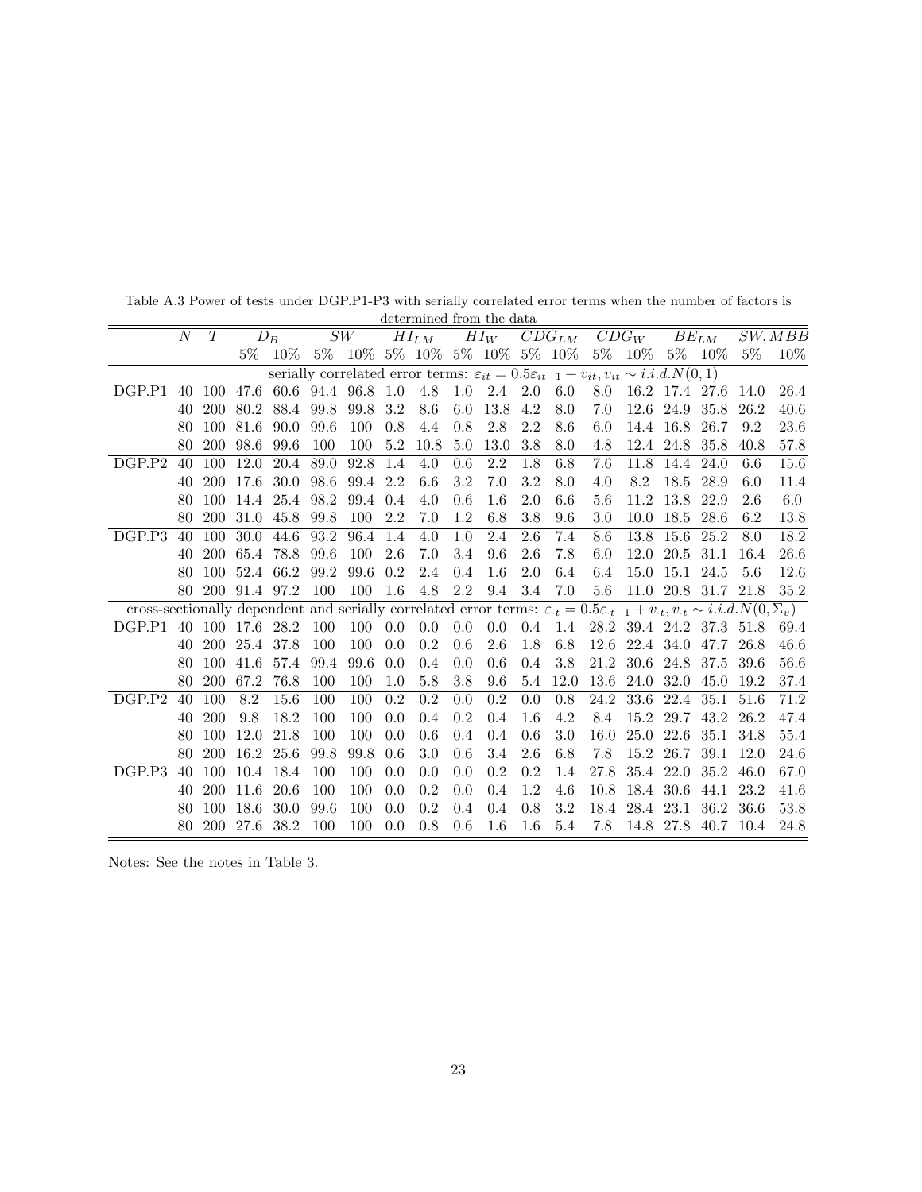Table A.3 Power of tests under DGP.P1-P3 with serially correlated error terms when the number of factors is determined from the data

| | $N$ | $T$ | $D_B$ | | $SW$ | | $HI_{LM}$ | | $HI_W$ | | $CDG_{LM}$ | | $CDG_W$ | | $BE_{LM}$ | | $SW, MBB$ | |
|---|---|---|---|---|---|---|---|---|---|---|---|---|---|---|---|---|---|---|
| | | | 5% | 10% | 5% | 10% | 5% | 10% | 5% | 10% | 5% | 10% | 5% | 10% | 5% | 10% | 5% | 10% |
| serially correlated error terms: $\varepsilon_{it} = 0.5\varepsilon_{it-1} + v_{it}, v_{it} \sim i.i.d.N(0,1)$ | | | | | | | | | | | | | | | | | | |
| DGP.P1 | 40 | 100 | 47.6 | 60.6 | 94.4 | 96.8 | 1.0 | 4.8 | 1.0 | 2.4 | 2.0 | 6.0 | 8.0 | 16.2 | 17.4 | 27.6 | 14.0 | 26.4 |
| | 40 | 200 | 80.2 | 88.4 | 99.8 | 99.8 | 3.2 | 8.6 | 6.0 | 13.8 | 4.2 | 8.0 | 7.0 | 12.6 | 24.9 | 35.8 | 26.2 | 40.6 |
| | 80 | 100 | 81.6 | 90.0 | 99.6 | 100 | 0.8 | 4.4 | 0.8 | 2.8 | 2.2 | 8.6 | 6.0 | 14.4 | 16.8 | 26.7 | 9.2 | 23.6 |
| | 80 | 200 | 98.6 | 99.6 | 100 | 100 | 5.2 | 10.8 | 5.0 | 13.0 | 3.8 | 8.0 | 4.8 | 12.4 | 24.8 | 35.8 | 40.8 | 57.8 |
| DGP.P2 | 40 | 100 | 12.0 | 20.4 | 89.0 | 92.8 | 1.4 | 4.0 | 0.6 | 2.2 | 1.8 | 6.8 | 7.6 | 11.8 | 14.4 | 24.0 | 6.6 | 15.6 |
| | 40 | 200 | 17.6 | 30.0 | 98.6 | 99.4 | 2.2 | 6.6 | 3.2 | 7.0 | 3.2 | 8.0 | 4.0 | 8.2 | 18.5 | 28.9 | 6.0 | 11.4 |
| | 80 | 100 | 14.4 | 25.4 | 98.2 | 99.4 | 0.4 | 4.0 | 0.6 | 1.6 | 2.0 | 6.6 | 5.6 | 11.2 | 13.8 | 22.9 | 2.6 | 6.0 |
| | 80 | 200 | 31.0 | 45.8 | 99.8 | 100 | 2.2 | 7.0 | 1.2 | 6.8 | 3.8 | 9.6 | 3.0 | 10.0 | 18.5 | 28.6 | 6.2 | 13.8 |
| DGP.P3 | 40 | 100 | 30.0 | 44.6 | 93.2 | 96.4 | 1.4 | 4.0 | 1.0 | 2.4 | 2.6 | 7.4 | 8.6 | 13.8 | 15.6 | 25.2 | 8.0 | 18.2 |
| | 40 | 200 | 65.4 | 78.8 | 99.6 | 100 | 2.6 | 7.0 | 3.4 | 9.6 | 2.6 | 7.8 | 6.0 | 12.0 | 20.5 | 31.1 | 16.4 | 26.6 |
| | 80 | 100 | 52.4 | 66.2 | 99.2 | 99.6 | 0.2 | 2.4 | 0.4 | 1.6 | 2.0 | 6.4 | 6.4 | 15.0 | 15.1 | 24.5 | 5.6 | 12.6 |
| | 80 | 200 | 91.4 | 97.2 | 100 | 100 | 1.6 | 4.8 | 2.2 | 9.4 | 3.4 | 7.0 | 5.6 | 11.0 | 20.8 | 31.7 | 21.8 | 35.2 |
| cross-sectionally dependent and serially correlated error terms: $\varepsilon_{\cdot t} = 0.5\varepsilon_{\cdot t-1} + v_{\cdot t}, v_{\cdot t} \sim i.i.d.N(0, \Sigma_v)$ | | | | | | | | | | | | | | | | | | |
| DGP.P1 | 40 | 100 | 17.6 | 28.2 | 100 | 100 | 0.0 | 0.0 | 0.0 | 0.0 | 0.4 | 1.4 | 28.2 | 39.4 | 24.2 | 37.3 | 51.8 | 69.4 |
| | 40 | 200 | 25.4 | 37.8 | 100 | 100 | 0.0 | 0.2 | 0.6 | 2.6 | 1.8 | 6.8 | 12.6 | 22.4 | 34.0 | 47.7 | 26.8 | 46.6 |
| | 80 | 100 | 41.6 | 57.4 | 99.4 | 99.6 | 0.0 | 0.4 | 0.0 | 0.6 | 0.4 | 3.8 | 21.2 | 30.6 | 24.8 | 37.5 | 39.6 | 56.6 |
| | 80 | 200 | 67.2 | 76.8 | 100 | 100 | 1.0 | 5.8 | 3.8 | 9.6 | 5.4 | 12.0 | 13.6 | 24.0 | 32.0 | 45.0 | 19.2 | 37.4 |
| DGP.P2 | 40 | 100 | 8.2 | 15.6 | 100 | 100 | 0.2 | 0.2 | 0.0 | 0.2 | 0.0 | 0.8 | 24.2 | 33.6 | 22.4 | 35.1 | 51.6 | 71.2 |
| | 40 | 200 | 9.8 | 18.2 | 100 | 100 | 0.0 | 0.4 | 0.2 | 0.4 | 1.6 | 4.2 | 8.4 | 15.2 | 29.7 | 43.2 | 26.2 | 47.4 |
| | 80 | 100 | 12.0 | 21.8 | 100 | 100 | 0.0 | 0.6 | 0.4 | 0.4 | 0.6 | 3.0 | 16.0 | 25.0 | 22.6 | 35.1 | 34.8 | 55.4 |
| | 80 | 200 | 16.2 | 25.6 | 99.8 | 99.8 | 0.6 | 3.0 | 0.6 | 3.4 | 2.6 | 6.8 | 7.8 | 15.2 | 26.7 | 39.1 | 12.0 | 24.6 |
| DGP.P3 | 40 | 100 | 10.4 | 18.4 | 100 | 100 | 0.0 | 0.0 | 0.0 | 0.2 | 0.2 | 1.4 | 27.8 | 35.4 | 22.0 | 35.2 | 46.0 | 67.0 |
| | 40 | 200 | 11.6 | 20.6 | 100 | 100 | 0.0 | 0.2 | 0.0 | 0.4 | 1.2 | 4.6 | 10.8 | 18.4 | 30.6 | 44.1 | 23.2 | 41.6 |
| | 80 | 100 | 18.6 | 30.0 | 99.6 | 100 | 0.0 | 0.2 | 0.4 | 0.4 | 0.8 | 3.2 | 18.4 | 28.4 | 23.1 | 36.2 | 36.6 | 53.8 |
| | 80 | 200 | 27.6 | 38.2 | 100 | 100 | 0.0 | 0.8 | 0.6 | 1.6 | 1.6 | 5.4 | 7.8 | 14.8 | 27.8 | 40.7 | 10.4 | 24.8 |

Notes: See the notes in Table 3.